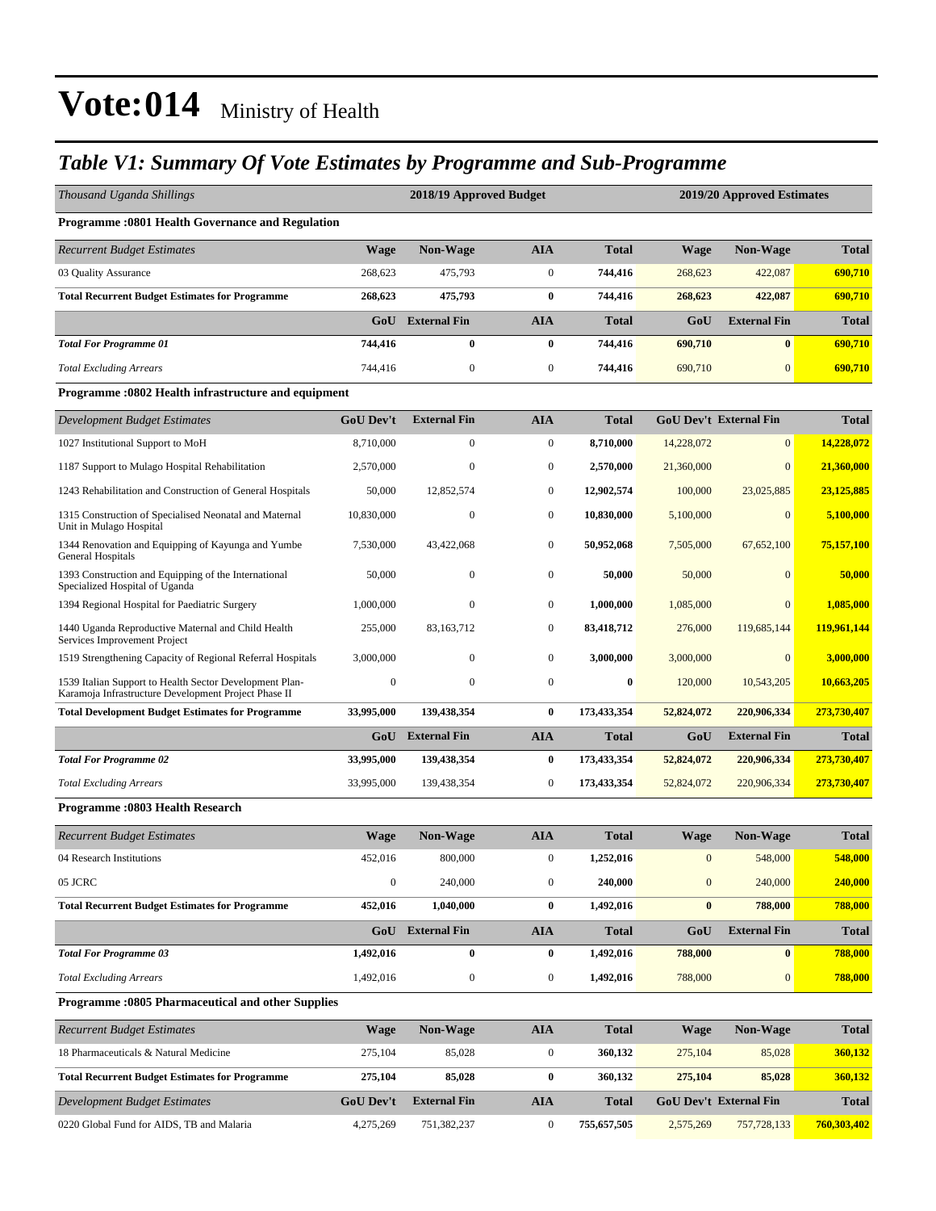# Vote:014 Ministry of Health

## *Table V1: Summary Of Vote Estimates by Programme and Sub-Programme*

| *Thousand Uganda Shillings* | 2018/19 Approved Budget | | | | 2019/20 Approved Estimates | | |
|---|---|---|---|---|---|---|---|
| **Programme :0801 Health Governance and Regulation** | | | | | | | |
| *Recurrent Budget Estimates* | **Wage** | **Non-Wage** | **AIA** | **Total** | **Wage** | **Non-Wage** | **Total** |
| 03 Quality Assurance | 268,623 | 475,793 | 0 | **744,416** | 268,623 | 422,087 | **690,710** |
| **Total Recurrent Budget Estimates for Programme** | **268,623** | **475,793** | **0** | **744,416** | **268,623** | **422,087** | **690,710** |
| | **GoU** | **External Fin** | **AIA** | **Total** | **GoU** | **External Fin** | **Total** |
| ***Total For Programme 01*** | **744,416** | **0** | **0** | **744,416** | **690,710** | **0** | **690,710** |
| *Total Excluding Arrears* | 744,416 | 0 | 0 | **744,416** | 690,710 | 0 | **690,710** |
| **Programme :0802 Health infrastructure and equipment** | | | | | | | |
| *Development Budget Estimates* | **GoU Dev't** | **External Fin** | **AIA** | **Total** | **GoU Dev't** | **External Fin** | **Total** |
| 1027 Institutional Support to MoH | 8,710,000 | 0 | 0 | **8,710,000** | 14,228,072 | 0 | **14,228,072** |
| 1187 Support to Mulago Hospital Rehabilitation | 2,570,000 | 0 | 0 | **2,570,000** | 21,360,000 | 0 | **21,360,000** |
| 1243 Rehabilitation and Construction of General Hospitals | 50,000 | 12,852,574 | 0 | **12,902,574** | 100,000 | 23,025,885 | **23,125,885** |
| 1315 Construction of Specialised Neonatal and Maternal Unit in Mulago Hospital | 10,830,000 | 0 | 0 | **10,830,000** | 5,100,000 | 0 | **5,100,000** |
| 1344 Renovation and Equipping of Kayunga and Yumbe General Hospitals | 7,530,000 | 43,422,068 | 0 | **50,952,068** | 7,505,000 | 67,652,100 | **75,157,100** |
| 1393 Construction and Equipping of the International Specialized Hospital of Uganda | 50,000 | 0 | 0 | **50,000** | 50,000 | 0 | **50,000** |
| 1394 Regional Hospital for Paediatric Surgery | 1,000,000 | 0 | 0 | **1,000,000** | 1,085,000 | 0 | **1,085,000** |
| 1440 Uganda Reproductive Maternal and Child Health Services Improvement Project | 255,000 | 83,163,712 | 0 | **83,418,712** | 276,000 | 119,685,144 | **119,961,144** |
| 1519 Strengthening Capacity of Regional Referral Hospitals | 3,000,000 | 0 | 0 | **3,000,000** | 3,000,000 | 0 | **3,000,000** |
| 1539 Italian Support to Health Sector Development Plan-Karamoja Infrastructure Development Project Phase II | 0 | 0 | 0 | **0** | 120,000 | 10,543,205 | **10,663,205** |
| **Total Development Budget Estimates for Programme** | **33,995,000** | **139,438,354** | **0** | **173,433,354** | **52,824,072** | **220,906,334** | **273,730,407** |
| | **GoU** | **External Fin** | **AIA** | **Total** | **GoU** | **External Fin** | **Total** |
| ***Total For Programme 02*** | **33,995,000** | **139,438,354** | **0** | **173,433,354** | **52,824,072** | **220,906,334** | **273,730,407** |
| *Total Excluding Arrears* | 33,995,000 | 139,438,354 | 0 | **173,433,354** | 52,824,072 | 220,906,334 | **273,730,407** |
| **Programme :0803 Health Research** | | | | | | | |
| *Recurrent Budget Estimates* | **Wage** | **Non-Wage** | **AIA** | **Total** | **Wage** | **Non-Wage** | **Total** |
| 04 Research Institutions | 452,016 | 800,000 | 0 | **1,252,016** | 0 | 548,000 | **548,000** |
| 05 JCRC | 0 | 240,000 | 0 | **240,000** | 0 | 240,000 | **240,000** |
| **Total Recurrent Budget Estimates for Programme** | **452,016** | **1,040,000** | **0** | **1,492,016** | **0** | **788,000** | **788,000** |
| | **GoU** | **External Fin** | **AIA** | **Total** | **GoU** | **External Fin** | **Total** |
| ***Total For Programme 03*** | **1,492,016** | **0** | **0** | **1,492,016** | **788,000** | **0** | **788,000** |
| *Total Excluding Arrears* | 1,492,016 | 0 | 0 | **1,492,016** | 788,000 | 0 | **788,000** |
| **Programme :0805 Pharmaceutical and other Supplies** | | | | | | | |
| *Recurrent Budget Estimates* | **Wage** | **Non-Wage** | **AIA** | **Total** | **Wage** | **Non-Wage** | **Total** |
| 18 Pharmaceuticals & Natural Medicine | 275,104 | 85,028 | 0 | **360,132** | 275,104 | 85,028 | **360,132** |
| **Total Recurrent Budget Estimates for Programme** | **275,104** | **85,028** | **0** | **360,132** | **275,104** | **85,028** | **360,132** |
| *Development Budget Estimates* | **GoU Dev't** | **External Fin** | **AIA** | **Total** | **GoU Dev't** | **External Fin** | **Total** |
| 0220 Global Fund for AIDS, TB and Malaria | 4,275,269 | 751,382,237 | 0 | **755,657,505** | 2,575,269 | 757,728,133 | **760,303,402** |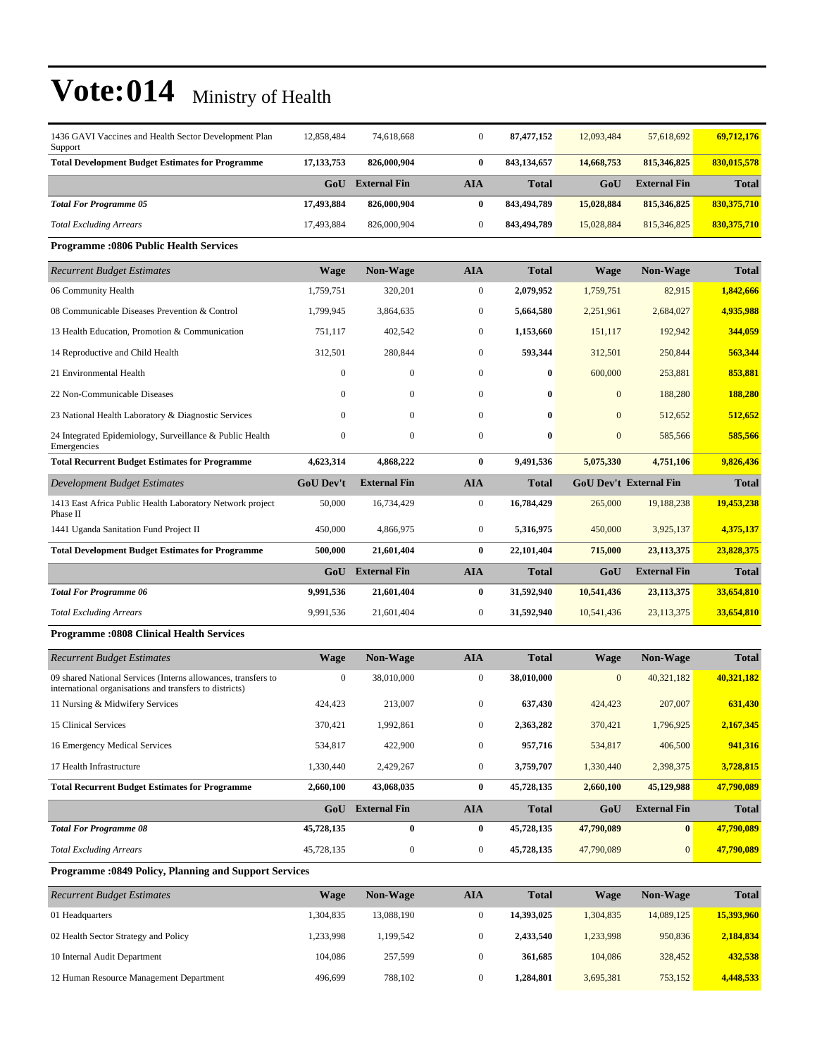# Vote:014 Ministry of Health

| | | | | | | | |
|---|---|---|---|---|---|---|---|
| 1436 GAVI Vaccines and Health Sector Development Plan Support | 12,858,484 | 74,618,668 | 0 | **87,477,152** | 12,093,484 | 57,618,692 | **69,712,176** |
| **Total Development Budget Estimates for Programme** | **17,133,753** | **826,000,904** | **0** | **843,134,657** | **14,668,753** | **815,346,825** | **830,015,578** |
| | **GoU** | **External Fin** | **AIA** | **Total** | **GoU** | **External Fin** | **Total** |
| ***Total For Programme 05*** | **17,493,884** | **826,000,904** | **0** | **843,494,789** | **15,028,884** | **815,346,825** | **830,375,710** |
| *Total Excluding Arrears* | 17,493,884 | 826,000,904 | 0 | **843,494,789** | 15,028,884 | 815,346,825 | **830,375,710** |

**Programme :0806 Public Health Services**

| *Recurrent Budget Estimates* | Wage | Non-Wage | AIA | Total | Wage | Non-Wage | Total |
|---|---|---|---|---|---|---|---|
| 06 Community Health | 1,759,751 | 320,201 | 0 | **2,079,952** | 1,759,751 | 82,915 | **1,842,666** |
| 08 Communicable Diseases Prevention & Control | 1,799,945 | 3,864,635 | 0 | **5,664,580** | 2,251,961 | 2,684,027 | **4,935,988** |
| 13 Health Education, Promotion & Communication | 751,117 | 402,542 | 0 | **1,153,660** | 151,117 | 192,942 | **344,059** |
| 14 Reproductive and Child Health | 312,501 | 280,844 | 0 | **593,344** | 312,501 | 250,844 | **563,344** |
| 21 Environmental Health | 0 | 0 | 0 | **0** | 600,000 | 253,881 | **853,881** |
| 22 Non-Communicable Diseases | 0 | 0 | 0 | **0** | 0 | 188,280 | **188,280** |
| 23 National Health Laboratory & Diagnostic Services | 0 | 0 | 0 | **0** | 0 | 512,652 | **512,652** |
| 24 Integrated Epidemiology, Surveillance & Public Health Emergencies | 0 | 0 | 0 | **0** | 0 | 585,566 | **585,566** |
| **Total Recurrent Budget Estimates for Programme** | **4,623,314** | **4,868,222** | **0** | **9,491,536** | **5,075,330** | **4,751,106** | **9,826,436** |
| *Development Budget Estimates* | **GoU Dev't** | **External Fin** | **AIA** | **Total** | **GoU Dev't** | **External Fin** | **Total** |
| 1413 East Africa Public Health Laboratory Network project Phase II | 50,000 | 16,734,429 | 0 | **16,784,429** | 265,000 | 19,188,238 | **19,453,238** |
| 1441 Uganda Sanitation Fund Project II | 450,000 | 4,866,975 | 0 | **5,316,975** | 450,000 | 3,925,137 | **4,375,137** |
| **Total Development Budget Estimates for Programme** | **500,000** | **21,601,404** | **0** | **22,101,404** | **715,000** | **23,113,375** | **23,828,375** |
| | **GoU** | **External Fin** | **AIA** | **Total** | **GoU** | **External Fin** | **Total** |
| ***Total For Programme 06*** | **9,991,536** | **21,601,404** | **0** | **31,592,940** | **10,541,436** | **23,113,375** | **33,654,810** |
| *Total Excluding Arrears* | 9,991,536 | 21,601,404 | 0 | **31,592,940** | 10,541,436 | 23,113,375 | **33,654,810** |

**Programme :0808 Clinical Health Services**

| *Recurrent Budget Estimates* | Wage | Non-Wage | AIA | Total | Wage | Non-Wage | Total |
|---|---|---|---|---|---|---|---|
| 09 shared National Services (Interns allowances, transfers to international organisations and transfers to districts) | 0 | 38,010,000 | 0 | **38,010,000** | 0 | 40,321,182 | **40,321,182** |
| 11 Nursing & Midwifery Services | 424,423 | 213,007 | 0 | **637,430** | 424,423 | 207,007 | **631,430** |
| 15 Clinical Services | 370,421 | 1,992,861 | 0 | **2,363,282** | 370,421 | 1,796,925 | **2,167,345** |
| 16 Emergency Medical Services | 534,817 | 422,900 | 0 | **957,716** | 534,817 | 406,500 | **941,316** |
| 17 Health Infrastructure | 1,330,440 | 2,429,267 | 0 | **3,759,707** | 1,330,440 | 2,398,375 | **3,728,815** |
| **Total Recurrent Budget Estimates for Programme** | **2,660,100** | **43,068,035** | **0** | **45,728,135** | **2,660,100** | **45,129,988** | **47,790,089** |
| | **GoU** | **External Fin** | **AIA** | **Total** | **GoU** | **External Fin** | **Total** |
| ***Total For Programme 08*** | **45,728,135** | **0** | **0** | **45,728,135** | **47,790,089** | **0** | **47,790,089** |
| *Total Excluding Arrears* | 45,728,135 | 0 | 0 | **45,728,135** | 47,790,089 | 0 | **47,790,089** |

**Programme :0849 Policy, Planning and Support Services**

| *Recurrent Budget Estimates* | Wage | Non-Wage | AIA | Total | Wage | Non-Wage | Total |
|---|---|---|---|---|---|---|---|
| 01 Headquarters | 1,304,835 | 13,088,190 | 0 | **14,393,025** | 1,304,835 | 14,089,125 | **15,393,960** |
| 02 Health Sector Strategy and Policy | 1,233,998 | 1,199,542 | 0 | **2,433,540** | 1,233,998 | 950,836 | **2,184,834** |
| 10 Internal Audit Department | 104,086 | 257,599 | 0 | **361,685** | 104,086 | 328,452 | **432,538** |
| 12 Human Resource Management Department | 496,699 | 788,102 | 0 | **1,284,801** | 3,695,381 | 753,152 | **4,448,533** |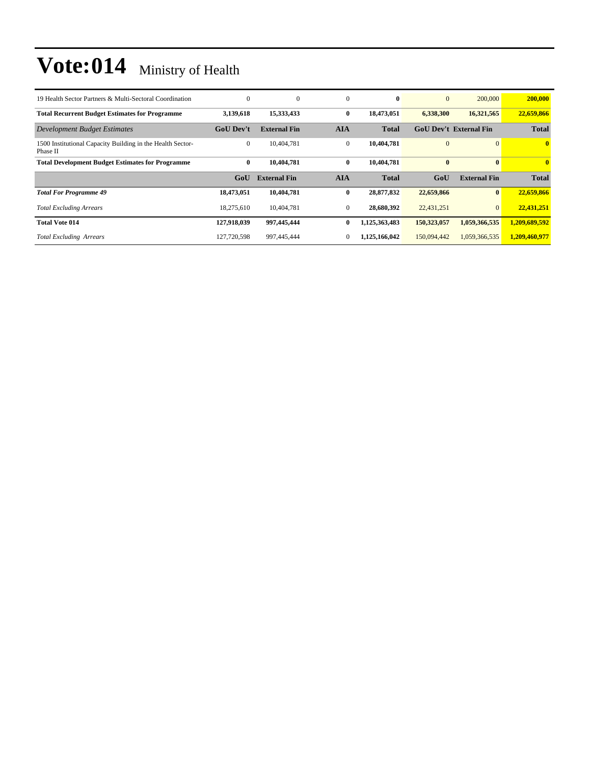# Vote:014 Ministry of Health

| | | | | | | | |
|---|---|---|---|---|---|---|---|
| 19 Health Sector Partners & Multi-Sectoral Coordination | 0 | 0 | 0 | **0** | 0 | 200,000 | **200,000** |
| **Total Recurrent Budget Estimates for Programme** | **3,139,618** | **15,333,433** | **0** | **18,473,051** | **6,338,300** | **16,321,565** | **22,659,866** |
| *Development Budget Estimates* | **GoU Dev't** | **External Fin** | **AIA** | **Total** | **GoU Dev't** | **External Fin** | **Total** |
| 1500 Institutional Capacity Building in the Health Sector-Phase II | 0 | 10,404,781 | 0 | **10,404,781** | 0 | 0 | **0** |
| **Total Development Budget Estimates for Programme** | **0** | **10,404,781** | **0** | **10,404,781** | **0** | **0** | **0** |
| | **GoU** | **External Fin** | **AIA** | **Total** | **GoU** | **External Fin** | **Total** |
| ***Total For Programme 49*** | **18,473,051** | **10,404,781** | **0** | **28,877,832** | **22,659,866** | **0** | **22,659,866** |
| *Total Excluding Arrears* | 18,275,610 | 10,404,781 | 0 | **28,680,392** | 22,431,251 | 0 | **22,431,251** |
| **Total Vote 014** | **127,918,039** | **997,445,444** | **0** | **1,125,363,483** | **150,323,057** | **1,059,366,535** | **1,209,689,592** |
| *Total Excluding Arrears* | 127,720,598 | 997,445,444 | 0 | **1,125,166,042** | 150,094,442 | 1,059,366,535 | **1,209,460,977** |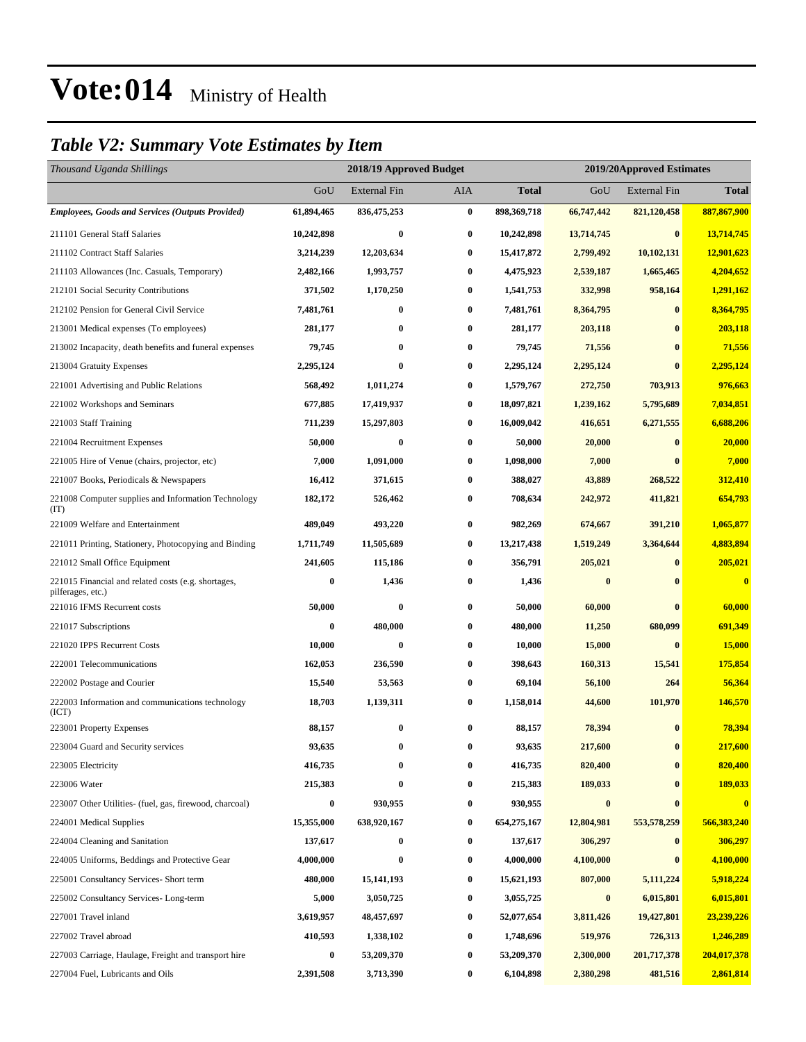# Vote:014 Ministry of Health

## *Table V2: Summary Vote Estimates by Item*

| *Thousand Uganda Shillings* | 2018/19 Approved Budget | | | | 2019/20Approved Estimates | | |
|---|---|---|---|---|---|---|---|
| | GoU | External Fin | AIA | **Total** | GoU | External Fin | **Total** |
| ***Employees, Goods and Services (Outputs Provided)*** | **61,894,465** | **836,475,253** | **0** | **898,369,718** | **66,747,442** | **821,120,458** | **887,867,900** |
| 211101 General Staff Salaries | **10,242,898** | **0** | **0** | **10,242,898** | **13,714,745** | **0** | **13,714,745** |
| 211102 Contract Staff Salaries | **3,214,239** | **12,203,634** | **0** | **15,417,872** | **2,799,492** | **10,102,131** | **12,901,623** |
| 211103 Allowances (Inc. Casuals, Temporary) | **2,482,166** | **1,993,757** | **0** | **4,475,923** | **2,539,187** | **1,665,465** | **4,204,652** |
| 212101 Social Security Contributions | **371,502** | **1,170,250** | **0** | **1,541,753** | **332,998** | **958,164** | **1,291,162** |
| 212102 Pension for General Civil Service | **7,481,761** | **0** | **0** | **7,481,761** | **8,364,795** | **0** | **8,364,795** |
| 213001 Medical expenses (To employees) | **281,177** | **0** | **0** | **281,177** | **203,118** | **0** | **203,118** |
| 213002 Incapacity, death benefits and funeral expenses | **79,745** | **0** | **0** | **79,745** | **71,556** | **0** | **71,556** |
| 213004 Gratuity Expenses | **2,295,124** | **0** | **0** | **2,295,124** | **2,295,124** | **0** | **2,295,124** |
| 221001 Advertising and Public Relations | **568,492** | **1,011,274** | **0** | **1,579,767** | **272,750** | **703,913** | **976,663** |
| 221002 Workshops and Seminars | **677,885** | **17,419,937** | **0** | **18,097,821** | **1,239,162** | **5,795,689** | **7,034,851** |
| 221003 Staff Training | **711,239** | **15,297,803** | **0** | **16,009,042** | **416,651** | **6,271,555** | **6,688,206** |
| 221004 Recruitment Expenses | **50,000** | **0** | **0** | **50,000** | **20,000** | **0** | **20,000** |
| 221005 Hire of Venue (chairs, projector, etc) | **7,000** | **1,091,000** | **0** | **1,098,000** | **7,000** | **0** | **7,000** |
| 221007 Books, Periodicals & Newspapers | **16,412** | **371,615** | **0** | **388,027** | **43,889** | **268,522** | **312,410** |
| 221008 Computer supplies and Information Technology (IT) | **182,172** | **526,462** | **0** | **708,634** | **242,972** | **411,821** | **654,793** |
| 221009 Welfare and Entertainment | **489,049** | **493,220** | **0** | **982,269** | **674,667** | **391,210** | **1,065,877** |
| 221011 Printing, Stationery, Photocopying and Binding | **1,711,749** | **11,505,689** | **0** | **13,217,438** | **1,519,249** | **3,364,644** | **4,883,894** |
| 221012 Small Office Equipment | **241,605** | **115,186** | **0** | **356,791** | **205,021** | **0** | **205,021** |
| 221015 Financial and related costs (e.g. shortages, pilferages, etc.) | **0** | **1,436** | **0** | **1,436** | **0** | **0** | **0** |
| 221016 IFMS Recurrent costs | **50,000** | **0** | **0** | **50,000** | **60,000** | **0** | **60,000** |
| 221017 Subscriptions | **0** | **480,000** | **0** | **480,000** | **11,250** | **680,099** | **691,349** |
| 221020 IPPS Recurrent Costs | **10,000** | **0** | **0** | **10,000** | **15,000** | **0** | **15,000** |
| 222001 Telecommunications | **162,053** | **236,590** | **0** | **398,643** | **160,313** | **15,541** | **175,854** |
| 222002 Postage and Courier | **15,540** | **53,563** | **0** | **69,104** | **56,100** | **264** | **56,364** |
| 222003 Information and communications technology (ICT) | **18,703** | **1,139,311** | **0** | **1,158,014** | **44,600** | **101,970** | **146,570** |
| 223001 Property Expenses | **88,157** | **0** | **0** | **88,157** | **78,394** | **0** | **78,394** |
| 223004 Guard and Security services | **93,635** | **0** | **0** | **93,635** | **217,600** | **0** | **217,600** |
| 223005 Electricity | **416,735** | **0** | **0** | **416,735** | **820,400** | **0** | **820,400** |
| 223006 Water | **215,383** | **0** | **0** | **215,383** | **189,033** | **0** | **189,033** |
| 223007 Other Utilities- (fuel, gas, firewood, charcoal) | **0** | **930,955** | **0** | **930,955** | **0** | **0** | **0** |
| 224001 Medical Supplies | **15,355,000** | **638,920,167** | **0** | **654,275,167** | **12,804,981** | **553,578,259** | **566,383,240** |
| 224004 Cleaning and Sanitation | **137,617** | **0** | **0** | **137,617** | **306,297** | **0** | **306,297** |
| 224005 Uniforms, Beddings and Protective Gear | **4,000,000** | **0** | **0** | **4,000,000** | **4,100,000** | **0** | **4,100,000** |
| 225001 Consultancy Services- Short term | **480,000** | **15,141,193** | **0** | **15,621,193** | **807,000** | **5,111,224** | **5,918,224** |
| 225002 Consultancy Services- Long-term | **5,000** | **3,050,725** | **0** | **3,055,725** | **0** | **6,015,801** | **6,015,801** |
| 227001 Travel inland | **3,619,957** | **48,457,697** | **0** | **52,077,654** | **3,811,426** | **19,427,801** | **23,239,226** |
| 227002 Travel abroad | **410,593** | **1,338,102** | **0** | **1,748,696** | **519,976** | **726,313** | **1,246,289** |
| 227003 Carriage, Haulage, Freight and transport hire | **0** | **53,209,370** | **0** | **53,209,370** | **2,300,000** | **201,717,378** | **204,017,378** |
| 227004 Fuel, Lubricants and Oils | **2,391,508** | **3,713,390** | **0** | **6,104,898** | **2,380,298** | **481,516** | **2,861,814** |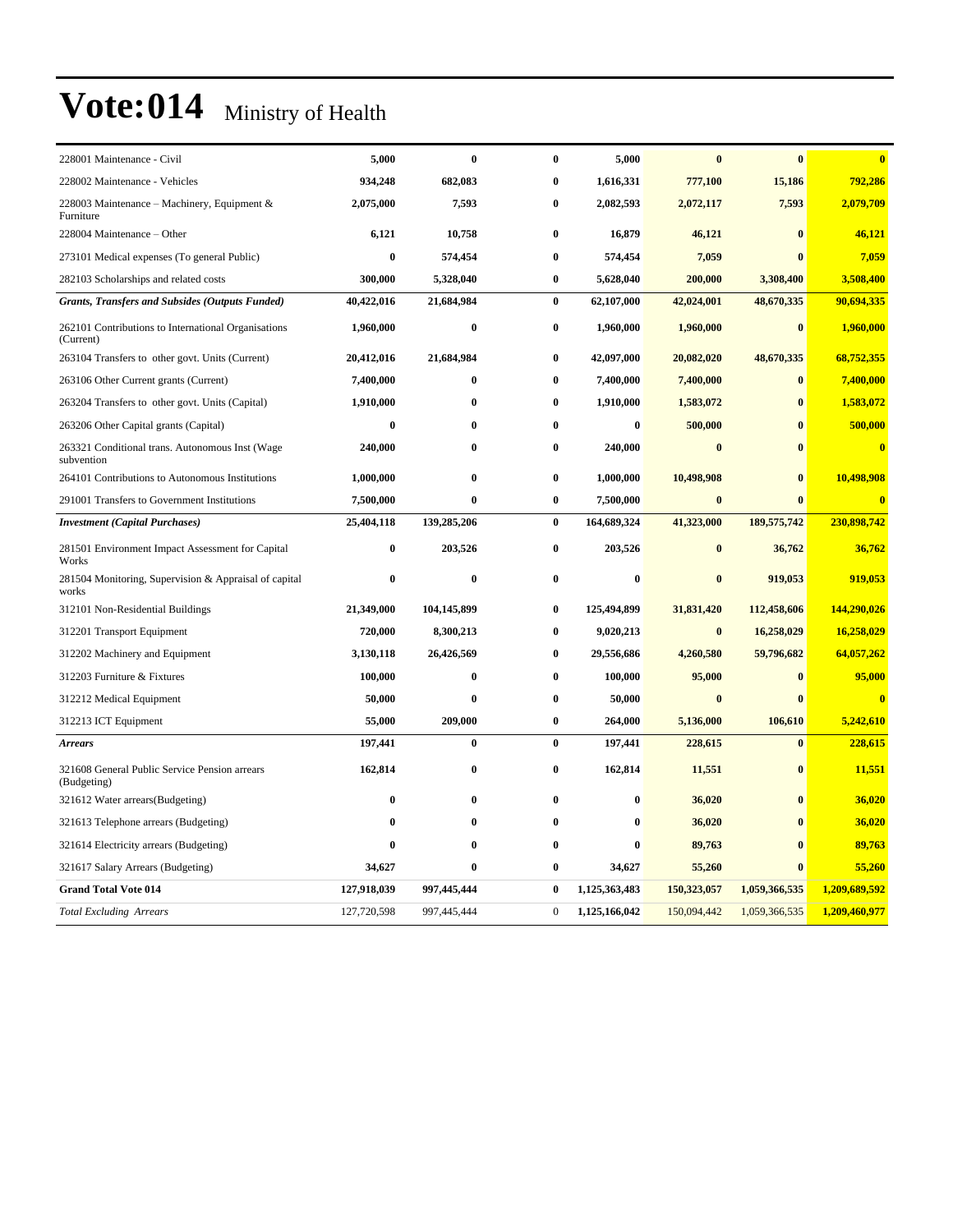# Vote:014 Ministry of Health

| | | | | | | | |
|---|---|---|---|---|---|---|---|
| 228001 Maintenance - Civil | 5,000 | 0 | 0 | 5,000 | 0 | 0 | 0 |
| 228002 Maintenance - Vehicles | 934,248 | 682,083 | 0 | 1,616,331 | 777,100 | 15,186 | 792,286 |
| 228003 Maintenance – Machinery, Equipment & Furniture | 2,075,000 | 7,593 | 0 | 2,082,593 | 2,072,117 | 7,593 | 2,079,709 |
| 228004 Maintenance – Other | 6,121 | 10,758 | 0 | 16,879 | 46,121 | 0 | 46,121 |
| 273101 Medical expenses (To general Public) | 0 | 574,454 | 0 | 574,454 | 7,059 | 0 | 7,059 |
| 282103 Scholarships and related costs | 300,000 | 5,328,040 | 0 | 5,628,040 | 200,000 | 3,308,400 | 3,508,400 |
| ***Grants, Transfers and Subsides (Outputs Funded)*** | **40,422,016** | **21,684,984** | **0** | **62,107,000** | **42,024,001** | **48,670,335** | **90,694,335** |
| 262101 Contributions to International Organisations (Current) | 1,960,000 | 0 | 0 | 1,960,000 | 1,960,000 | 0 | 1,960,000 |
| 263104 Transfers to other govt. Units (Current) | 20,412,016 | 21,684,984 | 0 | 42,097,000 | 20,082,020 | 48,670,335 | 68,752,355 |
| 263106 Other Current grants (Current) | 7,400,000 | 0 | 0 | 7,400,000 | 7,400,000 | 0 | 7,400,000 |
| 263204 Transfers to other govt. Units (Capital) | 1,910,000 | 0 | 0 | 1,910,000 | 1,583,072 | 0 | 1,583,072 |
| 263206 Other Capital grants (Capital) | 0 | 0 | 0 | 0 | 500,000 | 0 | 500,000 |
| 263321 Conditional trans. Autonomous Inst (Wage subvention | 240,000 | 0 | 0 | 240,000 | 0 | 0 | 0 |
| 264101 Contributions to Autonomous Institutions | 1,000,000 | 0 | 0 | 1,000,000 | 10,498,908 | 0 | 10,498,908 |
| 291001 Transfers to Government Institutions | 7,500,000 | 0 | 0 | 7,500,000 | 0 | 0 | 0 |
| ***Investment (Capital Purchases)*** | **25,404,118** | **139,285,206** | **0** | **164,689,324** | **41,323,000** | **189,575,742** | **230,898,742** |
| 281501 Environment Impact Assessment for Capital Works | 0 | 203,526 | 0 | 203,526 | 0 | 36,762 | 36,762 |
| 281504 Monitoring, Supervision & Appraisal of capital works | 0 | 0 | 0 | 0 | 0 | 919,053 | 919,053 |
| 312101 Non-Residential Buildings | 21,349,000 | 104,145,899 | 0 | 125,494,899 | 31,831,420 | 112,458,606 | 144,290,026 |
| 312201 Transport Equipment | 720,000 | 8,300,213 | 0 | 9,020,213 | 0 | 16,258,029 | 16,258,029 |
| 312202 Machinery and Equipment | 3,130,118 | 26,426,569 | 0 | 29,556,686 | 4,260,580 | 59,796,682 | 64,057,262 |
| 312203 Furniture & Fixtures | 100,000 | 0 | 0 | 100,000 | 95,000 | 0 | 95,000 |
| 312212 Medical Equipment | 50,000 | 0 | 0 | 50,000 | 0 | 0 | 0 |
| 312213 ICT Equipment | 55,000 | 209,000 | 0 | 264,000 | 5,136,000 | 106,610 | 5,242,610 |
| ***Arrears*** | **197,441** | **0** | **0** | **197,441** | **228,615** | **0** | **228,615** |
| 321608 General Public Service Pension arrears (Budgeting) | 162,814 | 0 | 0 | 162,814 | 11,551 | 0 | 11,551 |
| 321612 Water arrears(Budgeting) | 0 | 0 | 0 | 0 | 36,020 | 0 | 36,020 |
| 321613 Telephone arrears (Budgeting) | 0 | 0 | 0 | 0 | 36,020 | 0 | 36,020 |
| 321614 Electricity arrears (Budgeting) | 0 | 0 | 0 | 0 | 89,763 | 0 | 89,763 |
| 321617 Salary Arrears (Budgeting) | 34,627 | 0 | 0 | 34,627 | 55,260 | 0 | 55,260 |
| **Grand Total Vote 014** | **127,918,039** | **997,445,444** | **0** | **1,125,363,483** | **150,323,057** | **1,059,366,535** | **1,209,689,592** |
| *Total Excluding Arrears* | 127,720,598 | 997,445,444 | 0 | **1,125,166,042** | 150,094,442 | 1,059,366,535 | **1,209,460,977** |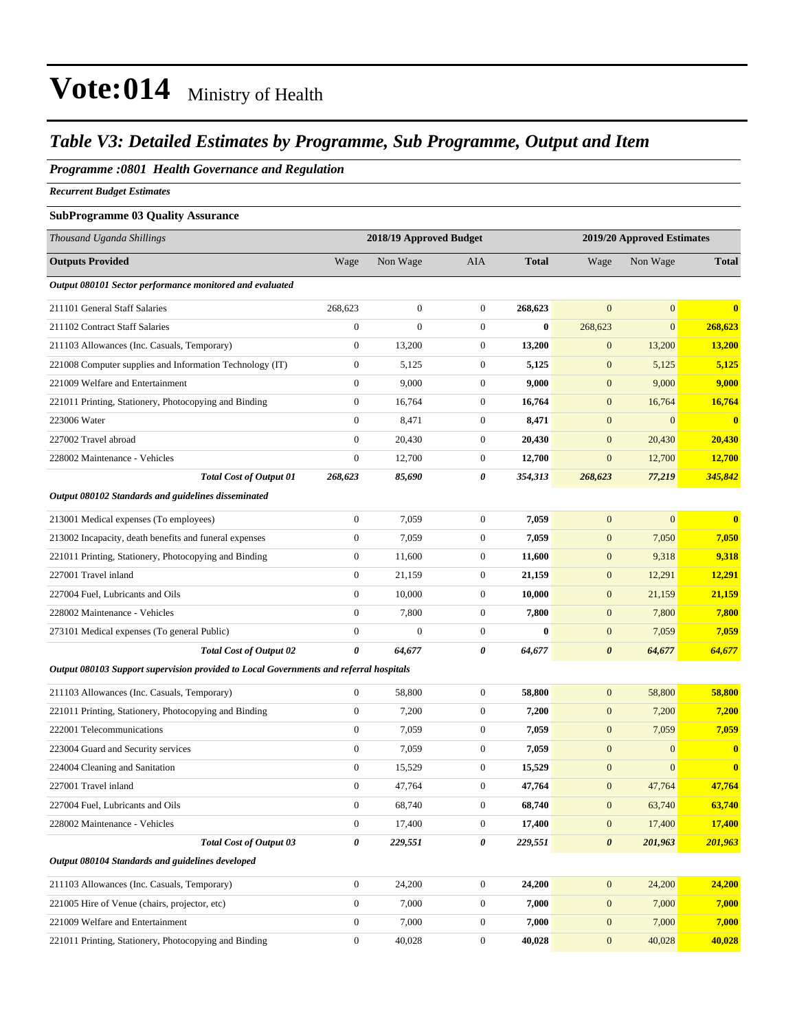# Vote:014 Ministry of Health

## *Table V3: Detailed Estimates by Programme, Sub Programme, Output and Item*

### *Programme :0801 Health Governance and Regulation*

***Recurrent Budget Estimates***

**SubProgramme 03 Quality Assurance**

| *Thousand Uganda Shillings* | 2018/19 Approved Budget | | | | 2019/20 Approved Estimates | | |
|---|---|---|---|---|---|---|---|
| **Outputs Provided** | Wage | Non Wage | AIA | **Total** | Wage | Non Wage | **Total** |
| ***Output 080101 Sector performance monitored and evaluated*** | | | | | | | |
| 211101 General Staff Salaries | 268,623 | 0 | 0 | **268,623** | 0 | 0 | **0** |
| 211102 Contract Staff Salaries | 0 | 0 | 0 | **0** | 268,623 | 0 | **268,623** |
| 211103 Allowances (Inc. Casuals, Temporary) | 0 | 13,200 | 0 | **13,200** | 0 | 13,200 | **13,200** |
| 221008 Computer supplies and Information Technology (IT) | 0 | 5,125 | 0 | **5,125** | 0 | 5,125 | **5,125** |
| 221009 Welfare and Entertainment | 0 | 9,000 | 0 | **9,000** | 0 | 9,000 | **9,000** |
| 221011 Printing, Stationery, Photocopying and Binding | 0 | 16,764 | 0 | **16,764** | 0 | 16,764 | **16,764** |
| 223006 Water | 0 | 8,471 | 0 | **8,471** | 0 | 0 | **0** |
| 227002 Travel abroad | 0 | 20,430 | 0 | **20,430** | 0 | 20,430 | **20,430** |
| 228002 Maintenance - Vehicles | 0 | 12,700 | 0 | **12,700** | 0 | 12,700 | **12,700** |
| ***Total Cost of Output 01*** | ***268,623*** | ***85,690*** | ***0*** | ***354,313*** | ***268,623*** | ***77,219*** | ***345,842*** |
| ***Output 080102 Standards and guidelines disseminated*** | | | | | | | |
| 213001 Medical expenses (To employees) | 0 | 7,059 | 0 | **7,059** | 0 | 0 | **0** |
| 213002 Incapacity, death benefits and funeral expenses | 0 | 7,059 | 0 | **7,059** | 0 | 7,050 | **7,050** |
| 221011 Printing, Stationery, Photocopying and Binding | 0 | 11,600 | 0 | **11,600** | 0 | 9,318 | **9,318** |
| 227001 Travel inland | 0 | 21,159 | 0 | **21,159** | 0 | 12,291 | **12,291** |
| 227004 Fuel, Lubricants and Oils | 0 | 10,000 | 0 | **10,000** | 0 | 21,159 | **21,159** |
| 228002 Maintenance - Vehicles | 0 | 7,800 | 0 | **7,800** | 0 | 7,800 | **7,800** |
| 273101 Medical expenses (To general Public) | 0 | 0 | 0 | **0** | 0 | 7,059 | **7,059** |
| ***Total Cost of Output 02*** | ***0*** | ***64,677*** | ***0*** | ***64,677*** | ***0*** | ***64,677*** | ***64,677*** |
| ***Output 080103 Support supervision provided to Local Governments and referral hospitals*** | | | | | | | |
| 211103 Allowances (Inc. Casuals, Temporary) | 0 | 58,800 | 0 | **58,800** | 0 | 58,800 | **58,800** |
| 221011 Printing, Stationery, Photocopying and Binding | 0 | 7,200 | 0 | **7,200** | 0 | 7,200 | **7,200** |
| 222001 Telecommunications | 0 | 7,059 | 0 | **7,059** | 0 | 7,059 | **7,059** |
| 223004 Guard and Security services | 0 | 7,059 | 0 | **7,059** | 0 | 0 | **0** |
| 224004 Cleaning and Sanitation | 0 | 15,529 | 0 | **15,529** | 0 | 0 | **0** |
| 227001 Travel inland | 0 | 47,764 | 0 | **47,764** | 0 | 47,764 | **47,764** |
| 227004 Fuel, Lubricants and Oils | 0 | 68,740 | 0 | **68,740** | 0 | 63,740 | **63,740** |
| 228002 Maintenance - Vehicles | 0 | 17,400 | 0 | **17,400** | 0 | 17,400 | **17,400** |
| ***Total Cost of Output 03*** | ***0*** | ***229,551*** | ***0*** | ***229,551*** | ***0*** | ***201,963*** | ***201,963*** |
| ***Output 080104 Standards and guidelines developed*** | | | | | | | |
| 211103 Allowances (Inc. Casuals, Temporary) | 0 | 24,200 | 0 | **24,200** | 0 | 24,200 | **24,200** |
| 221005 Hire of Venue (chairs, projector, etc) | 0 | 7,000 | 0 | **7,000** | 0 | 7,000 | **7,000** |
| 221009 Welfare and Entertainment | 0 | 7,000 | 0 | **7,000** | 0 | 7,000 | **7,000** |
| 221011 Printing, Stationery, Photocopying and Binding | 0 | 40,028 | 0 | **40,028** | 0 | 40,028 | **40,028** |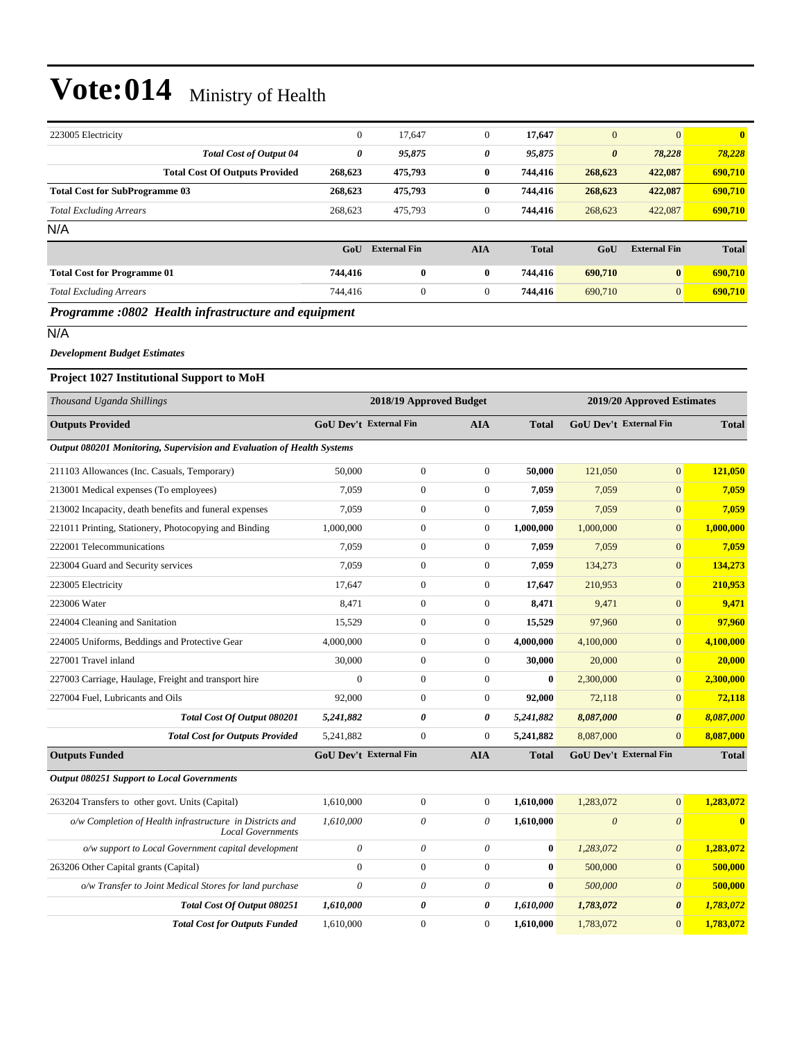# Vote:014 Ministry of Health

| | | | | | | | |
|---|---|---|---|---|---|---|---|
| 223005 Electricity | 0 | 17,647 | 0 | **17,647** | 0 | 0 | **0** |
| ***Total Cost of Output 04*** | ***0*** | ***95,875*** | ***0*** | ***95,875*** | ***0*** | ***78,228*** | ***78,228*** |
| **Total Cost Of Outputs Provided** | **268,623** | **475,793** | **0** | **744,416** | **268,623** | **422,087** | **690,710** |
| **Total Cost for SubProgramme 03** | **268,623** | **475,793** | **0** | **744,416** | **268,623** | **422,087** | **690,710** |
| *Total Excluding Arrears* | 268,623 | 475,793 | 0 | **744,416** | 268,623 | 422,087 | **690,710** |

N/A

| | GoU | External Fin | AIA | Total | GoU | External Fin | Total |
|---|---|---|---|---|---|---|---|
| **Total Cost for Programme 01** | **744,416** | **0** | **0** | **744,416** | **690,710** | **0** | **690,710** |
| *Total Excluding Arrears* | 744,416 | 0 | 0 | **744,416** | 690,710 | 0 | **690,710** |

## *Programme :0802 Health infrastructure and equipment*

N/A

***Development Budget Estimates***

### Project 1027 Institutional Support to MoH

| *Thousand Uganda Shillings* | 2018/19 Approved Budget | | | | 2019/20 Approved Estimates | | |
|---|---|---|---|---|---|---|---|
| **Outputs Provided** | **GoU Dev't** | **External Fin** | **AIA** | **Total** | **GoU Dev't** | **External Fin** | **Total** |
| ***Output 080201 Monitoring, Supervision and Evaluation of Health Systems*** | | | | | | | |
| 211103 Allowances (Inc. Casuals, Temporary) | 50,000 | 0 | 0 | **50,000** | 121,050 | 0 | **121,050** |
| 213001 Medical expenses (To employees) | 7,059 | 0 | 0 | **7,059** | 7,059 | 0 | **7,059** |
| 213002 Incapacity, death benefits and funeral expenses | 7,059 | 0 | 0 | **7,059** | 7,059 | 0 | **7,059** |
| 221011 Printing, Stationery, Photocopying and Binding | 1,000,000 | 0 | 0 | **1,000,000** | 1,000,000 | 0 | **1,000,000** |
| 222001 Telecommunications | 7,059 | 0 | 0 | **7,059** | 7,059 | 0 | **7,059** |
| 223004 Guard and Security services | 7,059 | 0 | 0 | **7,059** | 134,273 | 0 | **134,273** |
| 223005 Electricity | 17,647 | 0 | 0 | **17,647** | 210,953 | 0 | **210,953** |
| 223006 Water | 8,471 | 0 | 0 | **8,471** | 9,471 | 0 | **9,471** |
| 224004 Cleaning and Sanitation | 15,529 | 0 | 0 | **15,529** | 97,960 | 0 | **97,960** |
| 224005 Uniforms, Beddings and Protective Gear | 4,000,000 | 0 | 0 | **4,000,000** | 4,100,000 | 0 | **4,100,000** |
| 227001 Travel inland | 30,000 | 0 | 0 | **30,000** | 20,000 | 0 | **20,000** |
| 227003 Carriage, Haulage, Freight and transport hire | 0 | 0 | 0 | **0** | 2,300,000 | 0 | **2,300,000** |
| 227004 Fuel, Lubricants and Oils | 92,000 | 0 | 0 | **92,000** | 72,118 | 0 | **72,118** |
| ***Total Cost Of Output 080201*** | ***5,241,882*** | ***0*** | ***0*** | ***5,241,882*** | ***8,087,000*** | ***0*** | ***8,087,000*** |
| ***Total Cost for Outputs Provided*** | 5,241,882 | 0 | 0 | 5,241,882 | 8,087,000 | 0 | **8,087,000** |
| **Outputs Funded** | **GoU Dev't** | **External Fin** | **AIA** | **Total** | **GoU Dev't** | **External Fin** | **Total** |
| ***Output 080251 Support to Local Governments*** | | | | | | | |
| 263204 Transfers to other govt. Units (Capital) | 1,610,000 | 0 | 0 | **1,610,000** | 1,283,072 | 0 | **1,283,072** |
| *o/w Completion of Health infrastructure in Districts and Local Governments* | *1,610,000* | *0* | *0* | **1,610,000** | *0* | *0* | **0** |
| *o/w support to Local Government capital development* | *0* | *0* | *0* | **0** | *1,283,072* | *0* | **1,283,072** |
| 263206 Other Capital grants (Capital) | 0 | 0 | 0 | **0** | 500,000 | 0 | **500,000** |
| *o/w Transfer to Joint Medical Stores for land purchase* | *0* | *0* | *0* | **0** | *500,000* | *0* | **500,000** |
| ***Total Cost Of Output 080251*** | ***1,610,000*** | ***0*** | ***0*** | ***1,610,000*** | ***1,783,072*** | ***0*** | ***1,783,072*** |
| ***Total Cost for Outputs Funded*** | 1,610,000 | 0 | 0 | **1,610,000** | 1,783,072 | 0 | **1,783,072** |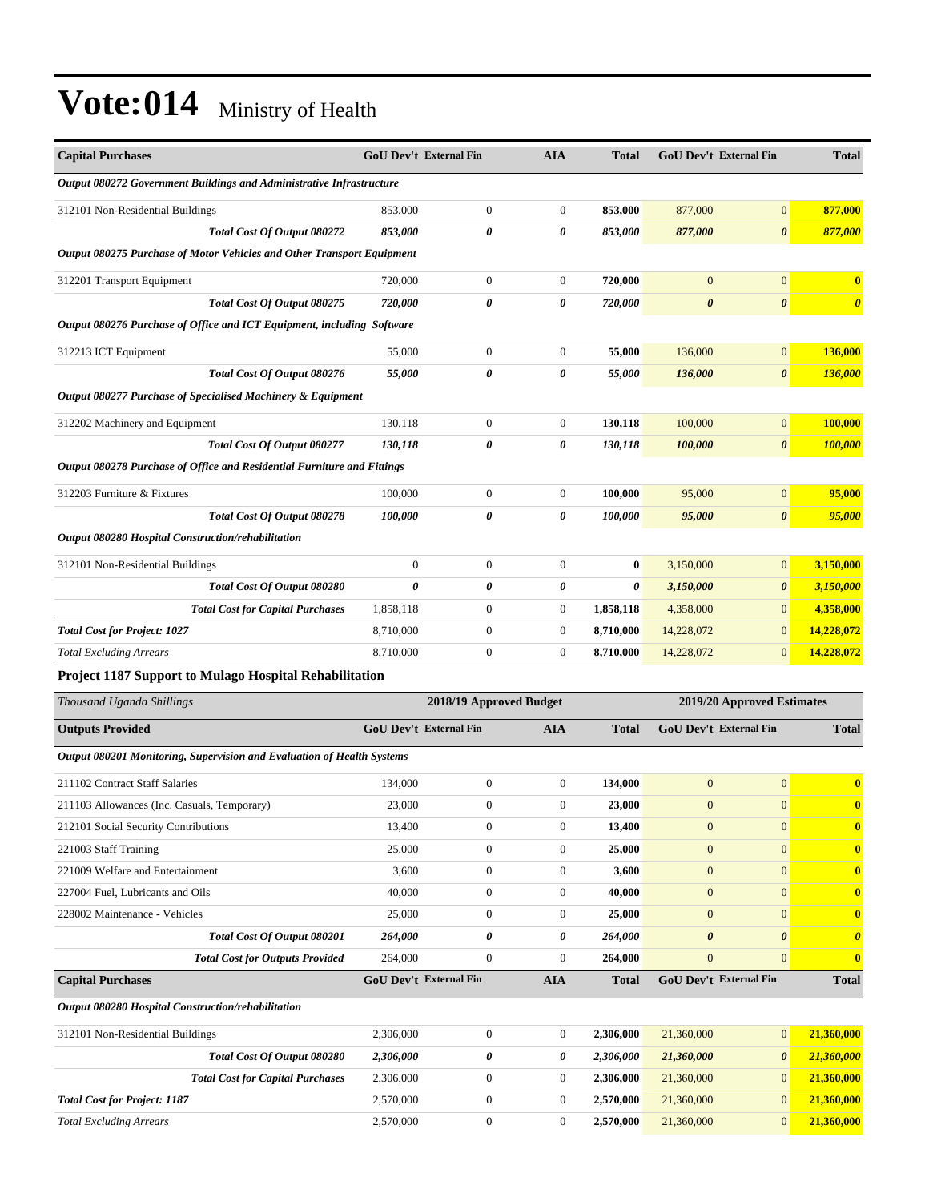# Vote:014 Ministry of Health

| Capital Purchases | GoU Dev't | External Fin | AIA | Total | GoU Dev't | External Fin | Total |
|---|---|---|---|---|---|---|---|
| *Output 080272 Government Buildings and Administrative Infrastructure* | | | | | | | |
| 312101 Non-Residential Buildings | 853,000 | 0 | 0 | **853,000** | 877,000 | 0 | **877,000** |
| ***Total Cost Of Output 080272*** | ***853,000*** | ***0*** | ***0*** | ***853,000*** | ***877,000*** | ***0*** | ***877,000*** |
| *Output 080275 Purchase of Motor Vehicles and Other Transport Equipment* | | | | | | | |
| 312201 Transport Equipment | 720,000 | 0 | 0 | **720,000** | 0 | 0 | **0** |
| ***Total Cost Of Output 080275*** | ***720,000*** | ***0*** | ***0*** | ***720,000*** | ***0*** | ***0*** | ***0*** |
| *Output 080276 Purchase of Office and ICT Equipment, including Software* | | | | | | | |
| 312213 ICT Equipment | 55,000 | 0 | 0 | **55,000** | 136,000 | 0 | **136,000** |
| ***Total Cost Of Output 080276*** | ***55,000*** | ***0*** | ***0*** | ***55,000*** | ***136,000*** | ***0*** | ***136,000*** |
| *Output 080277 Purchase of Specialised Machinery & Equipment* | | | | | | | |
| 312202 Machinery and Equipment | 130,118 | 0 | 0 | **130,118** | 100,000 | 0 | **100,000** |
| ***Total Cost Of Output 080277*** | ***130,118*** | ***0*** | ***0*** | ***130,118*** | ***100,000*** | ***0*** | ***100,000*** |
| *Output 080278 Purchase of Office and Residential Furniture and Fittings* | | | | | | | |
| 312203 Furniture & Fixtures | 100,000 | 0 | 0 | **100,000** | 95,000 | 0 | **95,000** |
| ***Total Cost Of Output 080278*** | ***100,000*** | ***0*** | ***0*** | ***100,000*** | ***95,000*** | ***0*** | ***95,000*** |
| *Output 080280 Hospital Construction/rehabilitation* | | | | | | | |
| 312101 Non-Residential Buildings | 0 | 0 | 0 | **0** | 3,150,000 | 0 | **3,150,000** |
| ***Total Cost Of Output 080280*** | ***0*** | ***0*** | ***0*** | ***0*** | ***3,150,000*** | ***0*** | ***3,150,000*** |
| ***Total Cost for Capital Purchases*** | 1,858,118 | 0 | 0 | **1,858,118** | 4,358,000 | 0 | **4,358,000** |
| ***Total Cost for Project: 1027*** | 8,710,000 | 0 | 0 | **8,710,000** | 14,228,072 | 0 | **14,228,072** |
| *Total Excluding Arrears* | 8,710,000 | 0 | 0 | **8,710,000** | 14,228,072 | 0 | **14,228,072** |

### Project 1187 Support to Mulago Hospital Rehabilitation

| *Thousand Uganda Shillings* | 2018/19 Approved Budget | | | | 2019/20 Approved Estimates | | |
|---|---|---|---|---|---|---|---|
| **Outputs Provided** | **GoU Dev't** | **External Fin** | **AIA** | **Total** | **GoU Dev't** | **External Fin** | **Total** |
| *Output 080201 Monitoring, Supervision and Evaluation of Health Systems* | | | | | | | |
| 211102 Contract Staff Salaries | 134,000 | 0 | 0 | **134,000** | 0 | 0 | **0** |
| 211103 Allowances (Inc. Casuals, Temporary) | 23,000 | 0 | 0 | **23,000** | 0 | 0 | **0** |
| 212101 Social Security Contributions | 13,400 | 0 | 0 | **13,400** | 0 | 0 | **0** |
| 221003 Staff Training | 25,000 | 0 | 0 | **25,000** | 0 | 0 | **0** |
| 221009 Welfare and Entertainment | 3,600 | 0 | 0 | **3,600** | 0 | 0 | **0** |
| 227004 Fuel, Lubricants and Oils | 40,000 | 0 | 0 | **40,000** | 0 | 0 | **0** |
| 228002 Maintenance - Vehicles | 25,000 | 0 | 0 | **25,000** | 0 | 0 | **0** |
| ***Total Cost Of Output 080201*** | ***264,000*** | ***0*** | ***0*** | ***264,000*** | ***0*** | ***0*** | ***0*** |
| ***Total Cost for Outputs Provided*** | 264,000 | 0 | 0 | **264,000** | 0 | 0 | **0** |
| **Capital Purchases** | **GoU Dev't** | **External Fin** | **AIA** | **Total** | **GoU Dev't** | **External Fin** | **Total** |
| *Output 080280 Hospital Construction/rehabilitation* | | | | | | | |
| 312101 Non-Residential Buildings | 2,306,000 | 0 | 0 | **2,306,000** | 21,360,000 | 0 | **21,360,000** |
| ***Total Cost Of Output 080280*** | ***2,306,000*** | ***0*** | ***0*** | ***2,306,000*** | ***21,360,000*** | ***0*** | ***21,360,000*** |
| ***Total Cost for Capital Purchases*** | 2,306,000 | 0 | 0 | **2,306,000** | 21,360,000 | 0 | **21,360,000** |
| ***Total Cost for Project: 1187*** | 2,570,000 | 0 | 0 | **2,570,000** | 21,360,000 | 0 | **21,360,000** |
| *Total Excluding Arrears* | 2,570,000 | 0 | 0 | **2,570,000** | 21,360,000 | 0 | **21,360,000** |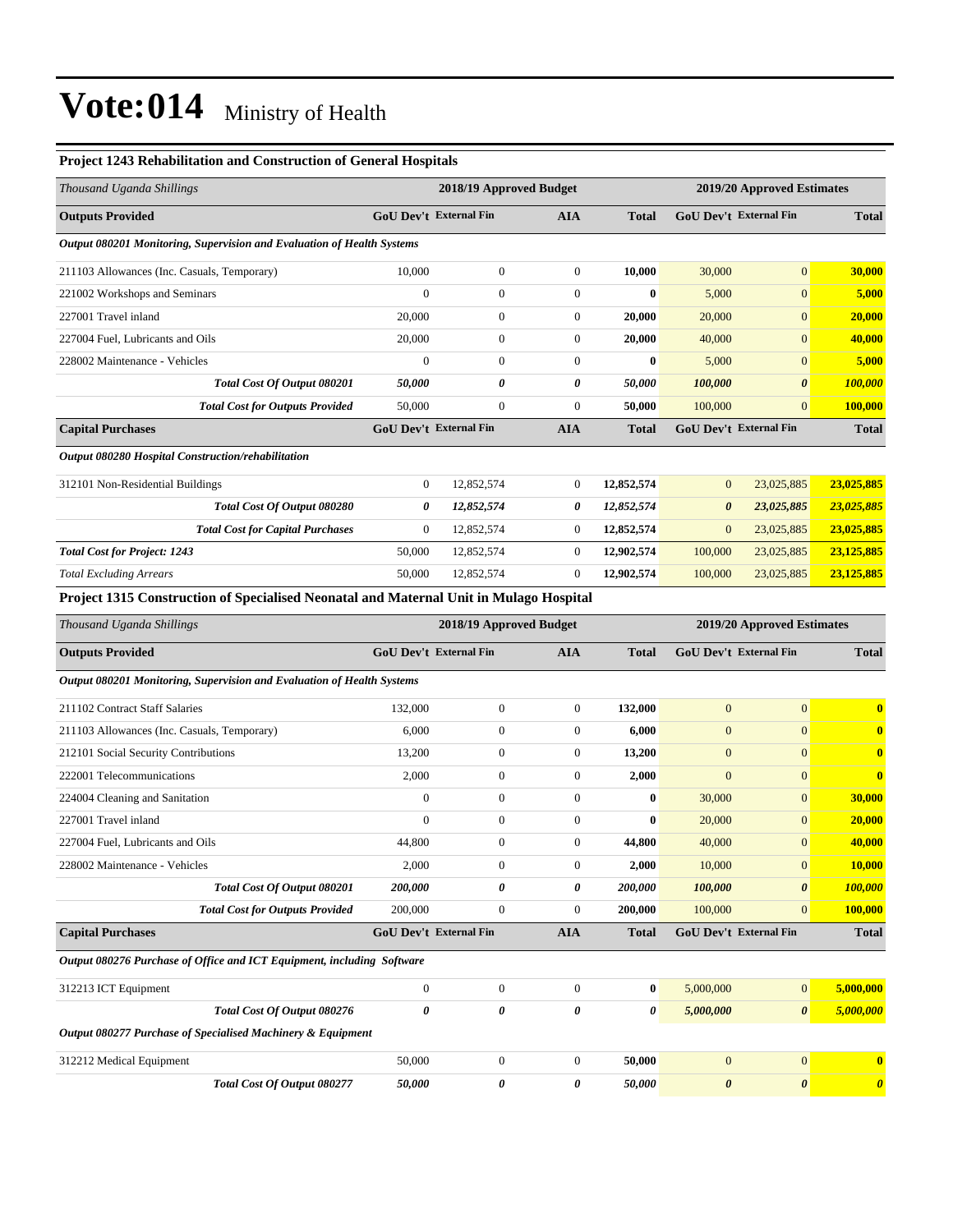# Vote:014 Ministry of Health

### Project 1243 Rehabilitation and Construction of General Hospitals

| Thousand Uganda Shillings | 2018/19 Approved Budget | | | | 2019/20 Approved Estimates | | |
|---|---|---|---|---|---|---|---|
| **Outputs Provided** | **GoU Dev't** | **External Fin** | **AIA** | **Total** | **GoU Dev't** | **External Fin** | **Total** |
| ***Output 080201 Monitoring, Supervision and Evaluation of Health Systems*** | | | | | | | |
| 211103 Allowances (Inc. Casuals, Temporary) | 10,000 | 0 | 0 | **10,000** | 30,000 | 0 | **30,000** |
| 221002 Workshops and Seminars | 0 | 0 | 0 | **0** | 5,000 | 0 | **5,000** |
| 227001 Travel inland | 20,000 | 0 | 0 | **20,000** | 20,000 | 0 | **20,000** |
| 227004 Fuel, Lubricants and Oils | 20,000 | 0 | 0 | **20,000** | 40,000 | 0 | **40,000** |
| 228002 Maintenance - Vehicles | 0 | 0 | 0 | **0** | 5,000 | 0 | **5,000** |
| ***Total Cost Of Output 080201*** | ***50,000*** | ***0*** | ***0*** | ***50,000*** | ***100,000*** | ***0*** | ***100,000*** |
| ***Total Cost for Outputs Provided*** | 50,000 | 0 | 0 | **50,000** | 100,000 | 0 | **100,000** |
| **Capital Purchases** | **GoU Dev't** | **External Fin** | **AIA** | **Total** | **GoU Dev't** | **External Fin** | **Total** |
| ***Output 080280 Hospital Construction/rehabilitation*** | | | | | | | |
| 312101 Non-Residential Buildings | 0 | 12,852,574 | 0 | **12,852,574** | 0 | 23,025,885 | **23,025,885** |
| ***Total Cost Of Output 080280*** | ***0*** | ***12,852,574*** | ***0*** | ***12,852,574*** | ***0*** | ***23,025,885*** | ***23,025,885*** |
| ***Total Cost for Capital Purchases*** | 0 | 12,852,574 | 0 | **12,852,574** | 0 | 23,025,885 | **23,025,885** |
| ***Total Cost for Project: 1243*** | 50,000 | 12,852,574 | 0 | **12,902,574** | 100,000 | 23,025,885 | **23,125,885** |
| *Total Excluding Arrears* | 50,000 | 12,852,574 | 0 | **12,902,574** | 100,000 | 23,025,885 | **23,125,885** |

### Project 1315 Construction of Specialised Neonatal and Maternal Unit in Mulago Hospital

| Thousand Uganda Shillings | 2018/19 Approved Budget | | | | 2019/20 Approved Estimates | | |
|---|---|---|---|---|---|---|---|
| **Outputs Provided** | **GoU Dev't** | **External Fin** | **AIA** | **Total** | **GoU Dev't** | **External Fin** | **Total** |
| ***Output 080201 Monitoring, Supervision and Evaluation of Health Systems*** | | | | | | | |
| 211102 Contract Staff Salaries | 132,000 | 0 | 0 | **132,000** | 0 | 0 | **0** |
| 211103 Allowances (Inc. Casuals, Temporary) | 6,000 | 0 | 0 | **6,000** | 0 | 0 | **0** |
| 212101 Social Security Contributions | 13,200 | 0 | 0 | **13,200** | 0 | 0 | **0** |
| 222001 Telecommunications | 2,000 | 0 | 0 | **2,000** | 0 | 0 | **0** |
| 224004 Cleaning and Sanitation | 0 | 0 | 0 | **0** | 30,000 | 0 | **30,000** |
| 227001 Travel inland | 0 | 0 | 0 | **0** | 20,000 | 0 | **20,000** |
| 227004 Fuel, Lubricants and Oils | 44,800 | 0 | 0 | **44,800** | 40,000 | 0 | **40,000** |
| 228002 Maintenance - Vehicles | 2,000 | 0 | 0 | **2,000** | 10,000 | 0 | **10,000** |
| ***Total Cost Of Output 080201*** | ***200,000*** | ***0*** | ***0*** | ***200,000*** | ***100,000*** | ***0*** | ***100,000*** |
| ***Total Cost for Outputs Provided*** | 200,000 | 0 | 0 | **200,000** | 100,000 | 0 | **100,000** |
| **Capital Purchases** | **GoU Dev't** | **External Fin** | **AIA** | **Total** | **GoU Dev't** | **External Fin** | **Total** |
| ***Output 080276 Purchase of Office and ICT Equipment, including Software*** | | | | | | | |
| 312213 ICT Equipment | 0 | 0 | 0 | **0** | 5,000,000 | 0 | **5,000,000** |
| ***Total Cost Of Output 080276*** | ***0*** | ***0*** | ***0*** | ***0*** | ***5,000,000*** | ***0*** | ***5,000,000*** |
| ***Output 080277 Purchase of Specialised Machinery & Equipment*** | | | | | | | |
| 312212 Medical Equipment | 50,000 | 0 | 0 | **50,000** | 0 | 0 | **0** |
| ***Total Cost Of Output 080277*** | ***50,000*** | ***0*** | ***0*** | ***50,000*** | ***0*** | ***0*** | ***0*** |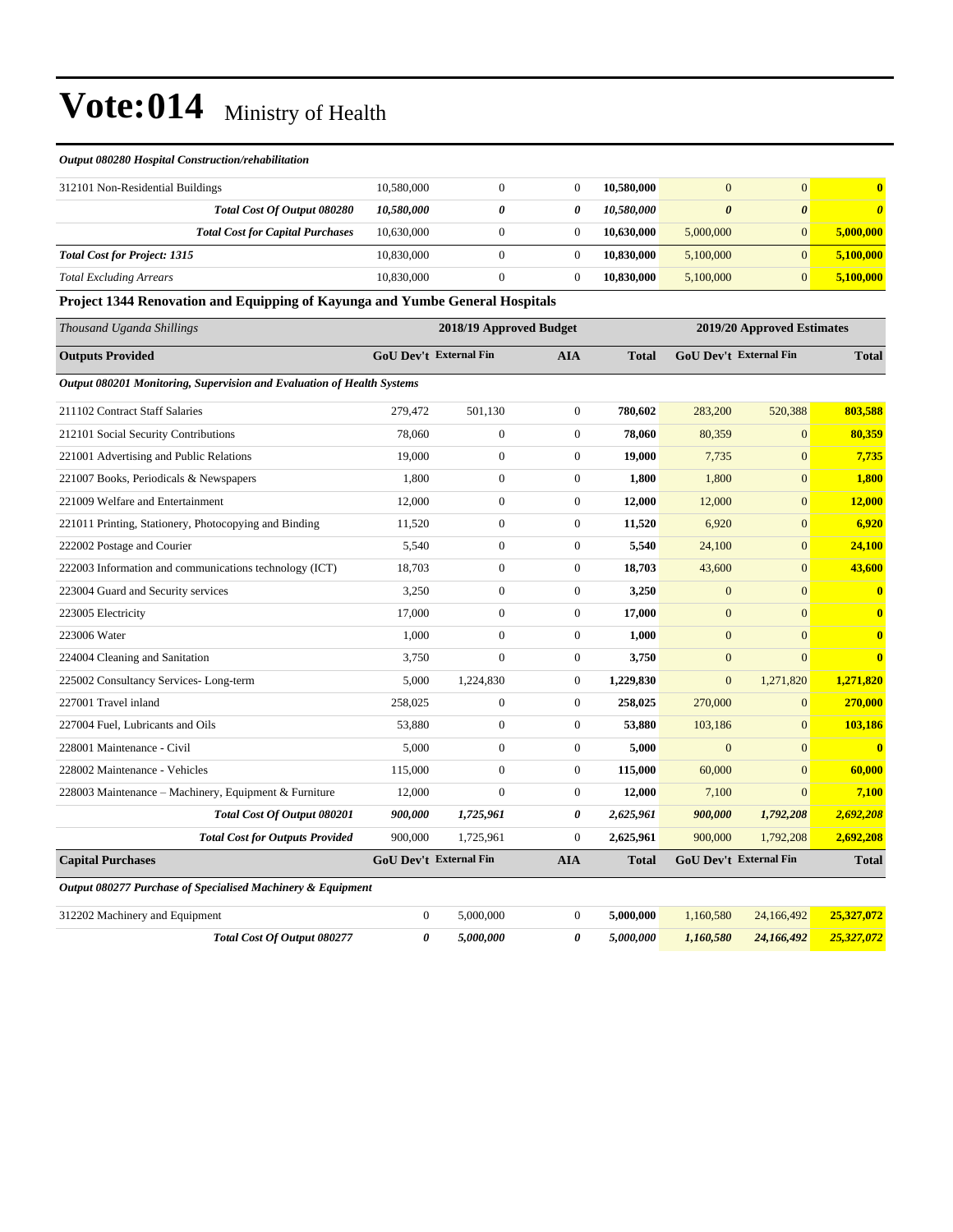# Vote:014 Ministry of Health

*Output 080280 Hospital Construction/rehabilitation*

| | | | | | | | |
|---|---|---|---|---|---|---|---|
| 312101 Non-Residential Buildings | 10,580,000 | 0 | 0 | **10,580,000** | 0 | 0 | **0** |
| ***Total Cost Of Output 080280*** | ***10,580,000*** | ***0*** | ***0*** | ***10,580,000*** | ***0*** | ***0*** | ***0*** |
| ***Total Cost for Capital Purchases*** | 10,630,000 | 0 | 0 | **10,630,000** | 5,000,000 | 0 | **5,000,000** |
| ***Total Cost for Project: 1315*** | 10,830,000 | 0 | 0 | **10,830,000** | 5,100,000 | 0 | **5,100,000** |
| *Total Excluding Arrears* | 10,830,000 | 0 | 0 | **10,830,000** | 5,100,000 | 0 | **5,100,000** |

**Project 1344 Renovation and Equipping of Kayunga and Yumbe General Hospitals**

| *Thousand Uganda Shillings* | 2018/19 Approved Budget | | | | 2019/20 Approved Estimates | | |
|---|---|---|---|---|---|---|---|
| **Outputs Provided** | **GoU Dev't** | **External Fin** | **AIA** | **Total** | **GoU Dev't** | **External Fin** | **Total** |
| ***Output 080201 Monitoring, Supervision and Evaluation of Health Systems*** | | | | | | | |
| 211102 Contract Staff Salaries | 279,472 | 501,130 | 0 | **780,602** | 283,200 | 520,388 | **803,588** |
| 212101 Social Security Contributions | 78,060 | 0 | 0 | **78,060** | 80,359 | 0 | **80,359** |
| 221001 Advertising and Public Relations | 19,000 | 0 | 0 | **19,000** | 7,735 | 0 | **7,735** |
| 221007 Books, Periodicals & Newspapers | 1,800 | 0 | 0 | **1,800** | 1,800 | 0 | **1,800** |
| 221009 Welfare and Entertainment | 12,000 | 0 | 0 | **12,000** | 12,000 | 0 | **12,000** |
| 221011 Printing, Stationery, Photocopying and Binding | 11,520 | 0 | 0 | **11,520** | 6,920 | 0 | **6,920** |
| 222002 Postage and Courier | 5,540 | 0 | 0 | **5,540** | 24,100 | 0 | **24,100** |
| 222003 Information and communications technology (ICT) | 18,703 | 0 | 0 | **18,703** | 43,600 | 0 | **43,600** |
| 223004 Guard and Security services | 3,250 | 0 | 0 | **3,250** | 0 | 0 | **0** |
| 223005 Electricity | 17,000 | 0 | 0 | **17,000** | 0 | 0 | **0** |
| 223006 Water | 1,000 | 0 | 0 | **1,000** | 0 | 0 | **0** |
| 224004 Cleaning and Sanitation | 3,750 | 0 | 0 | **3,750** | 0 | 0 | **0** |
| 225002 Consultancy Services- Long-term | 5,000 | 1,224,830 | 0 | **1,229,830** | 0 | 1,271,820 | **1,271,820** |
| 227001 Travel inland | 258,025 | 0 | 0 | **258,025** | 270,000 | 0 | **270,000** |
| 227004 Fuel, Lubricants and Oils | 53,880 | 0 | 0 | **53,880** | 103,186 | 0 | **103,186** |
| 228001 Maintenance - Civil | 5,000 | 0 | 0 | **5,000** | 0 | 0 | **0** |
| 228002 Maintenance - Vehicles | 115,000 | 0 | 0 | **115,000** | 60,000 | 0 | **60,000** |
| 228003 Maintenance – Machinery, Equipment & Furniture | 12,000 | 0 | 0 | **12,000** | 7,100 | 0 | **7,100** |
| ***Total Cost Of Output 080201*** | ***900,000*** | ***1,725,961*** | ***0*** | ***2,625,961*** | ***900,000*** | ***1,792,208*** | ***2,692,208*** |
| ***Total Cost for Outputs Provided*** | 900,000 | 1,725,961 | 0 | **2,625,961** | 900,000 | 1,792,208 | **2,692,208** |
| **Capital Purchases** | **GoU Dev't** | **External Fin** | **AIA** | **Total** | **GoU Dev't** | **External Fin** | **Total** |
| ***Output 080277 Purchase of Specialised Machinery & Equipment*** | | | | | | | |
| 312202 Machinery and Equipment | 0 | 5,000,000 | 0 | **5,000,000** | 1,160,580 | 24,166,492 | **25,327,072** |
| ***Total Cost Of Output 080277*** | ***0*** | ***5,000,000*** | ***0*** | ***5,000,000*** | ***1,160,580*** | ***24,166,492*** | ***25,327,072*** |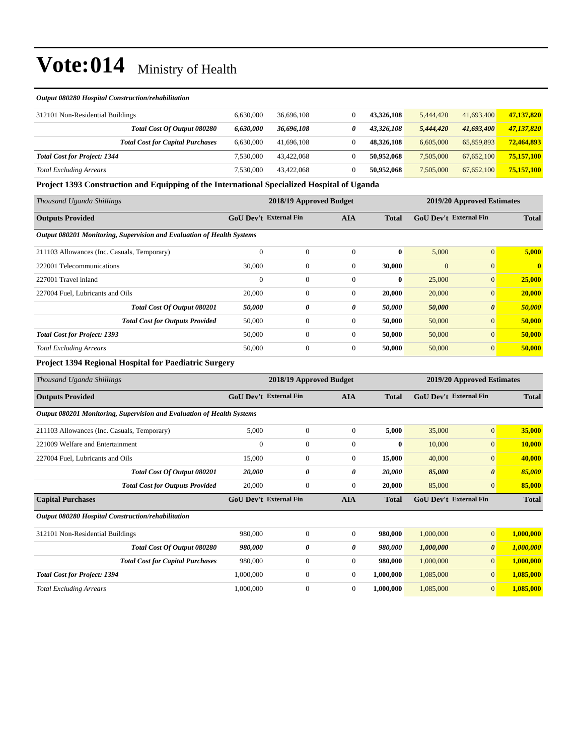# Vote:014 Ministry of Health

*Output 080280 Hospital Construction/rehabilitation*

| | | | | | | | |
|---|---|---|---|---|---|---|---|
| 312101 Non-Residential Buildings | 6,630,000 | 36,696,108 | 0 | **43,326,108** | 5,444,420 | 41,693,400 | **47,137,820** |
| ***Total Cost Of Output 080280*** | ***6,630,000*** | ***36,696,108*** | ***0*** | ***43,326,108*** | ***5,444,420*** | ***41,693,400*** | ***47,137,820*** |
| ***Total Cost for Capital Purchases*** | 6,630,000 | 41,696,108 | 0 | **48,326,108** | 6,605,000 | 65,859,893 | **72,464,893** |
| ***Total Cost for Project: 1344*** | 7,530,000 | 43,422,068 | 0 | **50,952,068** | 7,505,000 | 67,652,100 | **75,157,100** |
| *Total Excluding Arrears* | 7,530,000 | 43,422,068 | 0 | **50,952,068** | 7,505,000 | 67,652,100 | **75,157,100** |

### Project 1393 Construction and Equipping of the International Specialized Hospital of Uganda

| *Thousand Uganda Shillings* | 2018/19 Approved Budget | | | | 2019/20 Approved Estimates | | |
|---|---|---|---|---|---|---|---|
| **Outputs Provided** | **GoU Dev't** | **External Fin** | **AIA** | **Total** | **GoU Dev't** | **External Fin** | **Total** |
| ***Output 080201 Monitoring, Supervision and Evaluation of Health Systems*** | | | | | | | |
| 211103 Allowances (Inc. Casuals, Temporary) | 0 | 0 | 0 | **0** | 5,000 | 0 | **5,000** |
| 222001 Telecommunications | 30,000 | 0 | 0 | **30,000** | 0 | 0 | **0** |
| 227001 Travel inland | 0 | 0 | 0 | **0** | 25,000 | 0 | **25,000** |
| 227004 Fuel, Lubricants and Oils | 20,000 | 0 | 0 | **20,000** | 20,000 | 0 | **20,000** |
| ***Total Cost Of Output 080201*** | ***50,000*** | ***0*** | ***0*** | ***50,000*** | ***50,000*** | ***0*** | ***50,000*** |
| ***Total Cost for Outputs Provided*** | 50,000 | 0 | 0 | **50,000** | 50,000 | 0 | **50,000** |
| ***Total Cost for Project: 1393*** | 50,000 | 0 | 0 | **50,000** | 50,000 | 0 | **50,000** |
| *Total Excluding Arrears* | 50,000 | 0 | 0 | **50,000** | 50,000 | 0 | **50,000** |

### Project 1394 Regional Hospital for Paediatric Surgery

| *Thousand Uganda Shillings* | 2018/19 Approved Budget | | | | 2019/20 Approved Estimates | | |
|---|---|---|---|---|---|---|---|
| **Outputs Provided** | **GoU Dev't** | **External Fin** | **AIA** | **Total** | **GoU Dev't** | **External Fin** | **Total** |
| ***Output 080201 Monitoring, Supervision and Evaluation of Health Systems*** | | | | | | | |
| 211103 Allowances (Inc. Casuals, Temporary) | 5,000 | 0 | 0 | **5,000** | 35,000 | 0 | **35,000** |
| 221009 Welfare and Entertainment | 0 | 0 | 0 | **0** | 10,000 | 0 | **10,000** |
| 227004 Fuel, Lubricants and Oils | 15,000 | 0 | 0 | **15,000** | 40,000 | 0 | **40,000** |
| ***Total Cost Of Output 080201*** | ***20,000*** | ***0*** | ***0*** | ***20,000*** | ***85,000*** | ***0*** | ***85,000*** |
| ***Total Cost for Outputs Provided*** | 20,000 | 0 | 0 | **20,000** | 85,000 | 0 | **85,000** |
| **Capital Purchases** | **GoU Dev't** | **External Fin** | **AIA** | **Total** | **GoU Dev't** | **External Fin** | **Total** |
| ***Output 080280 Hospital Construction/rehabilitation*** | | | | | | | |
| 312101 Non-Residential Buildings | 980,000 | 0 | 0 | **980,000** | 1,000,000 | 0 | **1,000,000** |
| ***Total Cost Of Output 080280*** | ***980,000*** | ***0*** | ***0*** | ***980,000*** | ***1,000,000*** | ***0*** | ***1,000,000*** |
| ***Total Cost for Capital Purchases*** | 980,000 | 0 | 0 | **980,000** | 1,000,000 | 0 | **1,000,000** |
| ***Total Cost for Project: 1394*** | 1,000,000 | 0 | 0 | **1,000,000** | 1,085,000 | 0 | **1,085,000** |
| *Total Excluding Arrears* | 1,000,000 | 0 | 0 | **1,000,000** | 1,085,000 | 0 | **1,085,000** |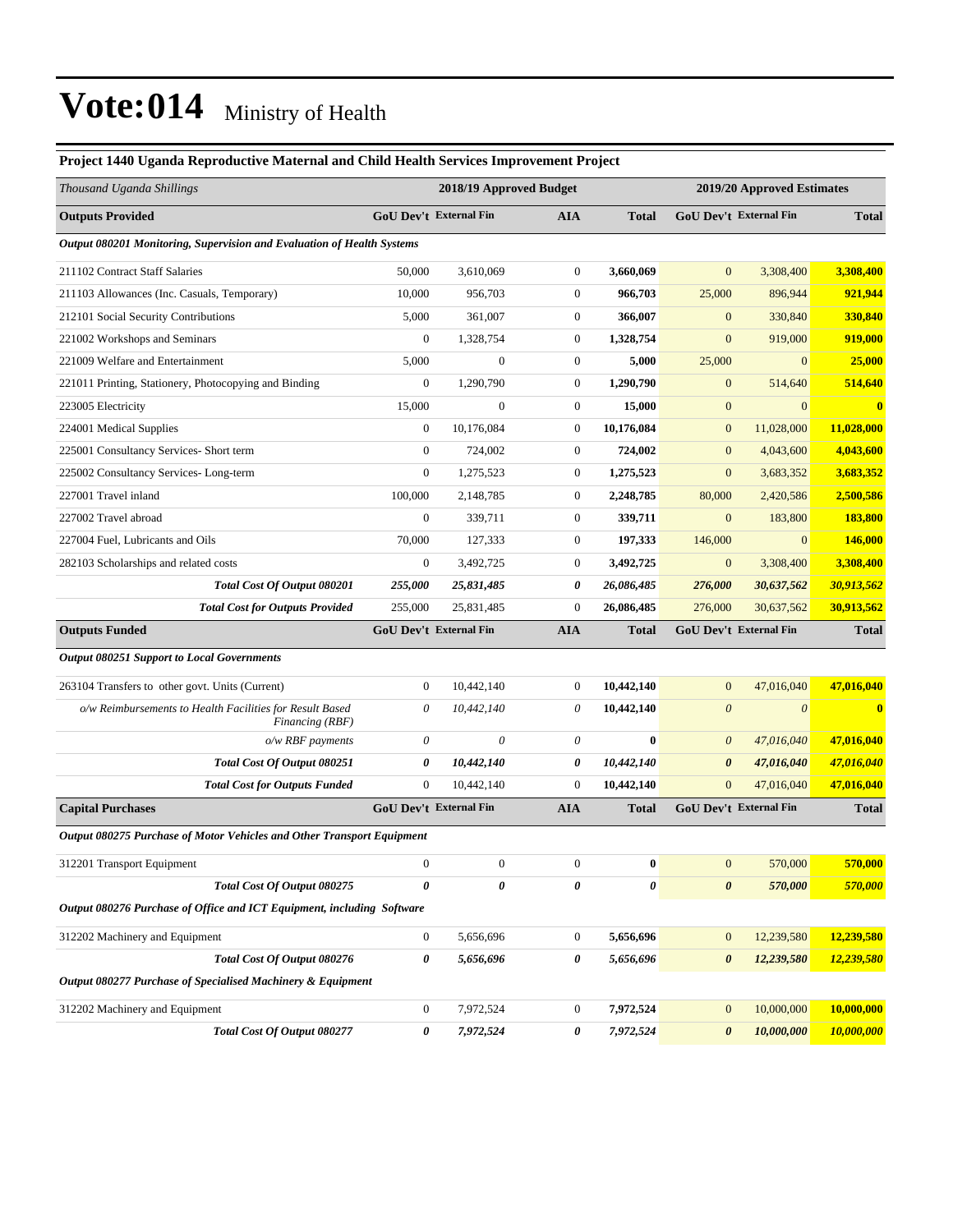# Vote:014 Ministry of Health

### Project 1440 Uganda Reproductive Maternal and Child Health Services Improvement Project

| *Thousand Uganda Shillings* | 2018/19 Approved Budget | | | | 2019/20 Approved Estimates | | |
|---|---|---|---|---|---|---|---|
| **Outputs Provided** | **GoU Dev't** | **External Fin** | **AIA** | **Total** | **GoU Dev't** | **External Fin** | **Total** |
| ***Output 080201 Monitoring, Supervision and Evaluation of Health Systems*** | | | | | | | |
| 211102 Contract Staff Salaries | 50,000 | 3,610,069 | 0 | **3,660,069** | 0 | 3,308,400 | **3,308,400** |
| 211103 Allowances (Inc. Casuals, Temporary) | 10,000 | 956,703 | 0 | **966,703** | 25,000 | 896,944 | **921,944** |
| 212101 Social Security Contributions | 5,000 | 361,007 | 0 | **366,007** | 0 | 330,840 | **330,840** |
| 221002 Workshops and Seminars | 0 | 1,328,754 | 0 | **1,328,754** | 0 | 919,000 | **919,000** |
| 221009 Welfare and Entertainment | 5,000 | 0 | 0 | **5,000** | 25,000 | 0 | **25,000** |
| 221011 Printing, Stationery, Photocopying and Binding | 0 | 1,290,790 | 0 | **1,290,790** | 0 | 514,640 | **514,640** |
| 223005 Electricity | 15,000 | 0 | 0 | **15,000** | 0 | 0 | **0** |
| 224001 Medical Supplies | 0 | 10,176,084 | 0 | **10,176,084** | 0 | 11,028,000 | **11,028,000** |
| 225001 Consultancy Services- Short term | 0 | 724,002 | 0 | **724,002** | 0 | 4,043,600 | **4,043,600** |
| 225002 Consultancy Services- Long-term | 0 | 1,275,523 | 0 | **1,275,523** | 0 | 3,683,352 | **3,683,352** |
| 227001 Travel inland | 100,000 | 2,148,785 | 0 | **2,248,785** | 80,000 | 2,420,586 | **2,500,586** |
| 227002 Travel abroad | 0 | 339,711 | 0 | **339,711** | 0 | 183,800 | **183,800** |
| 227004 Fuel, Lubricants and Oils | 70,000 | 127,333 | 0 | **197,333** | 146,000 | 0 | **146,000** |
| 282103 Scholarships and related costs | 0 | 3,492,725 | 0 | **3,492,725** | 0 | 3,308,400 | **3,308,400** |
| ***Total Cost Of Output 080201*** | ***255,000*** | ***25,831,485*** | ***0*** | ***26,086,485*** | ***276,000*** | ***30,637,562*** | ***30,913,562*** |
| ***Total Cost for Outputs Provided*** | 255,000 | 25,831,485 | 0 | 26,086,485 | 276,000 | 30,637,562 | **30,913,562** |
| **Outputs Funded** | **GoU Dev't** | **External Fin** | **AIA** | **Total** | **GoU Dev't** | **External Fin** | **Total** |
| ***Output 080251 Support to Local Governments*** | | | | | | | |
| 263104 Transfers to other govt. Units (Current) | 0 | 10,442,140 | 0 | **10,442,140** | 0 | 47,016,040 | **47,016,040** |
| *o/w Reimbursements to Health Facilities for Result Based Financing (RBF)* | *0* | *10,442,140* | *0* | **10,442,140** | *0* | *0* | **0** |
| *o/w RBF payments* | *0* | *0* | *0* | **0** | *0* | *47,016,040* | **47,016,040** |
| ***Total Cost Of Output 080251*** | ***0*** | ***10,442,140*** | ***0*** | ***10,442,140*** | ***0*** | ***47,016,040*** | ***47,016,040*** |
| ***Total Cost for Outputs Funded*** | 0 | 10,442,140 | 0 | 10,442,140 | 0 | 47,016,040 | **47,016,040** |
| **Capital Purchases** | **GoU Dev't** | **External Fin** | **AIA** | **Total** | **GoU Dev't** | **External Fin** | **Total** |
| ***Output 080275 Purchase of Motor Vehicles and Other Transport Equipment*** | | | | | | | |
| 312201 Transport Equipment | 0 | 0 | 0 | **0** | 0 | 570,000 | **570,000** |
| ***Total Cost Of Output 080275*** | ***0*** | ***0*** | ***0*** | ***0*** | ***0*** | ***570,000*** | ***570,000*** |
| ***Output 080276 Purchase of Office and ICT Equipment, including Software*** | | | | | | | |
| 312202 Machinery and Equipment | 0 | 5,656,696 | 0 | **5,656,696** | 0 | 12,239,580 | **12,239,580** |
| ***Total Cost Of Output 080276*** | ***0*** | ***5,656,696*** | ***0*** | ***5,656,696*** | ***0*** | ***12,239,580*** | ***12,239,580*** |
| ***Output 080277 Purchase of Specialised Machinery & Equipment*** | | | | | | | |
| 312202 Machinery and Equipment | 0 | 7,972,524 | 0 | **7,972,524** | 0 | 10,000,000 | **10,000,000** |
| ***Total Cost Of Output 080277*** | ***0*** | ***7,972,524*** | ***0*** | ***7,972,524*** | ***0*** | ***10,000,000*** | ***10,000,000*** |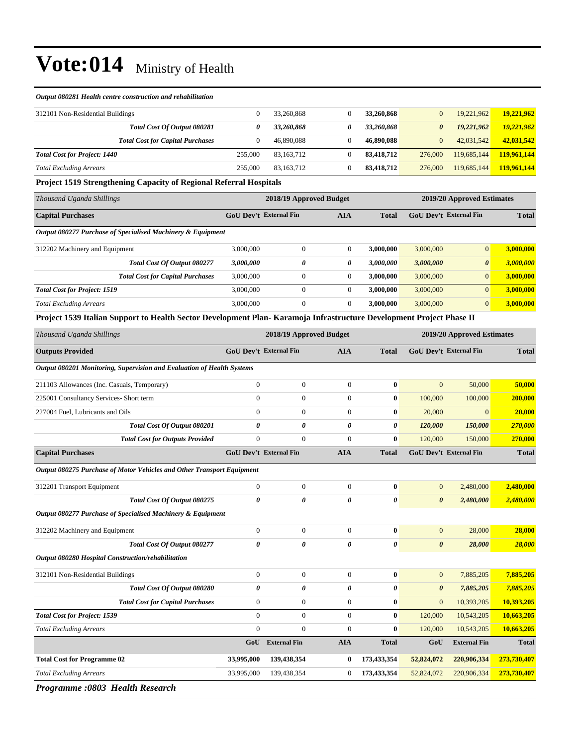# Vote:014 Ministry of Health

*Output 080281 Health centre construction and rehabilitation*

| | | | | | | | |
|---|---|---|---|---|---|---|---|
| 312101 Non-Residential Buildings | 0 | 33,260,868 | 0 | **33,260,868** | 0 | 19,221,962 | **19,221,962** |
| ***Total Cost Of Output 080281*** | ***0*** | ***33,260,868*** | ***0*** | ***33,260,868*** | ***0*** | ***19,221,962*** | ***19,221,962*** |
| ***Total Cost for Capital Purchases*** | 0 | 46,890,088 | 0 | **46,890,088** | 0 | 42,031,542 | **42,031,542** |
| ***Total Cost for Project: 1440*** | 255,000 | 83,163,712 | 0 | **83,418,712** | 276,000 | 119,685,144 | **119,961,144** |
| *Total Excluding Arrears* | 255,000 | 83,163,712 | 0 | **83,418,712** | 276,000 | 119,685,144 | **119,961,144** |

**Project 1519 Strengthening Capacity of Regional Referral Hospitals**

| *Thousand Uganda Shillings* | **2018/19 Approved Budget** | | | | **2019/20 Approved Estimates** | | |
|---|---|---|---|---|---|---|---|
| **Capital Purchases** | **GoU Dev't** | **External Fin** | **AIA** | **Total** | **GoU Dev't** | **External Fin** | **Total** |
| ***Output 080277 Purchase of Specialised Machinery & Equipment*** | | | | | | | |
| 312202 Machinery and Equipment | 3,000,000 | 0 | 0 | **3,000,000** | 3,000,000 | 0 | **3,000,000** |
| ***Total Cost Of Output 080277*** | ***3,000,000*** | ***0*** | ***0*** | ***3,000,000*** | ***3,000,000*** | ***0*** | ***3,000,000*** |
| ***Total Cost for Capital Purchases*** | 3,000,000 | 0 | 0 | **3,000,000** | 3,000,000 | 0 | **3,000,000** |
| ***Total Cost for Project: 1519*** | 3,000,000 | 0 | 0 | **3,000,000** | 3,000,000 | 0 | **3,000,000** |
| *Total Excluding Arrears* | 3,000,000 | 0 | 0 | **3,000,000** | 3,000,000 | 0 | **3,000,000** |

**Project 1539 Italian Support to Health Sector Development Plan- Karamoja Infrastructure Development Project Phase II**

| *Thousand Uganda Shillings* | **2018/19 Approved Budget** | | | | **2019/20 Approved Estimates** | | |
|---|---|---|---|---|---|---|---|
| **Outputs Provided** | **GoU Dev't** | **External Fin** | **AIA** | **Total** | **GoU Dev't** | **External Fin** | **Total** |
| ***Output 080201 Monitoring, Supervision and Evaluation of Health Systems*** | | | | | | | |
| 211103 Allowances (Inc. Casuals, Temporary) | 0 | 0 | 0 | **0** | 0 | 50,000 | **50,000** |
| 225001 Consultancy Services- Short term | 0 | 0 | 0 | **0** | 100,000 | 100,000 | **200,000** |
| 227004 Fuel, Lubricants and Oils | 0 | 0 | 0 | **0** | 20,000 | 0 | **20,000** |
| ***Total Cost Of Output 080201*** | ***0*** | ***0*** | ***0*** | ***0*** | ***120,000*** | ***150,000*** | ***270,000*** |
| ***Total Cost for Outputs Provided*** | 0 | 0 | 0 | **0** | 120,000 | 150,000 | **270,000** |
| **Capital Purchases** | **GoU Dev't** | **External Fin** | **AIA** | **Total** | **GoU Dev't** | **External Fin** | **Total** |
| ***Output 080275 Purchase of Motor Vehicles and Other Transport Equipment*** | | | | | | | |
| 312201 Transport Equipment | 0 | 0 | 0 | **0** | 0 | 2,480,000 | **2,480,000** |
| ***Total Cost Of Output 080275*** | ***0*** | ***0*** | ***0*** | ***0*** | ***0*** | ***2,480,000*** | ***2,480,000*** |
| ***Output 080277 Purchase of Specialised Machinery & Equipment*** | | | | | | | |
| 312202 Machinery and Equipment | 0 | 0 | 0 | **0** | 0 | 28,000 | **28,000** |
| ***Total Cost Of Output 080277*** | ***0*** | ***0*** | ***0*** | ***0*** | ***0*** | ***28,000*** | ***28,000*** |
| ***Output 080280 Hospital Construction/rehabilitation*** | | | | | | | |
| 312101 Non-Residential Buildings | 0 | 0 | 0 | **0** | 0 | 7,885,205 | **7,885,205** |
| ***Total Cost Of Output 080280*** | ***0*** | ***0*** | ***0*** | ***0*** | ***0*** | ***7,885,205*** | ***7,885,205*** |
| ***Total Cost for Capital Purchases*** | 0 | 0 | 0 | **0** | 0 | 10,393,205 | **10,393,205** |
| ***Total Cost for Project: 1539*** | 0 | 0 | 0 | **0** | 120,000 | 10,543,205 | **10,663,205** |
| *Total Excluding Arrears* | 0 | 0 | 0 | **0** | 120,000 | 10,543,205 | **10,663,205** |
| | **GoU** | **External Fin** | **AIA** | **Total** | **GoU** | **External Fin** | **Total** |
| **Total Cost for Programme 02** | **33,995,000** | **139,438,354** | **0** | **173,433,354** | **52,824,072** | **220,906,334** | **273,730,407** |
| *Total Excluding Arrears* | 33,995,000 | 139,438,354 | 0 | **173,433,354** | 52,824,072 | 220,906,334 | **273,730,407** |

***Programme :0803 Health Research***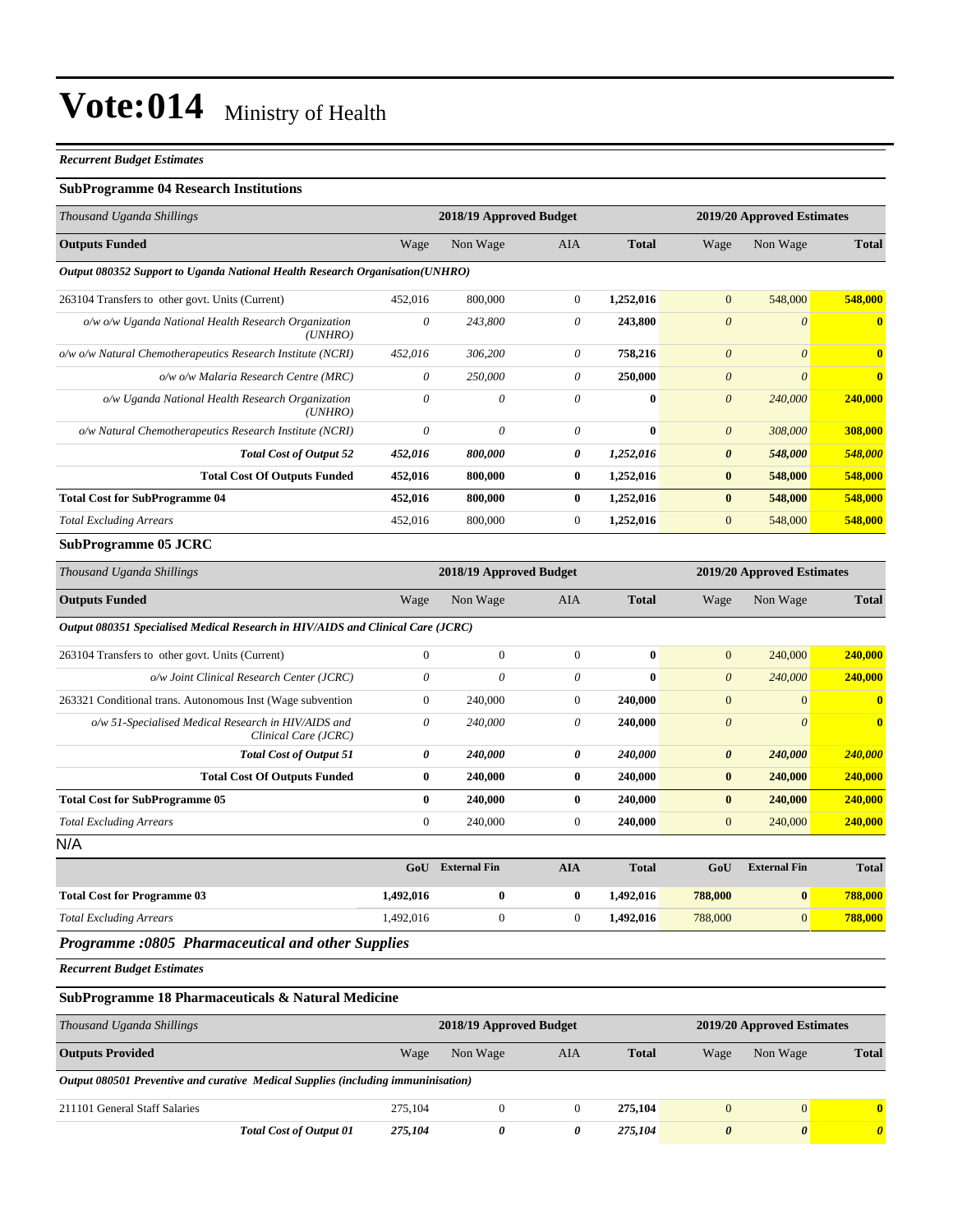# Vote:014 Ministry of Health

***Recurrent Budget Estimates***

**SubProgramme 04 Research Institutions**

| *Thousand Uganda Shillings* | 2018/19 Approved Budget | | | | 2019/20 Approved Estimates | | |
|---|---|---|---|---|---|---|---|
| **Outputs Funded** | Wage | Non Wage | AIA | **Total** | Wage | Non Wage | **Total** |
| ***Output 080352 Support to Uganda National Health Research Organisation(UNHRO)*** | | | | | | | |
| 263104 Transfers to other govt. Units (Current) | 452,016 | 800,000 | 0 | **1,252,016** | 0 | 548,000 | **548,000** |
| *o/w o/w Uganda National Health Research Organization (UNHRO)* | *0* | *243,800* | *0* | **243,800** | *0* | *0* | **0** |
| *o/w o/w Natural Chemotherapeutics Research Institute (NCRI)* | *452,016* | *306,200* | *0* | **758,216** | *0* | *0* | **0** |
| *o/w o/w Malaria Research Centre (MRC)* | *0* | *250,000* | *0* | **250,000** | *0* | *0* | **0** |
| *o/w Uganda National Health Research Organization (UNHRO)* | *0* | *0* | *0* | **0** | *0* | *240,000* | **240,000** |
| *o/w Natural Chemotherapeutics Research Institute (NCRI)* | *0* | *0* | *0* | **0** | *0* | *308,000* | **308,000** |
| ***Total Cost of Output 52*** | ***452,016*** | ***800,000*** | ***0*** | ***1,252,016*** | ***0*** | ***548,000*** | ***548,000*** |
| **Total Cost Of Outputs Funded** | **452,016** | **800,000** | **0** | **1,252,016** | **0** | **548,000** | **548,000** |
| **Total Cost for SubProgramme 04** | **452,016** | **800,000** | **0** | **1,252,016** | **0** | **548,000** | **548,000** |
| *Total Excluding Arrears* | 452,016 | 800,000 | 0 | **1,252,016** | 0 | 548,000 | **548,000** |

**SubProgramme 05 JCRC**

| *Thousand Uganda Shillings* | 2018/19 Approved Budget | | | | 2019/20 Approved Estimates | | |
|---|---|---|---|---|---|---|---|
| **Outputs Funded** | Wage | Non Wage | AIA | **Total** | Wage | Non Wage | **Total** |
| ***Output 080351 Specialised Medical Research in HIV/AIDS and Clinical Care (JCRC)*** | | | | | | | |
| 263104 Transfers to other govt. Units (Current) | 0 | 0 | 0 | **0** | 0 | 240,000 | **240,000** |
| *o/w Joint Clinical Research Center (JCRC)* | *0* | *0* | *0* | **0** | *0* | *240,000* | **240,000** |
| 263321 Conditional trans. Autonomous Inst (Wage subvention | 0 | 240,000 | 0 | **240,000** | 0 | 0 | **0** |
| *o/w 51-Specialised Medical Research in HIV/AIDS and Clinical Care (JCRC)* | *0* | *240,000* | *0* | **240,000** | *0* | *0* | **0** |
| ***Total Cost of Output 51*** | ***0*** | ***240,000*** | ***0*** | ***240,000*** | ***0*** | ***240,000*** | ***240,000*** |
| **Total Cost Of Outputs Funded** | **0** | **240,000** | **0** | **240,000** | **0** | **240,000** | **240,000** |
| **Total Cost for SubProgramme 05** | **0** | **240,000** | **0** | **240,000** | **0** | **240,000** | **240,000** |
| *Total Excluding Arrears* | 0 | 240,000 | 0 | **240,000** | 0 | 240,000 | **240,000** |

N/A

| | GoU | External Fin | AIA | Total | GoU | External Fin | Total |
|---|---|---|---|---|---|---|---|
| **Total Cost for Programme 03** | **1,492,016** | **0** | **0** | **1,492,016** | **788,000** | **0** | **788,000** |
| *Total Excluding Arrears* | 1,492,016 | 0 | 0 | **1,492,016** | 788,000 | 0 | **788,000** |

## *Programme :0805 Pharmaceutical and other Supplies*

***Recurrent Budget Estimates***

**SubProgramme 18 Pharmaceuticals & Natural Medicine**

| *Thousand Uganda Shillings* | 2018/19 Approved Budget | | | | 2019/20 Approved Estimates | | |
|---|---|---|---|---|---|---|---|
| **Outputs Provided** | Wage | Non Wage | AIA | **Total** | Wage | Non Wage | **Total** |
| ***Output 080501 Preventive and curative Medical Supplies (including immuninisation)*** | | | | | | | |
| 211101 General Staff Salaries | 275,104 | 0 | 0 | **275,104** | 0 | 0 | **0** |
| ***Total Cost of Output 01*** | ***275,104*** | ***0*** | ***0*** | ***275,104*** | ***0*** | ***0*** | ***0*** |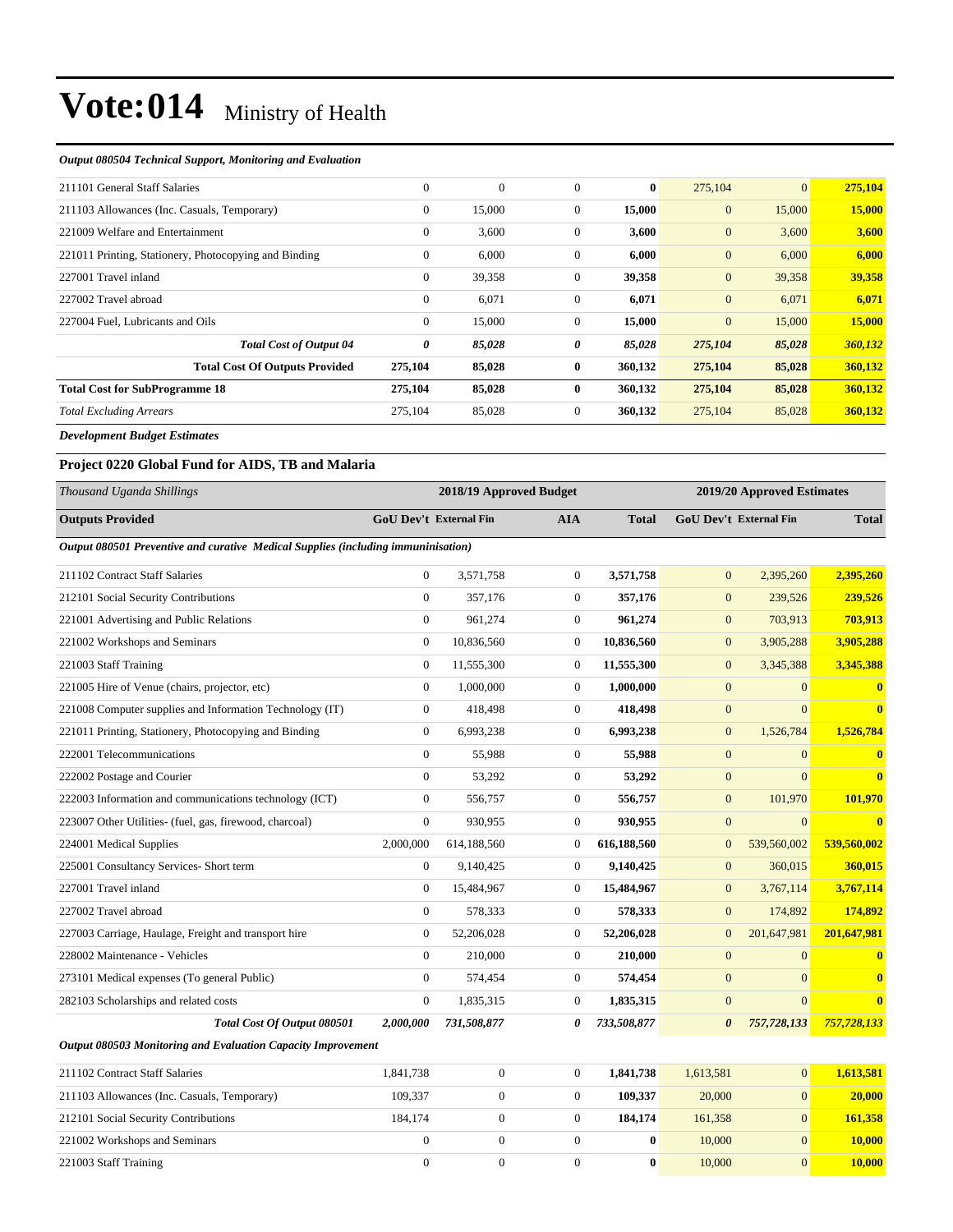# Vote:014 Ministry of Health

***Output 080504 Technical Support, Monitoring and Evaluation***

| | | | | | | | |
|---|---|---|---|---|---|---|---|
| 211101 General Staff Salaries | 0 | 0 | 0 | **0** | 275,104 | 0 | **275,104** |
| 211103 Allowances (Inc. Casuals, Temporary) | 0 | 15,000 | 0 | **15,000** | 0 | 15,000 | **15,000** |
| 221009 Welfare and Entertainment | 0 | 3,600 | 0 | **3,600** | 0 | 3,600 | **3,600** |
| 221011 Printing, Stationery, Photocopying and Binding | 0 | 6,000 | 0 | **6,000** | 0 | 6,000 | **6,000** |
| 227001 Travel inland | 0 | 39,358 | 0 | **39,358** | 0 | 39,358 | **39,358** |
| 227002 Travel abroad | 0 | 6,071 | 0 | **6,071** | 0 | 6,071 | **6,071** |
| 227004 Fuel, Lubricants and Oils | 0 | 15,000 | 0 | **15,000** | 0 | 15,000 | **15,000** |
| ***Total Cost of Output 04*** | ***0*** | ***85,028*** | ***0*** | ***85,028*** | ***275,104*** | ***85,028*** | ***360,132*** |
| **Total Cost Of Outputs Provided** | **275,104** | **85,028** | **0** | **360,132** | **275,104** | **85,028** | **360,132** |
| **Total Cost for SubProgramme 18** | **275,104** | **85,028** | **0** | **360,132** | **275,104** | **85,028** | **360,132** |
| *Total Excluding Arrears* | 275,104 | 85,028 | 0 | **360,132** | 275,104 | 85,028 | **360,132** |

***Development Budget Estimates***

### Project 0220 Global Fund for AIDS, TB and Malaria

| *Thousand Uganda Shillings* | 2018/19 Approved Budget | | | | 2019/20 Approved Estimates | | |
|---|---|---|---|---|---|---|---|
| **Outputs Provided** | **GoU Dev't** | **External Fin** | **AIA** | **Total** | **GoU Dev't** | **External Fin** | **Total** |
| ***Output 080501 Preventive and curative Medical Supplies (including immuninisation)*** | | | | | | | |
| 211102 Contract Staff Salaries | 0 | 3,571,758 | 0 | **3,571,758** | 0 | 2,395,260 | **2,395,260** |
| 212101 Social Security Contributions | 0 | 357,176 | 0 | **357,176** | 0 | 239,526 | **239,526** |
| 221001 Advertising and Public Relations | 0 | 961,274 | 0 | **961,274** | 0 | 703,913 | **703,913** |
| 221002 Workshops and Seminars | 0 | 10,836,560 | 0 | **10,836,560** | 0 | 3,905,288 | **3,905,288** |
| 221003 Staff Training | 0 | 11,555,300 | 0 | **11,555,300** | 0 | 3,345,388 | **3,345,388** |
| 221005 Hire of Venue (chairs, projector, etc) | 0 | 1,000,000 | 0 | **1,000,000** | 0 | 0 | **0** |
| 221008 Computer supplies and Information Technology (IT) | 0 | 418,498 | 0 | **418,498** | 0 | 0 | **0** |
| 221011 Printing, Stationery, Photocopying and Binding | 0 | 6,993,238 | 0 | **6,993,238** | 0 | 1,526,784 | **1,526,784** |
| 222001 Telecommunications | 0 | 55,988 | 0 | **55,988** | 0 | 0 | **0** |
| 222002 Postage and Courier | 0 | 53,292 | 0 | **53,292** | 0 | 0 | **0** |
| 222003 Information and communications technology (ICT) | 0 | 556,757 | 0 | **556,757** | 0 | 101,970 | **101,970** |
| 223007 Other Utilities- (fuel, gas, firewood, charcoal) | 0 | 930,955 | 0 | **930,955** | 0 | 0 | **0** |
| 224001 Medical Supplies | 2,000,000 | 614,188,560 | 0 | **616,188,560** | 0 | 539,560,002 | **539,560,002** |
| 225001 Consultancy Services- Short term | 0 | 9,140,425 | 0 | **9,140,425** | 0 | 360,015 | **360,015** |
| 227001 Travel inland | 0 | 15,484,967 | 0 | **15,484,967** | 0 | 3,767,114 | **3,767,114** |
| 227002 Travel abroad | 0 | 578,333 | 0 | **578,333** | 0 | 174,892 | **174,892** |
| 227003 Carriage, Haulage, Freight and transport hire | 0 | 52,206,028 | 0 | **52,206,028** | 0 | 201,647,981 | **201,647,981** |
| 228002 Maintenance - Vehicles | 0 | 210,000 | 0 | **210,000** | 0 | 0 | **0** |
| 273101 Medical expenses (To general Public) | 0 | 574,454 | 0 | **574,454** | 0 | 0 | **0** |
| 282103 Scholarships and related costs | 0 | 1,835,315 | 0 | **1,835,315** | 0 | 0 | **0** |
| ***Total Cost Of Output 080501*** | ***2,000,000*** | ***731,508,877*** | ***0*** | ***733,508,877*** | ***0*** | ***757,728,133*** | ***757,728,133*** |
| ***Output 080503 Monitoring and Evaluation Capacity Improvement*** | | | | | | | |
| 211102 Contract Staff Salaries | 1,841,738 | 0 | 0 | **1,841,738** | 1,613,581 | 0 | **1,613,581** |
| 211103 Allowances (Inc. Casuals, Temporary) | 109,337 | 0 | 0 | **109,337** | 20,000 | 0 | **20,000** |
| 212101 Social Security Contributions | 184,174 | 0 | 0 | **184,174** | 161,358 | 0 | **161,358** |
| 221002 Workshops and Seminars | 0 | 0 | 0 | **0** | 10,000 | 0 | **10,000** |
| 221003 Staff Training | 0 | 0 | 0 | **0** | 10,000 | 0 | **10,000** |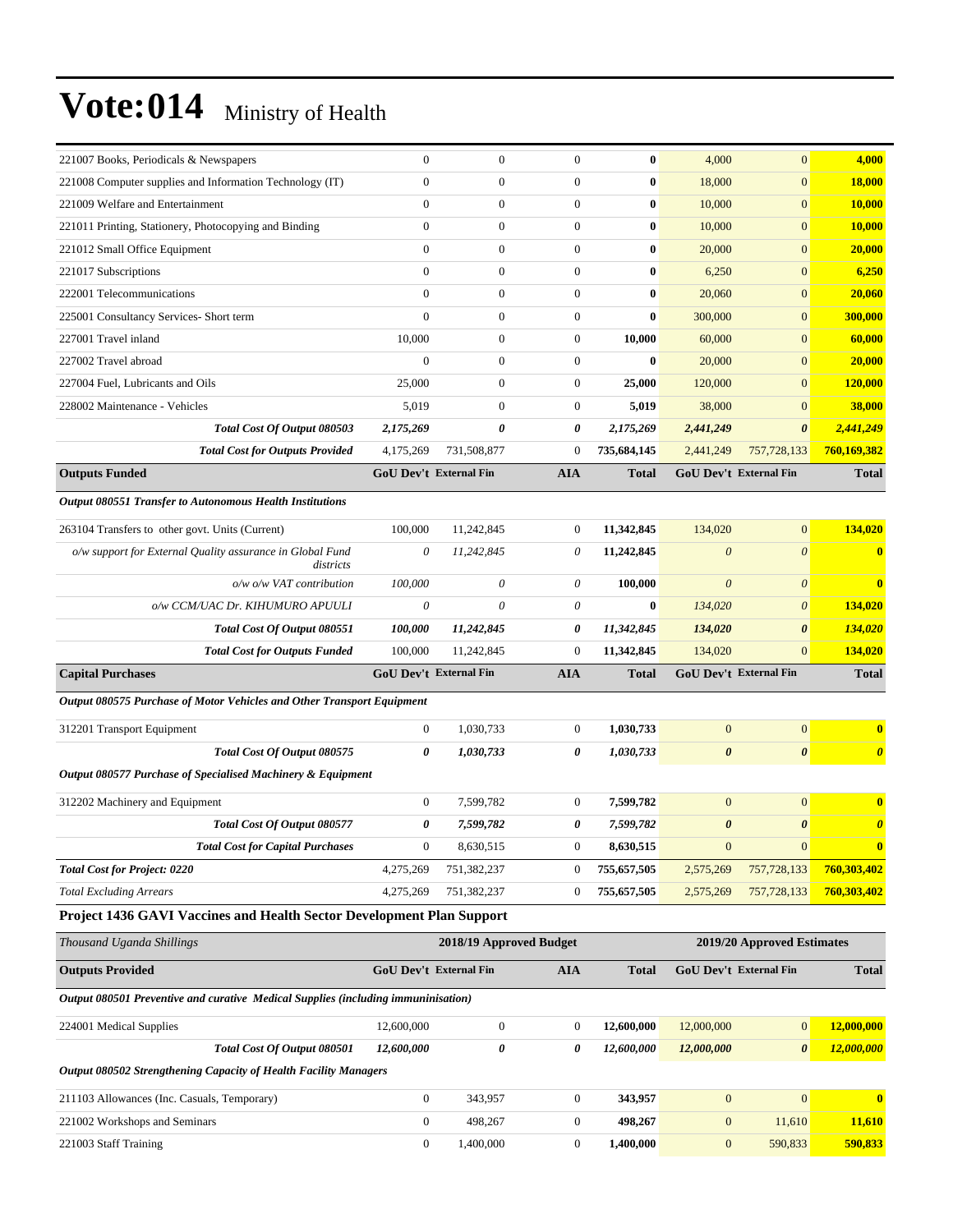# Vote:014 Ministry of Health

| | | | | | | | |
|---|---|---|---|---|---|---|---|
| 221007 Books, Periodicals & Newspapers | 0 | 0 | 0 | **0** | 4,000 | 0 | **4,000** |
| 221008 Computer supplies and Information Technology (IT) | 0 | 0 | 0 | **0** | 18,000 | 0 | **18,000** |
| 221009 Welfare and Entertainment | 0 | 0 | 0 | **0** | 10,000 | 0 | **10,000** |
| 221011 Printing, Stationery, Photocopying and Binding | 0 | 0 | 0 | **0** | 10,000 | 0 | **10,000** |
| 221012 Small Office Equipment | 0 | 0 | 0 | **0** | 20,000 | 0 | **20,000** |
| 221017 Subscriptions | 0 | 0 | 0 | **0** | 6,250 | 0 | **6,250** |
| 222001 Telecommunications | 0 | 0 | 0 | **0** | 20,060 | 0 | **20,060** |
| 225001 Consultancy Services- Short term | 0 | 0 | 0 | **0** | 300,000 | 0 | **300,000** |
| 227001 Travel inland | 10,000 | 0 | 0 | **10,000** | 60,000 | 0 | **60,000** |
| 227002 Travel abroad | 0 | 0 | 0 | **0** | 20,000 | 0 | **20,000** |
| 227004 Fuel, Lubricants and Oils | 25,000 | 0 | 0 | **25,000** | 120,000 | 0 | **120,000** |
| 228002 Maintenance - Vehicles | 5,019 | 0 | 0 | **5,019** | 38,000 | 0 | **38,000** |
| ***Total Cost Of Output 080503*** | ***2,175,269*** | ***0*** | ***0*** | ***2,175,269*** | ***2,441,249*** | ***0*** | ***2,441,249*** |
| ***Total Cost for Outputs Provided*** | 4,175,269 | 731,508,877 | 0 | **735,684,145** | 2,441,249 | 757,728,133 | **760,169,382** |
| **Outputs Funded** | **GoU Dev't** | **External Fin** | **AIA** | **Total** | **GoU Dev't** | **External Fin** | **Total** |
| ***Output 080551 Transfer to Autonomous Health Institutions*** | | | | | | | |
| 263104 Transfers to other govt. Units (Current) | 100,000 | 11,242,845 | 0 | **11,342,845** | 134,020 | 0 | **134,020** |
| *o/w support for External Quality assurance in Global Fund districts* | *0* | *11,242,845* | *0* | **11,342,845** | *0* | *0* | **0** |
| *o/w o/w VAT contribution* | *100,000* | *0* | *0* | **100,000** | *0* | *0* | **0** |
| *o/w CCM/UAC Dr. KIHUMURO APUULI* | *0* | *0* | *0* | **0** | *134,020* | *0* | **134,020** |
| ***Total Cost Of Output 080551*** | ***100,000*** | ***11,242,845*** | ***0*** | ***11,342,845*** | ***134,020*** | ***0*** | ***134,020*** |
| ***Total Cost for Outputs Funded*** | 100,000 | 11,242,845 | 0 | **11,342,845** | 134,020 | 0 | **134,020** |
| **Capital Purchases** | **GoU Dev't** | **External Fin** | **AIA** | **Total** | **GoU Dev't** | **External Fin** | **Total** |
| ***Output 080575 Purchase of Motor Vehicles and Other Transport Equipment*** | | | | | | | |
| 312201 Transport Equipment | 0 | 1,030,733 | 0 | **1,030,733** | 0 | 0 | **0** |
| ***Total Cost Of Output 080575*** | ***0*** | ***1,030,733*** | ***0*** | ***1,030,733*** | ***0*** | ***0*** | ***0*** |
| ***Output 080577 Purchase of Specialised Machinery & Equipment*** | | | | | | | |
| 312202 Machinery and Equipment | 0 | 7,599,782 | 0 | **7,599,782** | 0 | 0 | **0** |
| ***Total Cost Of Output 080577*** | ***0*** | ***7,599,782*** | ***0*** | ***7,599,782*** | ***0*** | ***0*** | ***0*** |
| ***Total Cost for Capital Purchases*** | 0 | 8,630,515 | 0 | **8,630,515** | 0 | 0 | **0** |
| ***Total Cost for Project: 0220*** | 4,275,269 | 751,382,237 | 0 | **755,657,505** | 2,575,269 | 757,728,133 | **760,303,402** |
| *Total Excluding Arrears* | 4,275,269 | 751,382,237 | 0 | **755,657,505** | 2,575,269 | 757,728,133 | **760,303,402** |

### Project 1436 GAVI Vaccines and Health Sector Development Plan Support

| *Thousand Uganda Shillings* | **2018/19 Approved Budget** | | | | **2019/20 Approved Estimates** | | |
|---|---|---|---|---|---|---|---|
| **Outputs Provided** | **GoU Dev't** | **External Fin** | **AIA** | **Total** | **GoU Dev't** | **External Fin** | **Total** |
| ***Output 080501 Preventive and curative Medical Supplies (including immuninisation)*** | | | | | | | |
| 224001 Medical Supplies | 12,600,000 | 0 | 0 | **12,600,000** | 12,000,000 | 0 | **12,000,000** |
| ***Total Cost Of Output 080501*** | ***12,600,000*** | ***0*** | ***0*** | ***12,600,000*** | ***12,000,000*** | ***0*** | ***12,000,000*** |
| ***Output 080502 Strengthening Capacity of Health Facility Managers*** | | | | | | | |
| 211103 Allowances (Inc. Casuals, Temporary) | 0 | 343,957 | 0 | **343,957** | 0 | 0 | **0** |
| 221002 Workshops and Seminars | 0 | 498,267 | 0 | **498,267** | 0 | 11,610 | **11,610** |
| 221003 Staff Training | 0 | 1,400,000 | 0 | **1,400,000** | 0 | 590,833 | **590,833** |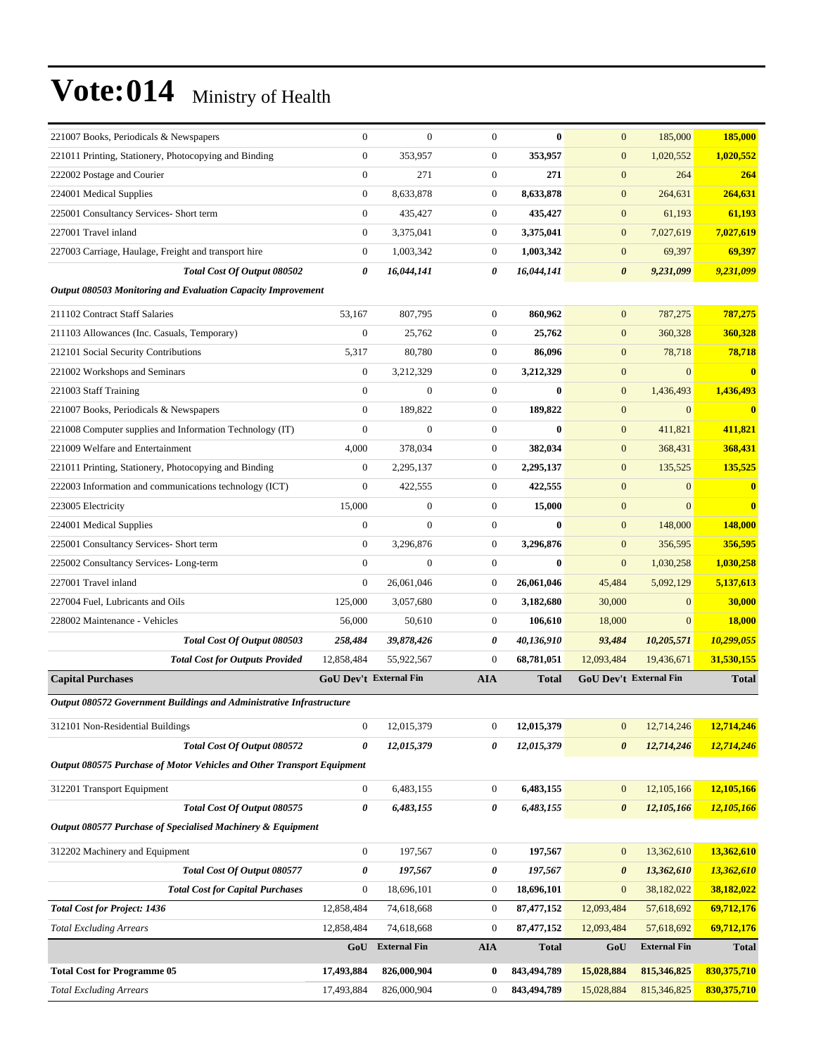# Vote:014 Ministry of Health

| | | | | | | | |
|---|---|---|---|---|---|---|---|
| 221007 Books, Periodicals & Newspapers | 0 | 0 | 0 | **0** | 0 | 185,000 | **185,000** |
| 221011 Printing, Stationery, Photocopying and Binding | 0 | 353,957 | 0 | **353,957** | 0 | 1,020,552 | **1,020,552** |
| 222002 Postage and Courier | 0 | 271 | 0 | **271** | 0 | 264 | **264** |
| 224001 Medical Supplies | 0 | 8,633,878 | 0 | **8,633,878** | 0 | 264,631 | **264,631** |
| 225001 Consultancy Services- Short term | 0 | 435,427 | 0 | **435,427** | 0 | 61,193 | **61,193** |
| 227001 Travel inland | 0 | 3,375,041 | 0 | **3,375,041** | 0 | 7,027,619 | **7,027,619** |
| 227003 Carriage, Haulage, Freight and transport hire | 0 | 1,003,342 | 0 | **1,003,342** | 0 | 69,397 | **69,397** |
| ***Total Cost Of Output 080502*** | ***0*** | ***16,044,141*** | ***0*** | ***16,044,141*** | ***0*** | ***9,231,099*** | ***9,231,099*** |
| ***Output 080503 Monitoring and Evaluation Capacity Improvement*** | | | | | | | |
| 211102 Contract Staff Salaries | 53,167 | 807,795 | 0 | **860,962** | 0 | 787,275 | **787,275** |
| 211103 Allowances (Inc. Casuals, Temporary) | 0 | 25,762 | 0 | **25,762** | 0 | 360,328 | **360,328** |
| 212101 Social Security Contributions | 5,317 | 80,780 | 0 | **86,096** | 0 | 78,718 | **78,718** |
| 221002 Workshops and Seminars | 0 | 3,212,329 | 0 | **3,212,329** | 0 | 0 | **0** |
| 221003 Staff Training | 0 | 0 | 0 | **0** | 0 | 1,436,493 | **1,436,493** |
| 221007 Books, Periodicals & Newspapers | 0 | 189,822 | 0 | **189,822** | 0 | 0 | **0** |
| 221008 Computer supplies and Information Technology (IT) | 0 | 0 | 0 | **0** | 0 | 411,821 | **411,821** |
| 221009 Welfare and Entertainment | 4,000 | 378,034 | 0 | **382,034** | 0 | 368,431 | **368,431** |
| 221011 Printing, Stationery, Photocopying and Binding | 0 | 2,295,137 | 0 | **2,295,137** | 0 | 135,525 | **135,525** |
| 222003 Information and communications technology (ICT) | 0 | 422,555 | 0 | **422,555** | 0 | 0 | **0** |
| 223005 Electricity | 15,000 | 0 | 0 | **15,000** | 0 | 0 | **0** |
| 224001 Medical Supplies | 0 | 0 | 0 | **0** | 0 | 148,000 | **148,000** |
| 225001 Consultancy Services- Short term | 0 | 3,296,876 | 0 | **3,296,876** | 0 | 356,595 | **356,595** |
| 225002 Consultancy Services- Long-term | 0 | 0 | 0 | **0** | 0 | 1,030,258 | **1,030,258** |
| 227001 Travel inland | 0 | 26,061,046 | 0 | **26,061,046** | 45,484 | 5,092,129 | **5,137,613** |
| 227004 Fuel, Lubricants and Oils | 125,000 | 3,057,680 | 0 | **3,182,680** | 30,000 | 0 | **30,000** |
| 228002 Maintenance - Vehicles | 56,000 | 50,610 | 0 | **106,610** | 18,000 | 0 | **18,000** |
| ***Total Cost Of Output 080503*** | ***258,484*** | ***39,878,426*** | ***0*** | ***40,136,910*** | ***93,484*** | ***10,205,571*** | ***10,299,055*** |
| ***Total Cost for Outputs Provided*** | 12,858,484 | 55,922,567 | 0 | 68,781,051 | 12,093,484 | 19,436,671 | **31,530,155** |
| **Capital Purchases** | **GoU Dev't** | **External Fin** | **AIA** | **Total** | **GoU Dev't** | **External Fin** | **Total** |
| ***Output 080572 Government Buildings and Administrative Infrastructure*** | | | | | | | |
| 312101 Non-Residential Buildings | 0 | 12,015,379 | 0 | **12,015,379** | 0 | 12,714,246 | **12,714,246** |
| ***Total Cost Of Output 080572*** | ***0*** | ***12,015,379*** | ***0*** | ***12,015,379*** | ***0*** | ***12,714,246*** | ***12,714,246*** |
| ***Output 080575 Purchase of Motor Vehicles and Other Transport Equipment*** | | | | | | | |
| 312201 Transport Equipment | 0 | 6,483,155 | 0 | **6,483,155** | 0 | 12,105,166 | **12,105,166** |
| ***Total Cost Of Output 080575*** | ***0*** | ***6,483,155*** | ***0*** | ***6,483,155*** | ***0*** | ***12,105,166*** | ***12,105,166*** |
| ***Output 080577 Purchase of Specialised Machinery & Equipment*** | | | | | | | |
| 312202 Machinery and Equipment | 0 | 197,567 | 0 | **197,567** | 0 | 13,362,610 | **13,362,610** |
| ***Total Cost Of Output 080577*** | ***0*** | ***197,567*** | ***0*** | ***197,567*** | ***0*** | ***13,362,610*** | ***13,362,610*** |
| ***Total Cost for Capital Purchases*** | 0 | 18,696,101 | 0 | **18,696,101** | 0 | 38,182,022 | **38,182,022** |
| ***Total Cost for Project: 1436*** | 12,858,484 | 74,618,668 | 0 | **87,477,152** | 12,093,484 | 57,618,692 | **69,712,176** |
| *Total Excluding Arrears* | 12,858,484 | 74,618,668 | 0 | **87,477,152** | 12,093,484 | 57,618,692 | **69,712,176** |
| | **GoU** | **External Fin** | **AIA** | **Total** | **GoU** | **External Fin** | **Total** |
| **Total Cost for Programme 05** | **17,493,884** | **826,000,904** | **0** | **843,494,789** | **15,028,884** | **815,346,825** | **830,375,710** |
| *Total Excluding Arrears* | 17,493,884 | 826,000,904 | 0 | **843,494,789** | 15,028,884 | 815,346,825 | **830,375,710** |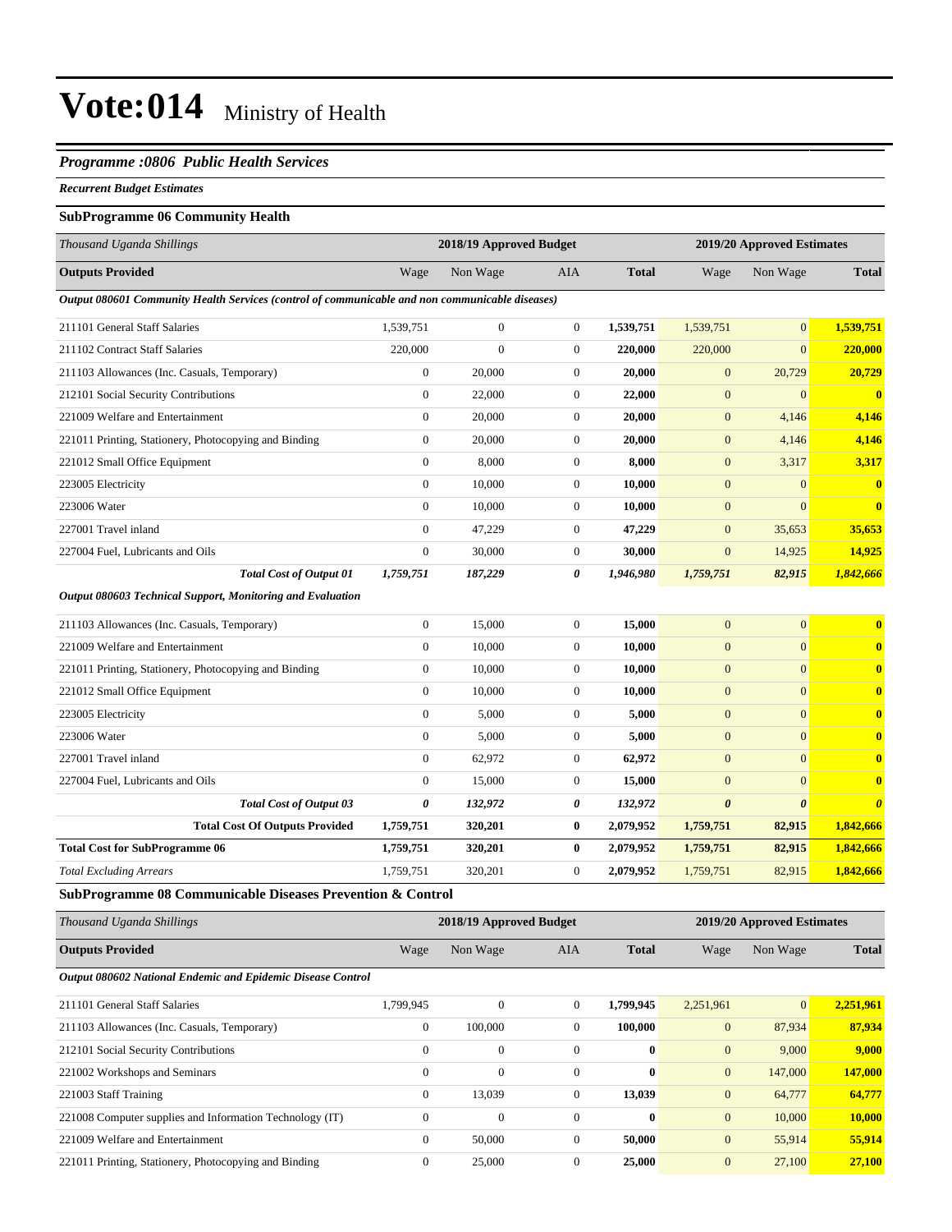# Vote:014 Ministry of Health

## *Programme :0806 Public Health Services*

***Recurrent Budget Estimates***

### SubProgramme 06 Community Health

| *Thousand Uganda Shillings* | 2018/19 Approved Budget | | | | 2019/20 Approved Estimates | | |
|---|---|---|---|---|---|---|---|
| **Outputs Provided** | Wage | Non Wage | AIA | **Total** | Wage | Non Wage | **Total** |
| ***Output 080601 Community Health Services (control of communicable and non communicable diseases)*** | | | | | | | |
| 211101 General Staff Salaries | 1,539,751 | 0 | 0 | **1,539,751** | 1,539,751 | 0 | **1,539,751** |
| 211102 Contract Staff Salaries | 220,000 | 0 | 0 | **220,000** | 220,000 | 0 | **220,000** |
| 211103 Allowances (Inc. Casuals, Temporary) | 0 | 20,000 | 0 | **20,000** | 0 | 20,729 | **20,729** |
| 212101 Social Security Contributions | 0 | 22,000 | 0 | **22,000** | 0 | 0 | **0** |
| 221009 Welfare and Entertainment | 0 | 20,000 | 0 | **20,000** | 0 | 4,146 | **4,146** |
| 221011 Printing, Stationery, Photocopying and Binding | 0 | 20,000 | 0 | **20,000** | 0 | 4,146 | **4,146** |
| 221012 Small Office Equipment | 0 | 8,000 | 0 | **8,000** | 0 | 3,317 | **3,317** |
| 223005 Electricity | 0 | 10,000 | 0 | **10,000** | 0 | 0 | **0** |
| 223006 Water | 0 | 10,000 | 0 | **10,000** | 0 | 0 | **0** |
| 227001 Travel inland | 0 | 47,229 | 0 | **47,229** | 0 | 35,653 | **35,653** |
| 227004 Fuel, Lubricants and Oils | 0 | 30,000 | 0 | **30,000** | 0 | 14,925 | **14,925** |
| ***Total Cost of Output 01*** | ***1,759,751*** | ***187,229*** | ***0*** | ***1,946,980*** | ***1,759,751*** | ***82,915*** | ***1,842,666*** |
| ***Output 080603 Technical Support, Monitoring and Evaluation*** | | | | | | | |
| 211103 Allowances (Inc. Casuals, Temporary) | 0 | 15,000 | 0 | **15,000** | 0 | 0 | **0** |
| 221009 Welfare and Entertainment | 0 | 10,000 | 0 | **10,000** | 0 | 0 | **0** |
| 221011 Printing, Stationery, Photocopying and Binding | 0 | 10,000 | 0 | **10,000** | 0 | 0 | **0** |
| 221012 Small Office Equipment | 0 | 10,000 | 0 | **10,000** | 0 | 0 | **0** |
| 223005 Electricity | 0 | 5,000 | 0 | **5,000** | 0 | 0 | **0** |
| 223006 Water | 0 | 5,000 | 0 | **5,000** | 0 | 0 | **0** |
| 227001 Travel inland | 0 | 62,972 | 0 | **62,972** | 0 | 0 | **0** |
| 227004 Fuel, Lubricants and Oils | 0 | 15,000 | 0 | **15,000** | 0 | 0 | **0** |
| ***Total Cost of Output 03*** | ***0*** | ***132,972*** | ***0*** | ***132,972*** | ***0*** | ***0*** | ***0*** |
| **Total Cost Of Outputs Provided** | **1,759,751** | **320,201** | **0** | **2,079,952** | **1,759,751** | **82,915** | **1,842,666** |
| **Total Cost for SubProgramme 06** | **1,759,751** | **320,201** | **0** | **2,079,952** | **1,759,751** | **82,915** | **1,842,666** |
| *Total Excluding Arrears* | 1,759,751 | 320,201 | 0 | 2,079,952 | 1,759,751 | 82,915 | 1,842,666 |

### SubProgramme 08 Communicable Diseases Prevention & Control

| *Thousand Uganda Shillings* | 2018/19 Approved Budget | | | | 2019/20 Approved Estimates | | |
|---|---|---|---|---|---|---|---|
| **Outputs Provided** | Wage | Non Wage | AIA | **Total** | Wage | Non Wage | **Total** |
| ***Output 080602 National Endemic and Epidemic Disease Control*** | | | | | | | |
| 211101 General Staff Salaries | 1,799,945 | 0 | 0 | **1,799,945** | 2,251,961 | 0 | **2,251,961** |
| 211103 Allowances (Inc. Casuals, Temporary) | 0 | 100,000 | 0 | **100,000** | 0 | 87,934 | **87,934** |
| 212101 Social Security Contributions | 0 | 0 | 0 | **0** | 0 | 9,000 | **9,000** |
| 221002 Workshops and Seminars | 0 | 0 | 0 | **0** | 0 | 147,000 | **147,000** |
| 221003 Staff Training | 0 | 13,039 | 0 | **13,039** | 0 | 64,777 | **64,777** |
| 221008 Computer supplies and Information Technology (IT) | 0 | 0 | 0 | **0** | 0 | 10,000 | **10,000** |
| 221009 Welfare and Entertainment | 0 | 50,000 | 0 | **50,000** | 0 | 55,914 | **55,914** |
| 221011 Printing, Stationery, Photocopying and Binding | 0 | 25,000 | 0 | **25,000** | 0 | 27,100 | **27,100** |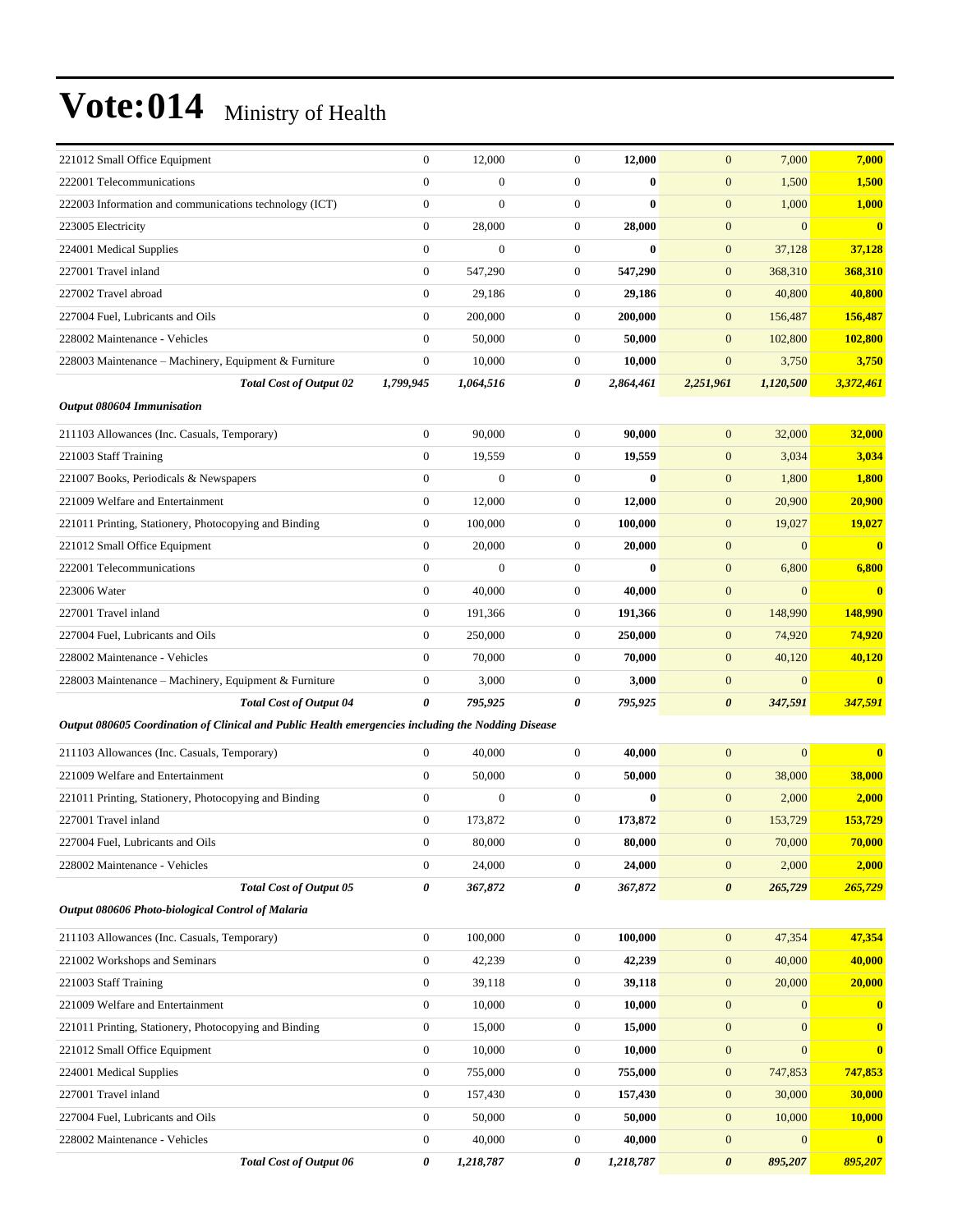# Vote:014 Ministry of Health

| | | | | | | | |
|---|---|---|---|---|---|---|---|
| 221012 Small Office Equipment | 0 | 12,000 | 0 | **12,000** | 0 | 7,000 | **7,000** |
| 222001 Telecommunications | 0 | 0 | 0 | **0** | 0 | 1,500 | **1,500** |
| 222003 Information and communications technology (ICT) | 0 | 0 | 0 | **0** | 0 | 1,000 | **1,000** |
| 223005 Electricity | 0 | 28,000 | 0 | **28,000** | 0 | 0 | **0** |
| 224001 Medical Supplies | 0 | 0 | 0 | **0** | 0 | 37,128 | **37,128** |
| 227001 Travel inland | 0 | 547,290 | 0 | **547,290** | 0 | 368,310 | **368,310** |
| 227002 Travel abroad | 0 | 29,186 | 0 | **29,186** | 0 | 40,800 | **40,800** |
| 227004 Fuel, Lubricants and Oils | 0 | 200,000 | 0 | **200,000** | 0 | 156,487 | **156,487** |
| 228002 Maintenance - Vehicles | 0 | 50,000 | 0 | **50,000** | 0 | 102,800 | **102,800** |
| 228003 Maintenance – Machinery, Equipment & Furniture | 0 | 10,000 | 0 | **10,000** | 0 | 3,750 | **3,750** |
| ***Total Cost of Output 02*** | ***1,799,945*** | ***1,064,516*** | ***0*** | ***2,864,461*** | ***2,251,961*** | ***1,120,500*** | ***3,372,461*** |
| ***Output 080604 Immunisation*** | | | | | | | |
| 211103 Allowances (Inc. Casuals, Temporary) | 0 | 90,000 | 0 | **90,000** | 0 | 32,000 | **32,000** |
| 221003 Staff Training | 0 | 19,559 | 0 | **19,559** | 0 | 3,034 | **3,034** |
| 221007 Books, Periodicals & Newspapers | 0 | 0 | 0 | **0** | 0 | 1,800 | **1,800** |
| 221009 Welfare and Entertainment | 0 | 12,000 | 0 | **12,000** | 0 | 20,900 | **20,900** |
| 221011 Printing, Stationery, Photocopying and Binding | 0 | 100,000 | 0 | **100,000** | 0 | 19,027 | **19,027** |
| 221012 Small Office Equipment | 0 | 20,000 | 0 | **20,000** | 0 | 0 | **0** |
| 222001 Telecommunications | 0 | 0 | 0 | **0** | 0 | 6,800 | **6,800** |
| 223006 Water | 0 | 40,000 | 0 | **40,000** | 0 | 0 | **0** |
| 227001 Travel inland | 0 | 191,366 | 0 | **191,366** | 0 | 148,990 | **148,990** |
| 227004 Fuel, Lubricants and Oils | 0 | 250,000 | 0 | **250,000** | 0 | 74,920 | **74,920** |
| 228002 Maintenance - Vehicles | 0 | 70,000 | 0 | **70,000** | 0 | 40,120 | **40,120** |
| 228003 Maintenance – Machinery, Equipment & Furniture | 0 | 3,000 | 0 | **3,000** | 0 | 0 | **0** |
| ***Total Cost of Output 04*** | ***0*** | ***795,925*** | ***0*** | ***795,925*** | ***0*** | ***347,591*** | ***347,591*** |
| ***Output 080605 Coordination of Clinical and Public Health emergencies including the Nodding Disease*** | | | | | | | |
| 211103 Allowances (Inc. Casuals, Temporary) | 0 | 40,000 | 0 | **40,000** | 0 | 0 | **0** |
| 221009 Welfare and Entertainment | 0 | 50,000 | 0 | **50,000** | 0 | 38,000 | **38,000** |
| 221011 Printing, Stationery, Photocopying and Binding | 0 | 0 | 0 | **0** | 0 | 2,000 | **2,000** |
| 227001 Travel inland | 0 | 173,872 | 0 | **173,872** | 0 | 153,729 | **153,729** |
| 227004 Fuel, Lubricants and Oils | 0 | 80,000 | 0 | **80,000** | 0 | 70,000 | **70,000** |
| 228002 Maintenance - Vehicles | 0 | 24,000 | 0 | **24,000** | 0 | 2,000 | **2,000** |
| ***Total Cost of Output 05*** | ***0*** | ***367,872*** | ***0*** | ***367,872*** | ***0*** | ***265,729*** | ***265,729*** |
| ***Output 080606 Photo-biological Control of Malaria*** | | | | | | | |
| 211103 Allowances (Inc. Casuals, Temporary) | 0 | 100,000 | 0 | **100,000** | 0 | 47,354 | **47,354** |
| 221002 Workshops and Seminars | 0 | 42,239 | 0 | **42,239** | 0 | 40,000 | **40,000** |
| 221003 Staff Training | 0 | 39,118 | 0 | **39,118** | 0 | 20,000 | **20,000** |
| 221009 Welfare and Entertainment | 0 | 10,000 | 0 | **10,000** | 0 | 0 | **0** |
| 221011 Printing, Stationery, Photocopying and Binding | 0 | 15,000 | 0 | **15,000** | 0 | 0 | **0** |
| 221012 Small Office Equipment | 0 | 10,000 | 0 | **10,000** | 0 | 0 | **0** |
| 224001 Medical Supplies | 0 | 755,000 | 0 | **755,000** | 0 | 747,853 | **747,853** |
| 227001 Travel inland | 0 | 157,430 | 0 | **157,430** | 0 | 30,000 | **30,000** |
| 227004 Fuel, Lubricants and Oils | 0 | 50,000 | 0 | **50,000** | 0 | 10,000 | **10,000** |
| 228002 Maintenance - Vehicles | 0 | 40,000 | 0 | **40,000** | 0 | 0 | **0** |
| ***Total Cost of Output 06*** | ***0*** | ***1,218,787*** | ***0*** | ***1,218,787*** | ***0*** | ***895,207*** | ***895,207*** |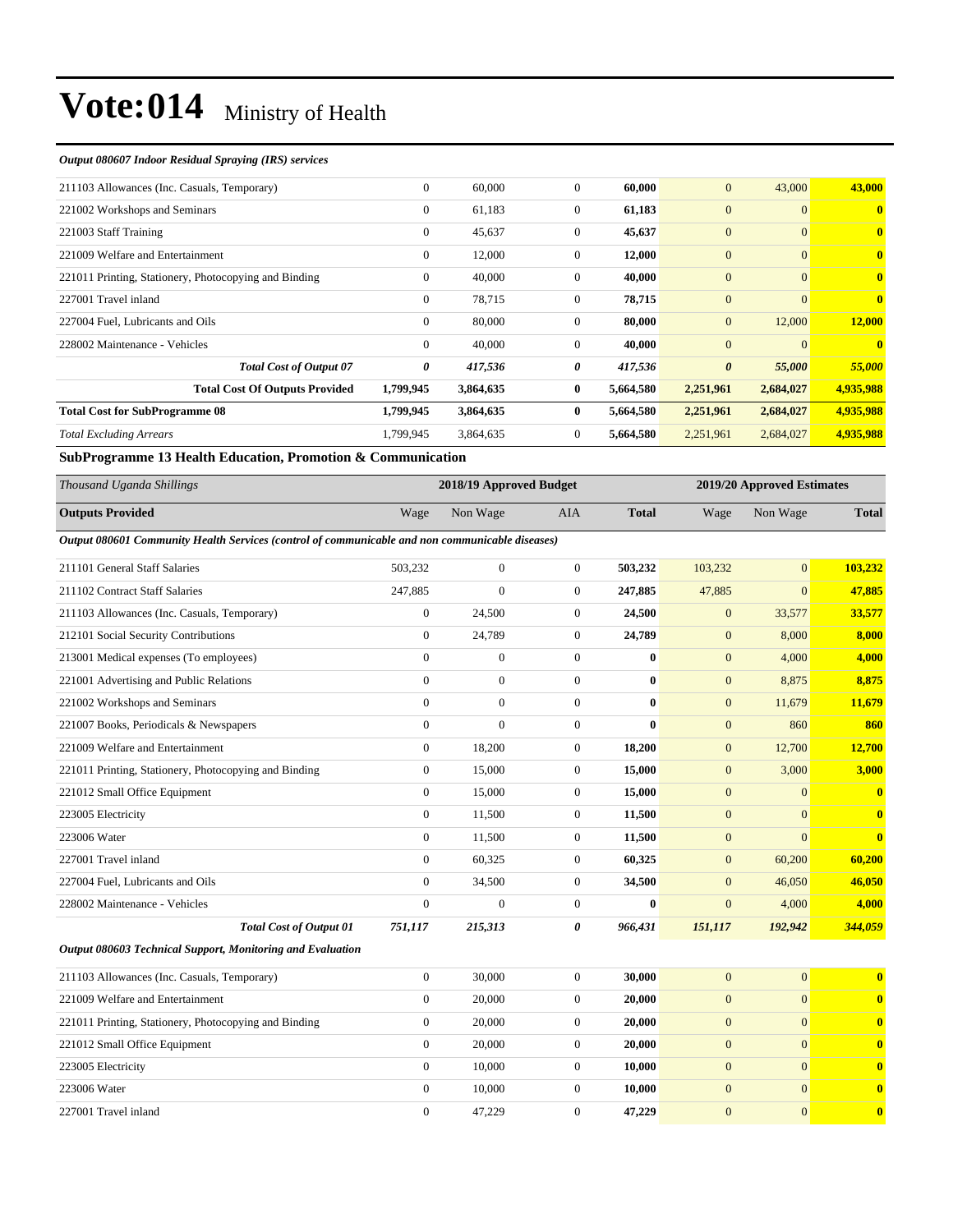# Vote:014 Ministry of Health

*Output 080607 Indoor Residual Spraying (IRS) services*

| | | | | | | | |
|---|---|---|---|---|---|---|---|
| 211103 Allowances (Inc. Casuals, Temporary) | 0 | 60,000 | 0 | **60,000** | 0 | 43,000 | **43,000** |
| 221002 Workshops and Seminars | 0 | 61,183 | 0 | **61,183** | 0 | 0 | **0** |
| 221003 Staff Training | 0 | 45,637 | 0 | **45,637** | 0 | 0 | **0** |
| 221009 Welfare and Entertainment | 0 | 12,000 | 0 | **12,000** | 0 | 0 | **0** |
| 221011 Printing, Stationery, Photocopying and Binding | 0 | 40,000 | 0 | **40,000** | 0 | 0 | **0** |
| 227001 Travel inland | 0 | 78,715 | 0 | **78,715** | 0 | 0 | **0** |
| 227004 Fuel, Lubricants and Oils | 0 | 80,000 | 0 | **80,000** | 0 | 12,000 | **12,000** |
| 228002 Maintenance - Vehicles | 0 | 40,000 | 0 | **40,000** | 0 | 0 | **0** |
| ***Total Cost of Output 07*** | ***0*** | ***417,536*** | ***0*** | ***417,536*** | ***0*** | ***55,000*** | ***55,000*** |
| **Total Cost Of Outputs Provided** | **1,799,945** | **3,864,635** | **0** | **5,664,580** | **2,251,961** | **2,684,027** | **4,935,988** |
| **Total Cost for SubProgramme 08** | **1,799,945** | **3,864,635** | **0** | **5,664,580** | **2,251,961** | **2,684,027** | **4,935,988** |
| *Total Excluding Arrears* | 1,799,945 | 3,864,635 | 0 | 5,664,580 | 2,251,961 | 2,684,027 | **4,935,988** |

### SubProgramme 13 Health Education, Promotion & Communication

| *Thousand Uganda Shillings* | 2018/19 Approved Budget | | | | 2019/20 Approved Estimates | | |
|---|---|---|---|---|---|---|---|
| **Outputs Provided** | Wage | Non Wage | AIA | **Total** | Wage | Non Wage | **Total** |
| ***Output 080601 Community Health Services (control of communicable and non communicable diseases)*** | | | | | | | |
| 211101 General Staff Salaries | 503,232 | 0 | 0 | **503,232** | 103,232 | 0 | **103,232** |
| 211102 Contract Staff Salaries | 247,885 | 0 | 0 | **247,885** | 47,885 | 0 | **47,885** |
| 211103 Allowances (Inc. Casuals, Temporary) | 0 | 24,500 | 0 | **24,500** | 0 | 33,577 | **33,577** |
| 212101 Social Security Contributions | 0 | 24,789 | 0 | **24,789** | 0 | 8,000 | **8,000** |
| 213001 Medical expenses (To employees) | 0 | 0 | 0 | **0** | 0 | 4,000 | **4,000** |
| 221001 Advertising and Public Relations | 0 | 0 | 0 | **0** | 0 | 8,875 | **8,875** |
| 221002 Workshops and Seminars | 0 | 0 | 0 | **0** | 0 | 11,679 | **11,679** |
| 221007 Books, Periodicals & Newspapers | 0 | 0 | 0 | **0** | 0 | 860 | **860** |
| 221009 Welfare and Entertainment | 0 | 18,200 | 0 | **18,200** | 0 | 12,700 | **12,700** |
| 221011 Printing, Stationery, Photocopying and Binding | 0 | 15,000 | 0 | **15,000** | 0 | 3,000 | **3,000** |
| 221012 Small Office Equipment | 0 | 15,000 | 0 | **15,000** | 0 | 0 | **0** |
| 223005 Electricity | 0 | 11,500 | 0 | **11,500** | 0 | 0 | **0** |
| 223006 Water | 0 | 11,500 | 0 | **11,500** | 0 | 0 | **0** |
| 227001 Travel inland | 0 | 60,325 | 0 | **60,325** | 0 | 60,200 | **60,200** |
| 227004 Fuel, Lubricants and Oils | 0 | 34,500 | 0 | **34,500** | 0 | 46,050 | **46,050** |
| 228002 Maintenance - Vehicles | 0 | 0 | 0 | **0** | 0 | 4,000 | **4,000** |
| ***Total Cost of Output 01*** | ***751,117*** | ***215,313*** | ***0*** | ***966,431*** | ***151,117*** | ***192,942*** | ***344,059*** |
| ***Output 080603 Technical Support, Monitoring and Evaluation*** | | | | | | | |
| 211103 Allowances (Inc. Casuals, Temporary) | 0 | 30,000 | 0 | **30,000** | 0 | 0 | **0** |
| 221009 Welfare and Entertainment | 0 | 20,000 | 0 | **20,000** | 0 | 0 | **0** |
| 221011 Printing, Stationery, Photocopying and Binding | 0 | 20,000 | 0 | **20,000** | 0 | 0 | **0** |
| 221012 Small Office Equipment | 0 | 20,000 | 0 | **20,000** | 0 | 0 | **0** |
| 223005 Electricity | 0 | 10,000 | 0 | **10,000** | 0 | 0 | **0** |
| 223006 Water | 0 | 10,000 | 0 | **10,000** | 0 | 0 | **0** |
| 227001 Travel inland | 0 | 47,229 | 0 | **47,229** | 0 | 0 | **0** |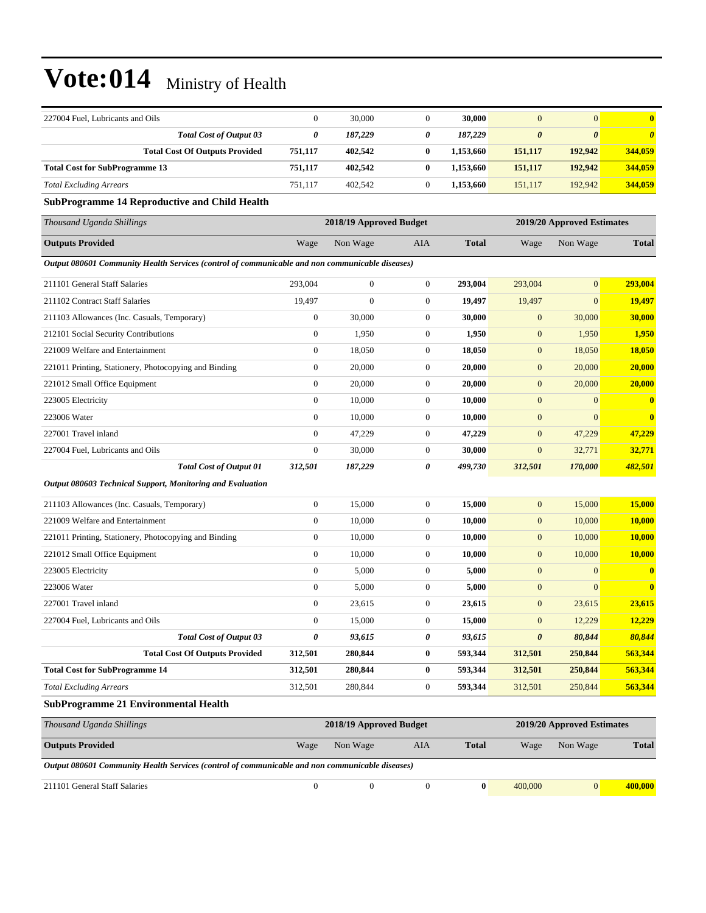# Vote:014 Ministry of Health

| | | | | | | | |
|---|---|---|---|---|---|---|---|
| 227004 Fuel, Lubricants and Oils | 0 | 30,000 | 0 | **30,000** | 0 | 0 | **0** |
| ***Total Cost of Output 03*** | ***0*** | ***187,229*** | ***0*** | ***187,229*** | ***0*** | ***0*** | ***0*** |
| **Total Cost Of Outputs Provided** | **751,117** | **402,542** | **0** | **1,153,660** | **151,117** | **192,942** | **344,059** |
| **Total Cost for SubProgramme 13** | **751,117** | **402,542** | **0** | **1,153,660** | **151,117** | **192,942** | **344,059** |
| *Total Excluding Arrears* | 751,117 | 402,542 | 0 | **1,153,660** | 151,117 | 192,942 | **344,059** |

## SubProgramme 14 Reproductive and Child Health

| *Thousand Uganda Shillings* | 2018/19 Approved Budget | | | | 2019/20 Approved Estimates | | |
|---|---|---|---|---|---|---|---|
| **Outputs Provided** | Wage | Non Wage | AIA | **Total** | Wage | Non Wage | **Total** |
| ***Output 080601 Community Health Services (control of communicable and non communicable diseases)*** | | | | | | | |
| 211101 General Staff Salaries | 293,004 | 0 | 0 | **293,004** | 293,004 | 0 | **293,004** |
| 211102 Contract Staff Salaries | 19,497 | 0 | 0 | **19,497** | 19,497 | 0 | **19,497** |
| 211103 Allowances (Inc. Casuals, Temporary) | 0 | 30,000 | 0 | **30,000** | 0 | 30,000 | **30,000** |
| 212101 Social Security Contributions | 0 | 1,950 | 0 | **1,950** | 0 | 1,950 | **1,950** |
| 221009 Welfare and Entertainment | 0 | 18,050 | 0 | **18,050** | 0 | 18,050 | **18,050** |
| 221011 Printing, Stationery, Photocopying and Binding | 0 | 20,000 | 0 | **20,000** | 0 | 20,000 | **20,000** |
| 221012 Small Office Equipment | 0 | 20,000 | 0 | **20,000** | 0 | 20,000 | **20,000** |
| 223005 Electricity | 0 | 10,000 | 0 | **10,000** | 0 | 0 | **0** |
| 223006 Water | 0 | 10,000 | 0 | **10,000** | 0 | 0 | **0** |
| 227001 Travel inland | 0 | 47,229 | 0 | **47,229** | 0 | 47,229 | **47,229** |
| 227004 Fuel, Lubricants and Oils | 0 | 30,000 | 0 | **30,000** | 0 | 32,771 | **32,771** |
| ***Total Cost of Output 01*** | ***312,501*** | ***187,229*** | ***0*** | ***499,730*** | ***312,501*** | ***170,000*** | ***482,501*** |
| ***Output 080603 Technical Support, Monitoring and Evaluation*** | | | | | | | |
| 211103 Allowances (Inc. Casuals, Temporary) | 0 | 15,000 | 0 | **15,000** | 0 | 15,000 | **15,000** |
| 221009 Welfare and Entertainment | 0 | 10,000 | 0 | **10,000** | 0 | 10,000 | **10,000** |
| 221011 Printing, Stationery, Photocopying and Binding | 0 | 10,000 | 0 | **10,000** | 0 | 10,000 | **10,000** |
| 221012 Small Office Equipment | 0 | 10,000 | 0 | **10,000** | 0 | 10,000 | **10,000** |
| 223005 Electricity | 0 | 5,000 | 0 | **5,000** | 0 | 0 | **0** |
| 223006 Water | 0 | 5,000 | 0 | **5,000** | 0 | 0 | **0** |
| 227001 Travel inland | 0 | 23,615 | 0 | **23,615** | 0 | 23,615 | **23,615** |
| 227004 Fuel, Lubricants and Oils | 0 | 15,000 | 0 | **15,000** | 0 | 12,229 | **12,229** |
| ***Total Cost of Output 03*** | ***0*** | ***93,615*** | ***0*** | ***93,615*** | ***0*** | ***80,844*** | ***80,844*** |
| **Total Cost Of Outputs Provided** | **312,501** | **280,844** | **0** | **593,344** | **312,501** | **250,844** | **563,344** |
| **Total Cost for SubProgramme 14** | **312,501** | **280,844** | **0** | **593,344** | **312,501** | **250,844** | **563,344** |
| *Total Excluding Arrears* | 312,501 | 280,844 | 0 | **593,344** | 312,501 | 250,844 | **563,344** |

## SubProgramme 21 Environmental Health

| *Thousand Uganda Shillings* | 2018/19 Approved Budget | | | | 2019/20 Approved Estimates | | |
|---|---|---|---|---|---|---|---|
| **Outputs Provided** | Wage | Non Wage | AIA | **Total** | Wage | Non Wage | **Total** |
| ***Output 080601 Community Health Services (control of communicable and non communicable diseases)*** | | | | | | | |
| 211101 General Staff Salaries | 0 | 0 | 0 | **0** | 400,000 | 0 | **400,000** |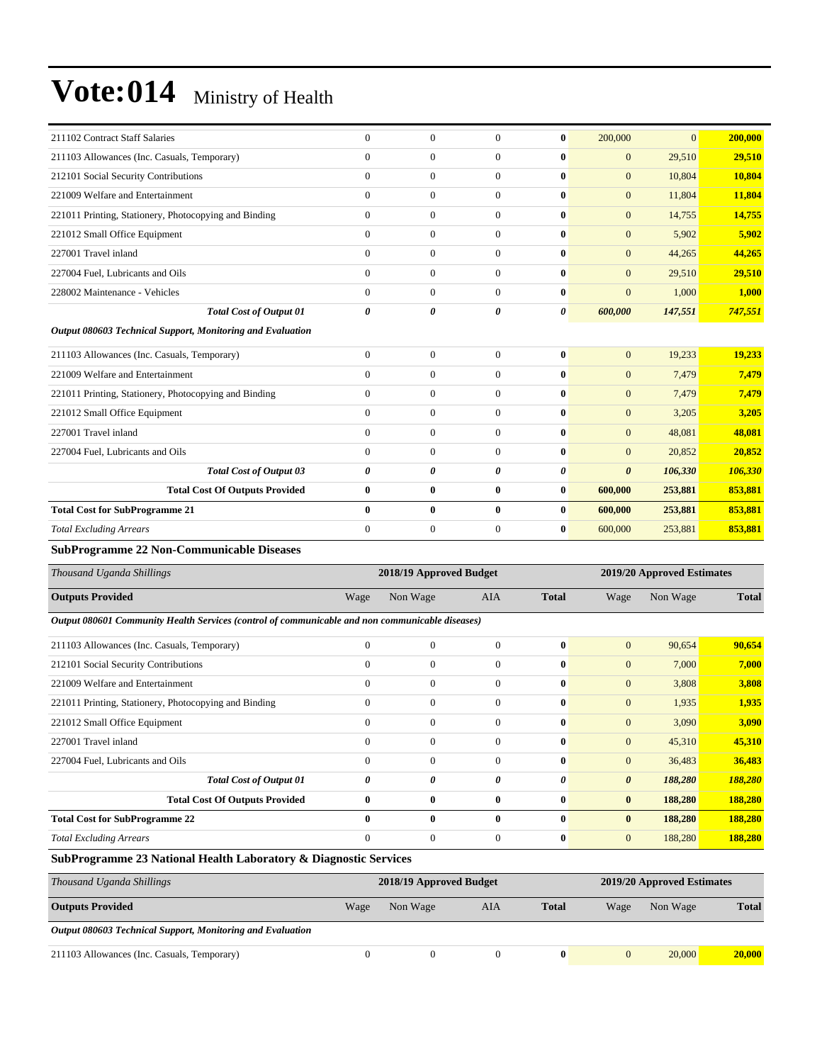# Vote:014 Ministry of Health

| | | | | | | | |
|---|---|---|---|---|---|---|---|
| 211102 Contract Staff Salaries | 0 | 0 | 0 | **0** | 200,000 | 0 | **200,000** |
| 211103 Allowances (Inc. Casuals, Temporary) | 0 | 0 | 0 | **0** | 0 | 29,510 | **29,510** |
| 212101 Social Security Contributions | 0 | 0 | 0 | **0** | 0 | 10,804 | **10,804** |
| 221009 Welfare and Entertainment | 0 | 0 | 0 | **0** | 0 | 11,804 | **11,804** |
| 221011 Printing, Stationery, Photocopying and Binding | 0 | 0 | 0 | **0** | 0 | 14,755 | **14,755** |
| 221012 Small Office Equipment | 0 | 0 | 0 | **0** | 0 | 5,902 | **5,902** |
| 227001 Travel inland | 0 | 0 | 0 | **0** | 0 | 44,265 | **44,265** |
| 227004 Fuel, Lubricants and Oils | 0 | 0 | 0 | **0** | 0 | 29,510 | **29,510** |
| 228002 Maintenance - Vehicles | 0 | 0 | 0 | **0** | 0 | 1,000 | **1,000** |
| ***Total Cost of Output 01*** | ***0*** | ***0*** | ***0*** | ***0*** | ***600,000*** | ***147,551*** | ***747,551*** |
| ***Output 080603 Technical Support, Monitoring and Evaluation*** | | | | | | | |
| 211103 Allowances (Inc. Casuals, Temporary) | 0 | 0 | 0 | **0** | 0 | 19,233 | **19,233** |
| 221009 Welfare and Entertainment | 0 | 0 | 0 | **0** | 0 | 7,479 | **7,479** |
| 221011 Printing, Stationery, Photocopying and Binding | 0 | 0 | 0 | **0** | 0 | 7,479 | **7,479** |
| 221012 Small Office Equipment | 0 | 0 | 0 | **0** | 0 | 3,205 | **3,205** |
| 227001 Travel inland | 0 | 0 | 0 | **0** | 0 | 48,081 | **48,081** |
| 227004 Fuel, Lubricants and Oils | 0 | 0 | 0 | **0** | 0 | 20,852 | **20,852** |
| ***Total Cost of Output 03*** | ***0*** | ***0*** | ***0*** | ***0*** | ***0*** | ***106,330*** | ***106,330*** |
| **Total Cost Of Outputs Provided** | **0** | **0** | **0** | **0** | **600,000** | **253,881** | **853,881** |
| **Total Cost for SubProgramme 21** | **0** | **0** | **0** | **0** | **600,000** | **253,881** | **853,881** |
| *Total Excluding Arrears* | 0 | 0 | 0 | **0** | 600,000 | 253,881 | **853,881** |

**SubProgramme 22 Non-Communicable Diseases**

| *Thousand Uganda Shillings* | 2018/19 Approved Budget | | | | 2019/20 Approved Estimates | | |
|---|---|---|---|---|---|---|---|
| **Outputs Provided** | Wage | Non Wage | AIA | **Total** | Wage | Non Wage | **Total** |
| ***Output 080601 Community Health Services (control of communicable and non communicable diseases)*** | | | | | | | |
| 211103 Allowances (Inc. Casuals, Temporary) | 0 | 0 | 0 | **0** | 0 | 90,654 | **90,654** |
| 212101 Social Security Contributions | 0 | 0 | 0 | **0** | 0 | 7,000 | **7,000** |
| 221009 Welfare and Entertainment | 0 | 0 | 0 | **0** | 0 | 3,808 | **3,808** |
| 221011 Printing, Stationery, Photocopying and Binding | 0 | 0 | 0 | **0** | 0 | 1,935 | **1,935** |
| 221012 Small Office Equipment | 0 | 0 | 0 | **0** | 0 | 3,090 | **3,090** |
| 227001 Travel inland | 0 | 0 | 0 | **0** | 0 | 45,310 | **45,310** |
| 227004 Fuel, Lubricants and Oils | 0 | 0 | 0 | **0** | 0 | 36,483 | **36,483** |
| ***Total Cost of Output 01*** | ***0*** | ***0*** | ***0*** | ***0*** | ***0*** | ***188,280*** | ***188,280*** |
| **Total Cost Of Outputs Provided** | **0** | **0** | **0** | **0** | **0** | **188,280** | **188,280** |
| **Total Cost for SubProgramme 22** | **0** | **0** | **0** | **0** | **0** | **188,280** | **188,280** |
| *Total Excluding Arrears* | 0 | 0 | 0 | **0** | 0 | 188,280 | **188,280** |

**SubProgramme 23 National Health Laboratory & Diagnostic Services**

| *Thousand Uganda Shillings* | 2018/19 Approved Budget | | | | 2019/20 Approved Estimates | | |
|---|---|---|---|---|---|---|---|
| **Outputs Provided** | Wage | Non Wage | AIA | **Total** | Wage | Non Wage | **Total** |
| ***Output 080603 Technical Support, Monitoring and Evaluation*** | | | | | | | |
| 211103 Allowances (Inc. Casuals, Temporary) | 0 | 0 | 0 | **0** | 0 | 20,000 | **20,000** |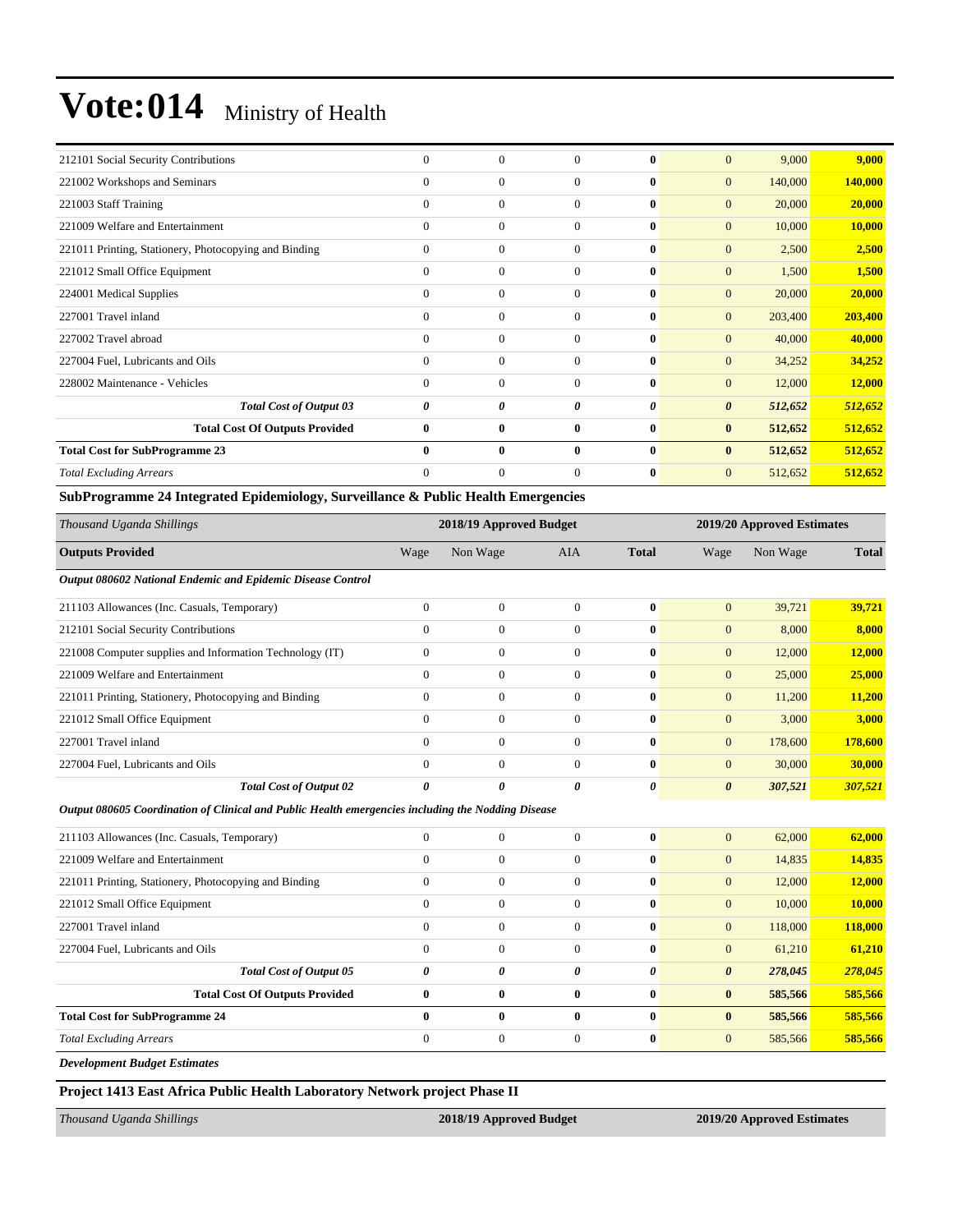| | | | | | | | |
|---|---|---|---|---|---|---|---|
| 212101 Social Security Contributions | 0 | 0 | 0 | **0** | 0 | 9,000 | **9,000** |
| 221002 Workshops and Seminars | 0 | 0 | 0 | **0** | 0 | 140,000 | **140,000** |
| 221003 Staff Training | 0 | 0 | 0 | **0** | 0 | 20,000 | **20,000** |
| 221009 Welfare and Entertainment | 0 | 0 | 0 | **0** | 0 | 10,000 | **10,000** |
| 221011 Printing, Stationery, Photocopying and Binding | 0 | 0 | 0 | **0** | 0 | 2,500 | **2,500** |
| 221012 Small Office Equipment | 0 | 0 | 0 | **0** | 0 | 1,500 | **1,500** |
| 224001 Medical Supplies | 0 | 0 | 0 | **0** | 0 | 20,000 | **20,000** |
| 227001 Travel inland | 0 | 0 | 0 | **0** | 0 | 203,400 | **203,400** |
| 227002 Travel abroad | 0 | 0 | 0 | **0** | 0 | 40,000 | **40,000** |
| 227004 Fuel, Lubricants and Oils | 0 | 0 | 0 | **0** | 0 | 34,252 | **34,252** |
| 228002 Maintenance - Vehicles | 0 | 0 | 0 | **0** | 0 | 12,000 | **12,000** |
| ***Total Cost of Output 03*** | ***0*** | ***0*** | ***0*** | ***0*** | ***0*** | ***512,652*** | ***512,652*** |
| **Total Cost Of Outputs Provided** | **0** | **0** | **0** | **0** | **0** | **512,652** | **512,652** |
| **Total Cost for SubProgramme 23** | **0** | **0** | **0** | **0** | **0** | **512,652** | **512,652** |
| *Total Excluding Arrears* | 0 | 0 | 0 | **0** | 0 | 512,652 | **512,652** |

**SubProgramme 24 Integrated Epidemiology, Surveillance & Public Health Emergencies**

| *Thousand Uganda Shillings* | 2018/19 Approved Budget | | | | 2019/20 Approved Estimates | | |
|---|---|---|---|---|---|---|---|
| **Outputs Provided** | Wage | Non Wage | AIA | **Total** | Wage | Non Wage | **Total** |
| ***Output 080602 National Endemic and Epidemic Disease Control*** | | | | | | | |
| 211103 Allowances (Inc. Casuals, Temporary) | 0 | 0 | 0 | **0** | 0 | 39,721 | **39,721** |
| 212101 Social Security Contributions | 0 | 0 | 0 | **0** | 0 | 8,000 | **8,000** |
| 221008 Computer supplies and Information Technology (IT) | 0 | 0 | 0 | **0** | 0 | 12,000 | **12,000** |
| 221009 Welfare and Entertainment | 0 | 0 | 0 | **0** | 0 | 25,000 | **25,000** |
| 221011 Printing, Stationery, Photocopying and Binding | 0 | 0 | 0 | **0** | 0 | 11,200 | **11,200** |
| 221012 Small Office Equipment | 0 | 0 | 0 | **0** | 0 | 3,000 | **3,000** |
| 227001 Travel inland | 0 | 0 | 0 | **0** | 0 | 178,600 | **178,600** |
| 227004 Fuel, Lubricants and Oils | 0 | 0 | 0 | **0** | 0 | 30,000 | **30,000** |
| ***Total Cost of Output 02*** | ***0*** | ***0*** | ***0*** | ***0*** | ***0*** | ***307,521*** | ***307,521*** |
| ***Output 080605 Coordination of Clinical and Public Health emergencies including the Nodding Disease*** | | | | | | | |
| 211103 Allowances (Inc. Casuals, Temporary) | 0 | 0 | 0 | **0** | 0 | 62,000 | **62,000** |
| 221009 Welfare and Entertainment | 0 | 0 | 0 | **0** | 0 | 14,835 | **14,835** |
| 221011 Printing, Stationery, Photocopying and Binding | 0 | 0 | 0 | **0** | 0 | 12,000 | **12,000** |
| 221012 Small Office Equipment | 0 | 0 | 0 | **0** | 0 | 10,000 | **10,000** |
| 227001 Travel inland | 0 | 0 | 0 | **0** | 0 | 118,000 | **118,000** |
| 227004 Fuel, Lubricants and Oils | 0 | 0 | 0 | **0** | 0 | 61,210 | **61,210** |
| ***Total Cost of Output 05*** | ***0*** | ***0*** | ***0*** | ***0*** | ***0*** | ***278,045*** | ***278,045*** |
| **Total Cost Of Outputs Provided** | **0** | **0** | **0** | **0** | **0** | **585,566** | **585,566** |
| **Total Cost for SubProgramme 24** | **0** | **0** | **0** | **0** | **0** | **585,566** | **585,566** |
| *Total Excluding Arrears* | 0 | 0 | 0 | **0** | 0 | 585,566 | **585,566** |

***Development Budget Estimates***

**Project 1413 East Africa Public Health Laboratory Network project Phase II**

| *Thousand Uganda Shillings* | 2018/19 Approved Budget | 2019/20 Approved Estimates |
|---|---|---|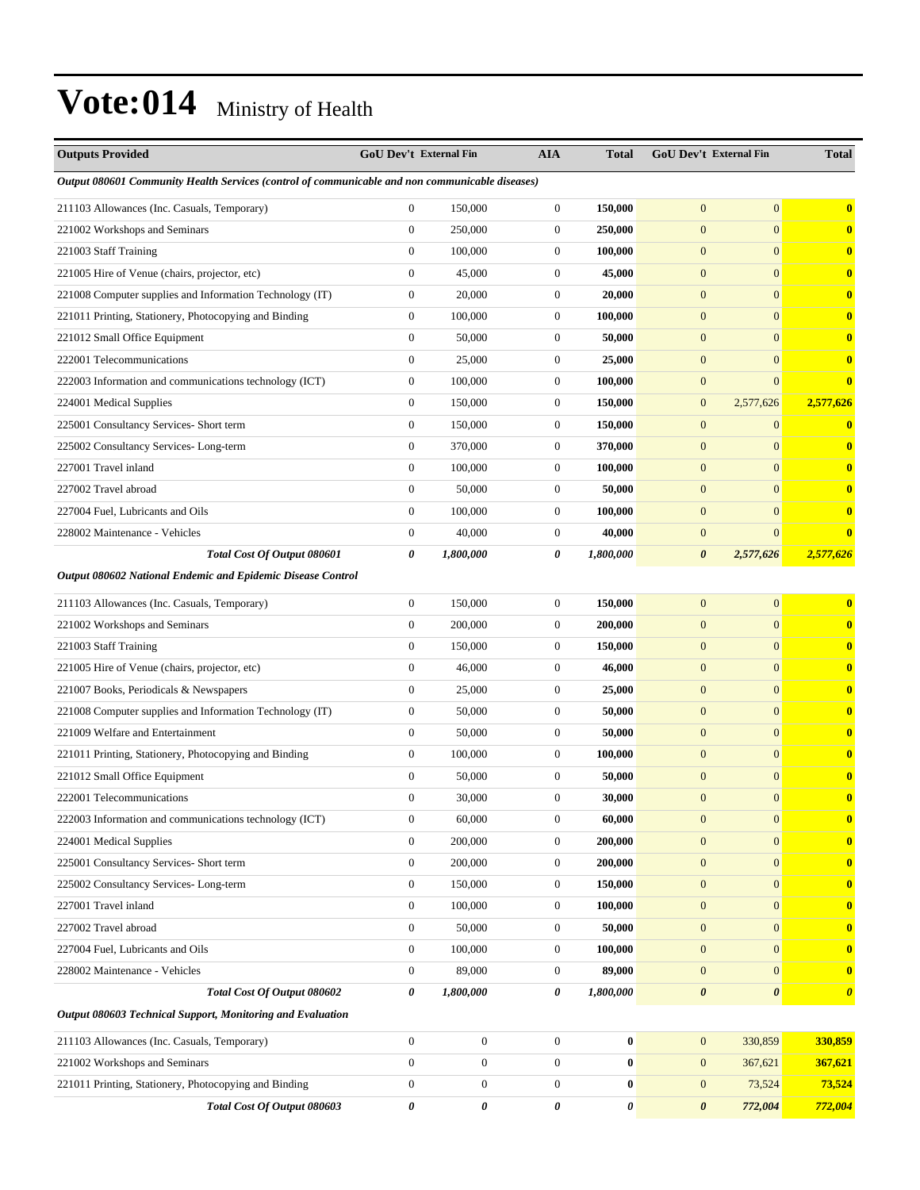# Vote:014 Ministry of Health

| Outputs Provided | GoU Dev't | External Fin | AIA | Total | GoU Dev't | External Fin | Total |
|---|---|---|---|---|---|---|---|
| *Output 080601 Community Health Services (control of communicable and non communicable diseases)* | | | | | | | |
| 211103 Allowances (Inc. Casuals, Temporary) | 0 | 150,000 | 0 | **150,000** | 0 | 0 | **0** |
| 221002 Workshops and Seminars | 0 | 250,000 | 0 | **250,000** | 0 | 0 | **0** |
| 221003 Staff Training | 0 | 100,000 | 0 | **100,000** | 0 | 0 | **0** |
| 221005 Hire of Venue (chairs, projector, etc) | 0 | 45,000 | 0 | **45,000** | 0 | 0 | **0** |
| 221008 Computer supplies and Information Technology (IT) | 0 | 20,000 | 0 | **20,000** | 0 | 0 | **0** |
| 221011 Printing, Stationery, Photocopying and Binding | 0 | 100,000 | 0 | **100,000** | 0 | 0 | **0** |
| 221012 Small Office Equipment | 0 | 50,000 | 0 | **50,000** | 0 | 0 | **0** |
| 222001 Telecommunications | 0 | 25,000 | 0 | **25,000** | 0 | 0 | **0** |
| 222003 Information and communications technology (ICT) | 0 | 100,000 | 0 | **100,000** | 0 | 0 | **0** |
| 224001 Medical Supplies | 0 | 150,000 | 0 | **150,000** | 0 | 2,577,626 | **2,577,626** |
| 225001 Consultancy Services- Short term | 0 | 150,000 | 0 | **150,000** | 0 | 0 | **0** |
| 225002 Consultancy Services- Long-term | 0 | 370,000 | 0 | **370,000** | 0 | 0 | **0** |
| 227001 Travel inland | 0 | 100,000 | 0 | **100,000** | 0 | 0 | **0** |
| 227002 Travel abroad | 0 | 50,000 | 0 | **50,000** | 0 | 0 | **0** |
| 227004 Fuel, Lubricants and Oils | 0 | 100,000 | 0 | **100,000** | 0 | 0 | **0** |
| 228002 Maintenance - Vehicles | 0 | 40,000 | 0 | **40,000** | 0 | 0 | **0** |
| ***Total Cost Of Output 080601*** | ***0*** | ***1,800,000*** | ***0*** | ***1,800,000*** | ***0*** | ***2,577,626*** | ***2,577,626*** |
| *Output 080602 National Endemic and Epidemic Disease Control* | | | | | | | |
| 211103 Allowances (Inc. Casuals, Temporary) | 0 | 150,000 | 0 | **150,000** | 0 | 0 | **0** |
| 221002 Workshops and Seminars | 0 | 200,000 | 0 | **200,000** | 0 | 0 | **0** |
| 221003 Staff Training | 0 | 150,000 | 0 | **150,000** | 0 | 0 | **0** |
| 221005 Hire of Venue (chairs, projector, etc) | 0 | 46,000 | 0 | **46,000** | 0 | 0 | **0** |
| 221007 Books, Periodicals & Newspapers | 0 | 25,000 | 0 | **25,000** | 0 | 0 | **0** |
| 221008 Computer supplies and Information Technology (IT) | 0 | 50,000 | 0 | **50,000** | 0 | 0 | **0** |
| 221009 Welfare and Entertainment | 0 | 50,000 | 0 | **50,000** | 0 | 0 | **0** |
| 221011 Printing, Stationery, Photocopying and Binding | 0 | 100,000 | 0 | **100,000** | 0 | 0 | **0** |
| 221012 Small Office Equipment | 0 | 50,000 | 0 | **50,000** | 0 | 0 | **0** |
| 222001 Telecommunications | 0 | 30,000 | 0 | **30,000** | 0 | 0 | **0** |
| 222003 Information and communications technology (ICT) | 0 | 60,000 | 0 | **60,000** | 0 | 0 | **0** |
| 224001 Medical Supplies | 0 | 200,000 | 0 | **200,000** | 0 | 0 | **0** |
| 225001 Consultancy Services- Short term | 0 | 200,000 | 0 | **200,000** | 0 | 0 | **0** |
| 225002 Consultancy Services- Long-term | 0 | 150,000 | 0 | **150,000** | 0 | 0 | **0** |
| 227001 Travel inland | 0 | 100,000 | 0 | **100,000** | 0 | 0 | **0** |
| 227002 Travel abroad | 0 | 50,000 | 0 | **50,000** | 0 | 0 | **0** |
| 227004 Fuel, Lubricants and Oils | 0 | 100,000 | 0 | **100,000** | 0 | 0 | **0** |
| 228002 Maintenance - Vehicles | 0 | 89,000 | 0 | **89,000** | 0 | 0 | **0** |
| ***Total Cost Of Output 080602*** | ***0*** | ***1,800,000*** | ***0*** | ***1,800,000*** | ***0*** | ***0*** | ***0*** |
| *Output 080603 Technical Support, Monitoring and Evaluation* | | | | | | | |
| 211103 Allowances (Inc. Casuals, Temporary) | 0 | 0 | 0 | **0** | 0 | 330,859 | **330,859** |
| 221002 Workshops and Seminars | 0 | 0 | 0 | **0** | 0 | 367,621 | **367,621** |
| 221011 Printing, Stationery, Photocopying and Binding | 0 | 0 | 0 | **0** | 0 | 73,524 | **73,524** |
| ***Total Cost Of Output 080603*** | ***0*** | ***0*** | ***0*** | ***0*** | ***0*** | ***772,004*** | ***772,004*** |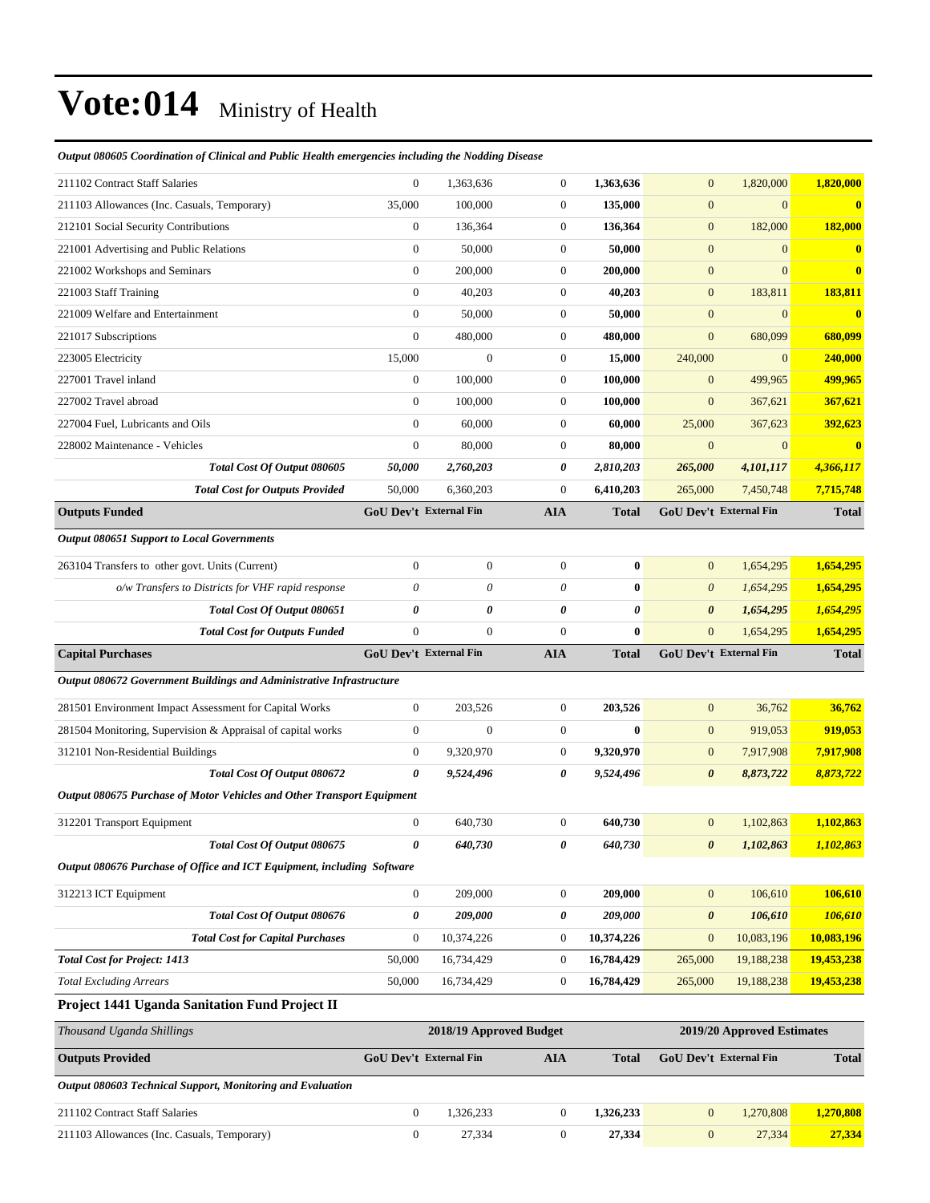# Vote:014 Ministry of Health

*Output 080605 Coordination of Clinical and Public Health emergencies including the Nodding Disease*

| | | | | | | | |
|---|---|---|---|---|---|---|---|
| 211102 Contract Staff Salaries | 0 | 1,363,636 | 0 | **1,363,636** | 0 | 1,820,000 | **1,820,000** |
| 211103 Allowances (Inc. Casuals, Temporary) | 35,000 | 100,000 | 0 | **135,000** | 0 | 0 | **0** |
| 212101 Social Security Contributions | 0 | 136,364 | 0 | **136,364** | 0 | 182,000 | **182,000** |
| 221001 Advertising and Public Relations | 0 | 50,000 | 0 | **50,000** | 0 | 0 | **0** |
| 221002 Workshops and Seminars | 0 | 200,000 | 0 | **200,000** | 0 | 0 | **0** |
| 221003 Staff Training | 0 | 40,203 | 0 | **40,203** | 0 | 183,811 | **183,811** |
| 221009 Welfare and Entertainment | 0 | 50,000 | 0 | **50,000** | 0 | 0 | **0** |
| 221017 Subscriptions | 0 | 480,000 | 0 | **480,000** | 0 | 680,099 | **680,099** |
| 223005 Electricity | 15,000 | 0 | 0 | **15,000** | 240,000 | 0 | **240,000** |
| 227001 Travel inland | 0 | 100,000 | 0 | **100,000** | 0 | 499,965 | **499,965** |
| 227002 Travel abroad | 0 | 100,000 | 0 | **100,000** | 0 | 367,621 | **367,621** |
| 227004 Fuel, Lubricants and Oils | 0 | 60,000 | 0 | **60,000** | 25,000 | 367,623 | **392,623** |
| 228002 Maintenance - Vehicles | 0 | 80,000 | 0 | **80,000** | 0 | 0 | **0** |
| ***Total Cost Of Output 080605*** | ***50,000*** | ***2,760,203*** | ***0*** | ***2,810,203*** | ***265,000*** | ***4,101,117*** | ***4,366,117*** |
| ***Total Cost for Outputs Provided*** | 50,000 | 6,360,203 | 0 | **6,410,203** | 265,000 | 7,450,748 | **7,715,748** |
| **Outputs Funded** | **GoU Dev't** | **External Fin** | **AIA** | **Total** | **GoU Dev't** | **External Fin** | **Total** |
| ***Output 080651 Support to Local Governments*** | | | | | | | |
| 263104 Transfers to other govt. Units (Current) | 0 | 0 | 0 | **0** | 0 | 1,654,295 | **1,654,295** |
| *o/w Transfers to Districts for VHF rapid response* | *0* | *0* | *0* | **0** | *0* | *1,654,295* | **1,654,295** |
| ***Total Cost Of Output 080651*** | ***0*** | ***0*** | ***0*** | ***0*** | ***0*** | ***1,654,295*** | ***1,654,295*** |
| ***Total Cost for Outputs Funded*** | 0 | 0 | 0 | **0** | 0 | 1,654,295 | **1,654,295** |
| **Capital Purchases** | **GoU Dev't** | **External Fin** | **AIA** | **Total** | **GoU Dev't** | **External Fin** | **Total** |
| ***Output 080672 Government Buildings and Administrative Infrastructure*** | | | | | | | |
| 281501 Environment Impact Assessment for Capital Works | 0 | 203,526 | 0 | **203,526** | 0 | 36,762 | **36,762** |
| 281504 Monitoring, Supervision & Appraisal of capital works | 0 | 0 | 0 | **0** | 0 | 919,053 | **919,053** |
| 312101 Non-Residential Buildings | 0 | 9,320,970 | 0 | **9,320,970** | 0 | 7,917,908 | **7,917,908** |
| ***Total Cost Of Output 080672*** | ***0*** | ***9,524,496*** | ***0*** | ***9,524,496*** | ***0*** | ***8,873,722*** | ***8,873,722*** |
| ***Output 080675 Purchase of Motor Vehicles and Other Transport Equipment*** | | | | | | | |
| 312201 Transport Equipment | 0 | 640,730 | 0 | **640,730** | 0 | 1,102,863 | **1,102,863** |
| ***Total Cost Of Output 080675*** | ***0*** | ***640,730*** | ***0*** | ***640,730*** | ***0*** | ***1,102,863*** | ***1,102,863*** |
| ***Output 080676 Purchase of Office and ICT Equipment, including Software*** | | | | | | | |
| 312213 ICT Equipment | 0 | 209,000 | 0 | **209,000** | 0 | 106,610 | **106,610** |
| ***Total Cost Of Output 080676*** | ***0*** | ***209,000*** | ***0*** | ***209,000*** | ***0*** | ***106,610*** | ***106,610*** |
| ***Total Cost for Capital Purchases*** | 0 | 10,374,226 | 0 | **10,374,226** | 0 | 10,083,196 | **10,083,196** |
| ***Total Cost for Project: 1413*** | 50,000 | 16,734,429 | 0 | 16,784,429 | 265,000 | 19,188,238 | 19,453,238 |
| *Total Excluding Arrears* | 50,000 | 16,734,429 | 0 | 16,784,429 | 265,000 | 19,188,238 | 19,453,238 |

### Project 1441 Uganda Sanitation Fund Project II

| *Thousand Uganda Shillings* | 2018/19 Approved Budget | | | | 2019/20 Approved Estimates | | |
|---|---|---|---|---|---|---|---|
| **Outputs Provided** | **GoU Dev't** | **External Fin** | **AIA** | **Total** | **GoU Dev't** | **External Fin** | **Total** |
| ***Output 080603 Technical Support, Monitoring and Evaluation*** | | | | | | | |
| 211102 Contract Staff Salaries | 0 | 1,326,233 | 0 | **1,326,233** | 0 | 1,270,808 | **1,270,808** |
| 211103 Allowances (Inc. Casuals, Temporary) | 0 | 27,334 | 0 | **27,334** | 0 | 27,334 | **27,334** |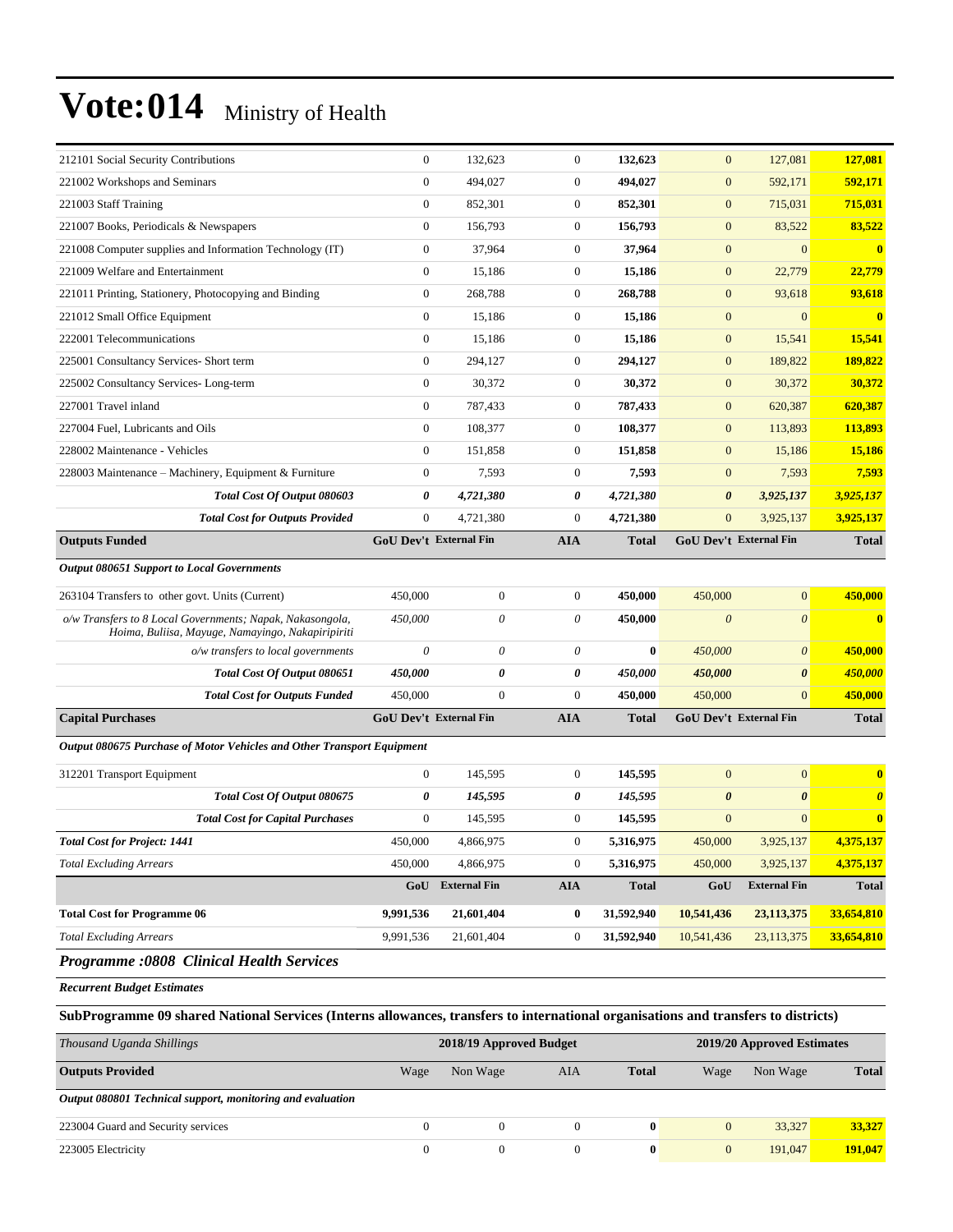# Vote:014 Ministry of Health

| | | | | | | | |
|---|---|---|---|---|---|---|---|
| 212101 Social Security Contributions | 0 | 132,623 | 0 | **132,623** | 0 | 127,081 | **127,081** |
| 221002 Workshops and Seminars | 0 | 494,027 | 0 | **494,027** | 0 | 592,171 | **592,171** |
| 221003 Staff Training | 0 | 852,301 | 0 | **852,301** | 0 | 715,031 | **715,031** |
| 221007 Books, Periodicals & Newspapers | 0 | 156,793 | 0 | **156,793** | 0 | 83,522 | **83,522** |
| 221008 Computer supplies and Information Technology (IT) | 0 | 37,964 | 0 | **37,964** | 0 | 0 | **0** |
| 221009 Welfare and Entertainment | 0 | 15,186 | 0 | **15,186** | 0 | 22,779 | **22,779** |
| 221011 Printing, Stationery, Photocopying and Binding | 0 | 268,788 | 0 | **268,788** | 0 | 93,618 | **93,618** |
| 221012 Small Office Equipment | 0 | 15,186 | 0 | **15,186** | 0 | 0 | **0** |
| 222001 Telecommunications | 0 | 15,186 | 0 | **15,186** | 0 | 15,541 | **15,541** |
| 225001 Consultancy Services- Short term | 0 | 294,127 | 0 | **294,127** | 0 | 189,822 | **189,822** |
| 225002 Consultancy Services- Long-term | 0 | 30,372 | 0 | **30,372** | 0 | 30,372 | **30,372** |
| 227001 Travel inland | 0 | 787,433 | 0 | **787,433** | 0 | 620,387 | **620,387** |
| 227004 Fuel, Lubricants and Oils | 0 | 108,377 | 0 | **108,377** | 0 | 113,893 | **113,893** |
| 228002 Maintenance - Vehicles | 0 | 151,858 | 0 | **151,858** | 0 | 15,186 | **15,186** |
| 228003 Maintenance – Machinery, Equipment & Furniture | 0 | 7,593 | 0 | **7,593** | 0 | 7,593 | **7,593** |
| ***Total Cost Of Output 080603*** | ***0*** | ***4,721,380*** | ***0*** | ***4,721,380*** | ***0*** | ***3,925,137*** | ***3,925,137*** |
| ***Total Cost for Outputs Provided*** | 0 | 4,721,380 | 0 | **4,721,380** | 0 | 3,925,137 | **3,925,137** |
| **Outputs Funded** | **GoU Dev't** | **External Fin** | **AIA** | **Total** | **GoU Dev't** | **External Fin** | **Total** |
| ***Output 080651 Support to Local Governments*** | | | | | | | |
| 263104 Transfers to other govt. Units (Current) | 450,000 | 0 | 0 | **450,000** | 450,000 | 0 | **450,000** |
| *o/w Transfers to 8 Local Governments; Napak, Nakasongola, Hoima, Buliisa, Mayuge, Namayingo, Nakapiripiriti* | *450,000* | *0* | *0* | **450,000** | *0* | *0* | **0** |
| *o/w transfers to local governments* | *0* | *0* | *0* | **0** | *450,000* | *0* | **450,000** |
| ***Total Cost Of Output 080651*** | ***450,000*** | ***0*** | ***0*** | ***450,000*** | ***450,000*** | ***0*** | ***450,000*** |
| ***Total Cost for Outputs Funded*** | 450,000 | 0 | 0 | **450,000** | 450,000 | 0 | **450,000** |
| **Capital Purchases** | **GoU Dev't** | **External Fin** | **AIA** | **Total** | **GoU Dev't** | **External Fin** | **Total** |
| ***Output 080675 Purchase of Motor Vehicles and Other Transport Equipment*** | | | | | | | |
| 312201 Transport Equipment | 0 | 145,595 | 0 | **145,595** | 0 | 0 | **0** |
| ***Total Cost Of Output 080675*** | ***0*** | ***145,595*** | ***0*** | ***145,595*** | ***0*** | ***0*** | ***0*** |
| ***Total Cost for Capital Purchases*** | 0 | 145,595 | 0 | **145,595** | 0 | 0 | **0** |
| ***Total Cost for Project: 1441*** | 450,000 | 4,866,975 | 0 | **5,316,975** | 450,000 | 3,925,137 | **4,375,137** |
| *Total Excluding Arrears* | 450,000 | 4,866,975 | 0 | **5,316,975** | 450,000 | 3,925,137 | **4,375,137** |
| | **GoU** | **External Fin** | **AIA** | **Total** | **GoU** | **External Fin** | **Total** |
| **Total Cost for Programme 06** | **9,991,536** | **21,601,404** | **0** | **31,592,940** | **10,541,436** | **23,113,375** | **33,654,810** |
| *Total Excluding Arrears* | 9,991,536 | 21,601,404 | 0 | **31,592,940** | 10,541,436 | 23,113,375 | **33,654,810** |

## *Programme :0808 Clinical Health Services*

***Recurrent Budget Estimates***

**SubProgramme 09 shared National Services (Interns allowances, transfers to international organisations and transfers to districts)**

| *Thousand Uganda Shillings* | 2018/19 Approved Budget | | | | 2019/20 Approved Estimates | | |
|---|---|---|---|---|---|---|---|
| **Outputs Provided** | Wage | Non Wage | AIA | **Total** | Wage | Non Wage | **Total** |
| ***Output 080801 Technical support, monitoring and evaluation*** | | | | | | | |
| 223004 Guard and Security services | 0 | 0 | 0 | **0** | 0 | 33,327 | **33,327** |
| 223005 Electricity | 0 | 0 | 0 | **0** | 0 | 191,047 | **191,047** |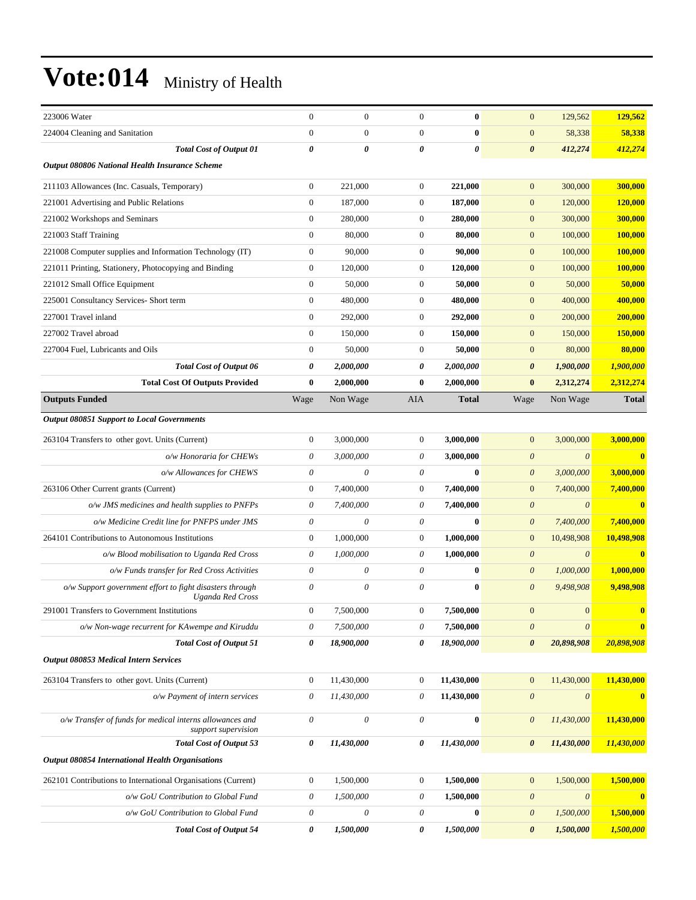# Vote:014 Ministry of Health

| | | | | | | | |
|---|---|---|---|---|---|---|---|
| 223006 Water | 0 | 0 | 0 | **0** | 0 | 129,562 | **129,562** |
| 224004 Cleaning and Sanitation | 0 | 0 | 0 | **0** | 0 | 58,338 | **58,338** |
| ***Total Cost of Output 01*** | ***0*** | ***0*** | ***0*** | ***0*** | ***0*** | ***412,274*** | ***412,274*** |
| ***Output 080806 National Health Insurance Scheme*** | | | | | | | |
| 211103 Allowances (Inc. Casuals, Temporary) | 0 | 221,000 | 0 | **221,000** | 0 | 300,000 | **300,000** |
| 221001 Advertising and Public Relations | 0 | 187,000 | 0 | **187,000** | 0 | 120,000 | **120,000** |
| 221002 Workshops and Seminars | 0 | 280,000 | 0 | **280,000** | 0 | 300,000 | **300,000** |
| 221003 Staff Training | 0 | 80,000 | 0 | **80,000** | 0 | 100,000 | **100,000** |
| 221008 Computer supplies and Information Technology (IT) | 0 | 90,000 | 0 | **90,000** | 0 | 100,000 | **100,000** |
| 221011 Printing, Stationery, Photocopying and Binding | 0 | 120,000 | 0 | **120,000** | 0 | 100,000 | **100,000** |
| 221012 Small Office Equipment | 0 | 50,000 | 0 | **50,000** | 0 | 50,000 | **50,000** |
| 225001 Consultancy Services- Short term | 0 | 480,000 | 0 | **480,000** | 0 | 400,000 | **400,000** |
| 227001 Travel inland | 0 | 292,000 | 0 | **292,000** | 0 | 200,000 | **200,000** |
| 227002 Travel abroad | 0 | 150,000 | 0 | **150,000** | 0 | 150,000 | **150,000** |
| 227004 Fuel, Lubricants and Oils | 0 | 50,000 | 0 | **50,000** | 0 | 80,000 | **80,000** |
| ***Total Cost of Output 06*** | ***0*** | ***2,000,000*** | ***0*** | ***2,000,000*** | ***0*** | ***1,900,000*** | ***1,900,000*** |
| **Total Cost Of Outputs Provided** | **0** | **2,000,000** | **0** | **2,000,000** | **0** | **2,312,274** | **2,312,274** |
| **Outputs Funded** | Wage | Non Wage | AIA | **Total** | Wage | Non Wage | **Total** |
| ***Output 080851 Support to Local Governments*** | | | | | | | |
| 263104 Transfers to other govt. Units (Current) | 0 | 3,000,000 | 0 | **3,000,000** | 0 | 3,000,000 | **3,000,000** |
| *o/w Honoraria for CHEWs* | *0* | *3,000,000* | *0* | **3,000,000** | *0* | *0* | **0** |
| *o/w Allowances for CHEWS* | *0* | *0* | *0* | **0** | *0* | *3,000,000* | **3,000,000** |
| 263106 Other Current grants (Current) | 0 | 7,400,000 | 0 | **7,400,000** | 0 | 7,400,000 | **7,400,000** |
| *o/w JMS medicines and health supplies to PNFPs* | *0* | *7,400,000* | *0* | **7,400,000** | *0* | *0* | **0** |
| *o/w Medicine Credit line for PNFPS under JMS* | *0* | *0* | *0* | **0** | *0* | *7,400,000* | **7,400,000** |
| 264101 Contributions to Autonomous Institutions | 0 | 1,000,000 | 0 | **1,000,000** | 0 | 10,498,908 | **10,498,908** |
| *o/w Blood mobilisation to Uganda Red Cross* | *0* | *1,000,000* | *0* | **1,000,000** | *0* | *0* | **0** |
| *o/w Funds transfer for Red Cross Activities* | *0* | *0* | *0* | **0** | *0* | *1,000,000* | **1,000,000** |
| *o/w Support government effort to fight disasters through Uganda Red Cross* | *0* | *0* | *0* | **0** | *0* | *9,498,908* | **9,498,908** |
| 291001 Transfers to Government Institutions | 0 | 7,500,000 | 0 | **7,500,000** | 0 | 0 | **0** |
| *o/w Non-wage recurrent for KAwempe and Kiruddu* | *0* | *7,500,000* | *0* | **7,500,000** | *0* | *0* | **0** |
| ***Total Cost of Output 51*** | ***0*** | ***18,900,000*** | ***0*** | ***18,900,000*** | ***0*** | ***20,898,908*** | ***20,898,908*** |
| ***Output 080853 Medical Intern Services*** | | | | | | | |
| 263104 Transfers to other govt. Units (Current) | 0 | 11,430,000 | 0 | **11,430,000** | 0 | 11,430,000 | **11,430,000** |
| *o/w Payment of intern services* | *0* | *11,430,000* | *0* | **11,430,000** | *0* | *0* | **0** |
| *o/w Transfer of funds for medical interns allowances and support supervision* | *0* | *0* | *0* | **0** | *0* | *11,430,000* | **11,430,000** |
| ***Total Cost of Output 53*** | ***0*** | ***11,430,000*** | ***0*** | ***11,430,000*** | ***0*** | ***11,430,000*** | ***11,430,000*** |
| ***Output 080854 International Health Organisations*** | | | | | | | |
| 262101 Contributions to International Organisations (Current) | 0 | 1,500,000 | 0 | **1,500,000** | 0 | 1,500,000 | **1,500,000** |
| *o/w GoU Contribution to Global Fund* | *0* | *1,500,000* | *0* | **1,500,000** | *0* | *0* | **0** |
| *o/w GoU Contribution to Global Fund* | *0* | *0* | *0* | **0** | *0* | *1,500,000* | **1,500,000** |
| ***Total Cost of Output 54*** | ***0*** | ***1,500,000*** | ***0*** | ***1,500,000*** | ***0*** | ***1,500,000*** | ***1,500,000*** |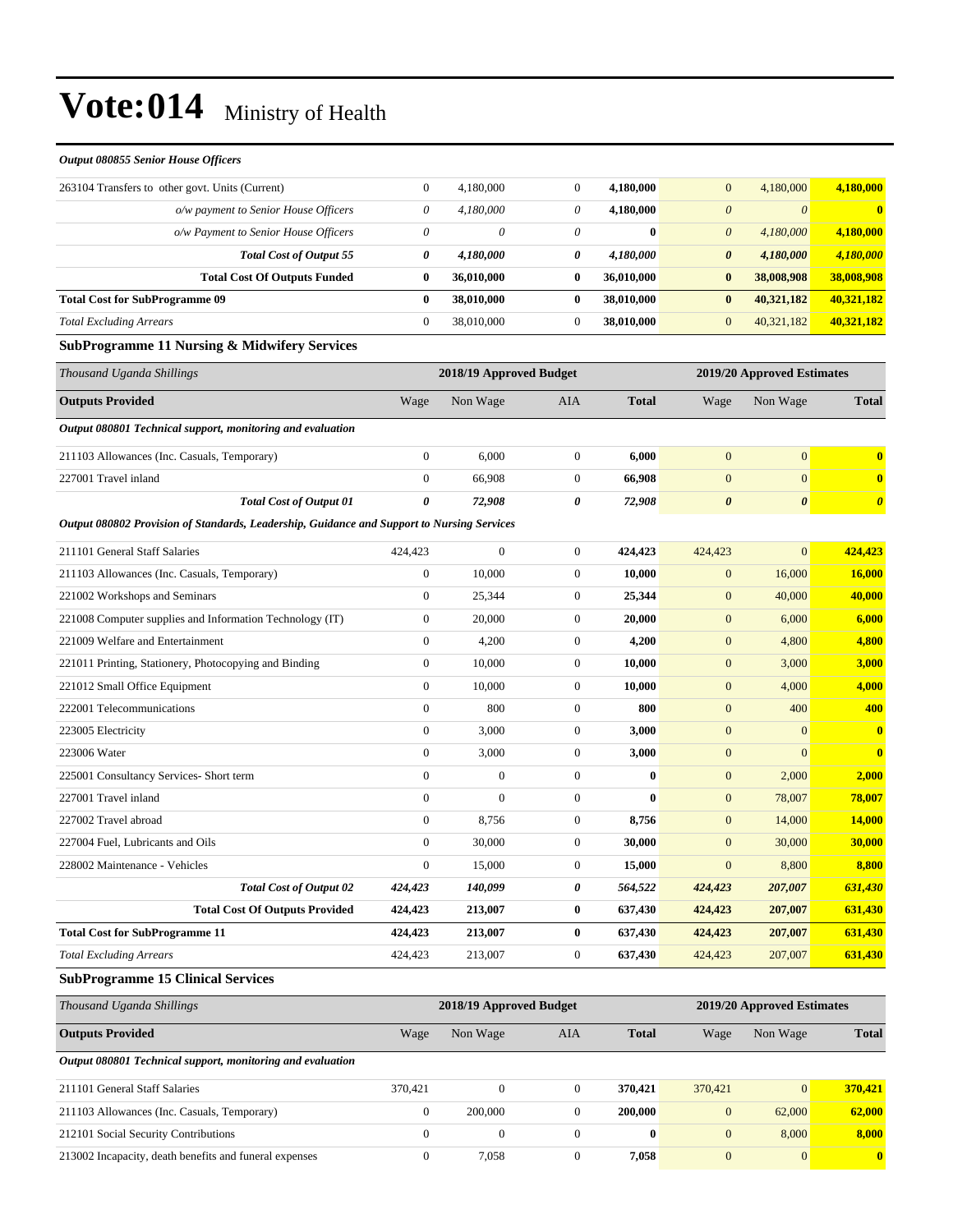# Vote:014 Ministry of Health

*Output 080855 Senior House Officers*

| | | | | | | | |
|---|---|---|---|---|---|---|---|
| 263104 Transfers to other govt. Units (Current) | 0 | 4,180,000 | 0 | **4,180,000** | 0 | 4,180,000 | **4,180,000** |
| *o/w payment to Senior House Officers* | *0* | *4,180,000* | *0* | **4,180,000** | *0* | *0* | **0** |
| *o/w Payment to Senior House Officers* | *0* | *0* | *0* | **0** | *0* | *4,180,000* | **4,180,000** |
| ***Total Cost of Output 55*** | ***0*** | ***4,180,000*** | ***0*** | ***4,180,000*** | ***0*** | ***4,180,000*** | ***4,180,000*** |
| **Total Cost Of Outputs Funded** | **0** | **36,010,000** | **0** | **36,010,000** | **0** | **38,008,908** | **38,008,908** |
| **Total Cost for SubProgramme 09** | **0** | **38,010,000** | **0** | **38,010,000** | **0** | **40,321,182** | **40,321,182** |
| *Total Excluding Arrears* | 0 | 38,010,000 | 0 | **38,010,000** | 0 | 40,321,182 | **40,321,182** |

### SubProgramme 11 Nursing & Midwifery Services

| *Thousand Uganda Shillings* | 2018/19 Approved Budget | | | | 2019/20 Approved Estimates | | |
|---|---|---|---|---|---|---|---|
| **Outputs Provided** | Wage | Non Wage | AIA | **Total** | Wage | Non Wage | **Total** |
| ***Output 080801 Technical support, monitoring and evaluation*** | | | | | | | |
| 211103 Allowances (Inc. Casuals, Temporary) | 0 | 6,000 | 0 | **6,000** | 0 | 0 | **0** |
| 227001 Travel inland | 0 | 66,908 | 0 | **66,908** | 0 | 0 | **0** |
| ***Total Cost of Output 01*** | ***0*** | ***72,908*** | ***0*** | ***72,908*** | ***0*** | ***0*** | ***0*** |
| ***Output 080802 Provision of Standards, Leadership, Guidance and Support to Nursing Services*** | | | | | | | |
| 211101 General Staff Salaries | 424,423 | 0 | 0 | **424,423** | 424,423 | 0 | **424,423** |
| 211103 Allowances (Inc. Casuals, Temporary) | 0 | 10,000 | 0 | **10,000** | 0 | 16,000 | **16,000** |
| 221002 Workshops and Seminars | 0 | 25,344 | 0 | **25,344** | 0 | 40,000 | **40,000** |
| 221008 Computer supplies and Information Technology (IT) | 0 | 20,000 | 0 | **20,000** | 0 | 6,000 | **6,000** |
| 221009 Welfare and Entertainment | 0 | 4,200 | 0 | **4,200** | 0 | 4,800 | **4,800** |
| 221011 Printing, Stationery, Photocopying and Binding | 0 | 10,000 | 0 | **10,000** | 0 | 3,000 | **3,000** |
| 221012 Small Office Equipment | 0 | 10,000 | 0 | **10,000** | 0 | 4,000 | **4,000** |
| 222001 Telecommunications | 0 | 800 | 0 | **800** | 0 | 400 | **400** |
| 223005 Electricity | 0 | 3,000 | 0 | **3,000** | 0 | 0 | **0** |
| 223006 Water | 0 | 3,000 | 0 | **3,000** | 0 | 0 | **0** |
| 225001 Consultancy Services- Short term | 0 | 0 | 0 | **0** | 0 | 2,000 | **2,000** |
| 227001 Travel inland | 0 | 0 | 0 | **0** | 0 | 78,007 | **78,007** |
| 227002 Travel abroad | 0 | 8,756 | 0 | **8,756** | 0 | 14,000 | **14,000** |
| 227004 Fuel, Lubricants and Oils | 0 | 30,000 | 0 | **30,000** | 0 | 30,000 | **30,000** |
| 228002 Maintenance - Vehicles | 0 | 15,000 | 0 | **15,000** | 0 | 8,800 | **8,800** |
| ***Total Cost of Output 02*** | ***424,423*** | ***140,099*** | ***0*** | ***564,522*** | ***424,423*** | ***207,007*** | ***631,430*** |
| **Total Cost Of Outputs Provided** | **424,423** | **213,007** | **0** | **637,430** | **424,423** | **207,007** | **631,430** |
| **Total Cost for SubProgramme 11** | **424,423** | **213,007** | **0** | **637,430** | **424,423** | **207,007** | **631,430** |
| *Total Excluding Arrears* | 424,423 | 213,007 | 0 | **637,430** | 424,423 | 207,007 | **631,430** |

### SubProgramme 15 Clinical Services

| *Thousand Uganda Shillings* | 2018/19 Approved Budget | | | | 2019/20 Approved Estimates | | |
|---|---|---|---|---|---|---|---|
| **Outputs Provided** | Wage | Non Wage | AIA | **Total** | Wage | Non Wage | **Total** |
| ***Output 080801 Technical support, monitoring and evaluation*** | | | | | | | |
| 211101 General Staff Salaries | 370,421 | 0 | 0 | **370,421** | 370,421 | 0 | **370,421** |
| 211103 Allowances (Inc. Casuals, Temporary) | 0 | 200,000 | 0 | **200,000** | 0 | 62,000 | **62,000** |
| 212101 Social Security Contributions | 0 | 0 | 0 | **0** | 0 | 8,000 | **8,000** |
| 213002 Incapacity, death benefits and funeral expenses | 0 | 7,058 | 0 | **7,058** | 0 | 0 | **0** |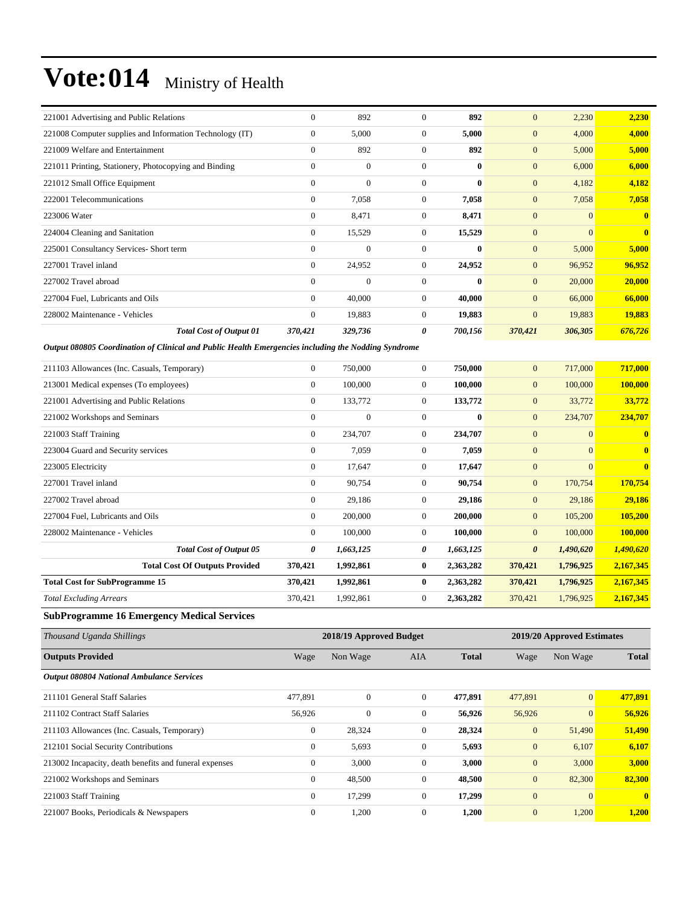# Vote:014 Ministry of Health

| | | | | | | | |
|---|---|---|---|---|---|---|---|
| 221001 Advertising and Public Relations | 0 | 892 | 0 | **892** | 0 | 2,230 | **2,230** |
| 221008 Computer supplies and Information Technology (IT) | 0 | 5,000 | 0 | **5,000** | 0 | 4,000 | **4,000** |
| 221009 Welfare and Entertainment | 0 | 892 | 0 | **892** | 0 | 5,000 | **5,000** |
| 221011 Printing, Stationery, Photocopying and Binding | 0 | 0 | 0 | **0** | 0 | 6,000 | **6,000** |
| 221012 Small Office Equipment | 0 | 0 | 0 | **0** | 0 | 4,182 | **4,182** |
| 222001 Telecommunications | 0 | 7,058 | 0 | **7,058** | 0 | 7,058 | **7,058** |
| 223006 Water | 0 | 8,471 | 0 | **8,471** | 0 | 0 | **0** |
| 224004 Cleaning and Sanitation | 0 | 15,529 | 0 | **15,529** | 0 | 0 | **0** |
| 225001 Consultancy Services- Short term | 0 | 0 | 0 | **0** | 0 | 5,000 | **5,000** |
| 227001 Travel inland | 0 | 24,952 | 0 | **24,952** | 0 | 96,952 | **96,952** |
| 227002 Travel abroad | 0 | 0 | 0 | **0** | 0 | 20,000 | **20,000** |
| 227004 Fuel, Lubricants and Oils | 0 | 40,000 | 0 | **40,000** | 0 | 66,000 | **66,000** |
| 228002 Maintenance - Vehicles | 0 | 19,883 | 0 | **19,883** | 0 | 19,883 | **19,883** |
| ***Total Cost of Output 01*** | ***370,421*** | ***329,736*** | ***0*** | ***700,156*** | ***370,421*** | ***306,305*** | ***676,726*** |
| ***Output 080805 Coordination of Clinical and Public Health Emergencies including the Nodding Syndrome*** | | | | | | | |
| 211103 Allowances (Inc. Casuals, Temporary) | 0 | 750,000 | 0 | **750,000** | 0 | 717,000 | **717,000** |
| 213001 Medical expenses (To employees) | 0 | 100,000 | 0 | **100,000** | 0 | 100,000 | **100,000** |
| 221001 Advertising and Public Relations | 0 | 133,772 | 0 | **133,772** | 0 | 33,772 | **33,772** |
| 221002 Workshops and Seminars | 0 | 0 | 0 | **0** | 0 | 234,707 | **234,707** |
| 221003 Staff Training | 0 | 234,707 | 0 | **234,707** | 0 | 0 | **0** |
| 223004 Guard and Security services | 0 | 7,059 | 0 | **7,059** | 0 | 0 | **0** |
| 223005 Electricity | 0 | 17,647 | 0 | **17,647** | 0 | 0 | **0** |
| 227001 Travel inland | 0 | 90,754 | 0 | **90,754** | 0 | 170,754 | **170,754** |
| 227002 Travel abroad | 0 | 29,186 | 0 | **29,186** | 0 | 29,186 | **29,186** |
| 227004 Fuel, Lubricants and Oils | 0 | 200,000 | 0 | **200,000** | 0 | 105,200 | **105,200** |
| 228002 Maintenance - Vehicles | 0 | 100,000 | 0 | **100,000** | 0 | 100,000 | **100,000** |
| ***Total Cost of Output 05*** | ***0*** | ***1,663,125*** | ***0*** | ***1,663,125*** | ***0*** | ***1,490,620*** | ***1,490,620*** |
| **Total Cost Of Outputs Provided** | **370,421** | **1,992,861** | **0** | **2,363,282** | **370,421** | **1,796,925** | **2,167,345** |
| **Total Cost for SubProgramme 15** | **370,421** | **1,992,861** | **0** | **2,363,282** | **370,421** | **1,796,925** | **2,167,345** |
| *Total Excluding Arrears* | 370,421 | 1,992,861 | 0 | **2,363,282** | 370,421 | 1,796,925 | **2,167,345** |

### SubProgramme 16 Emergency Medical Services

| *Thousand Uganda Shillings* | 2018/19 Approved Budget | | | | 2019/20 Approved Estimates | | |
|---|---|---|---|---|---|---|---|
| **Outputs Provided** | Wage | Non Wage | AIA | **Total** | Wage | Non Wage | **Total** |
| ***Output 080804 National Ambulance Services*** | | | | | | | |
| 211101 General Staff Salaries | 477,891 | 0 | 0 | **477,891** | 477,891 | 0 | **477,891** |
| 211102 Contract Staff Salaries | 56,926 | 0 | 0 | **56,926** | 56,926 | 0 | **56,926** |
| 211103 Allowances (Inc. Casuals, Temporary) | 0 | 28,324 | 0 | **28,324** | 0 | 51,490 | **51,490** |
| 212101 Social Security Contributions | 0 | 5,693 | 0 | **5,693** | 0 | 6,107 | **6,107** |
| 213002 Incapacity, death benefits and funeral expenses | 0 | 3,000 | 0 | **3,000** | 0 | 3,000 | **3,000** |
| 221002 Workshops and Seminars | 0 | 48,500 | 0 | **48,500** | 0 | 82,300 | **82,300** |
| 221003 Staff Training | 0 | 17,299 | 0 | **17,299** | 0 | 0 | **0** |
| 221007 Books, Periodicals & Newspapers | 0 | 1,200 | 0 | **1,200** | 0 | 1,200 | **1,200** |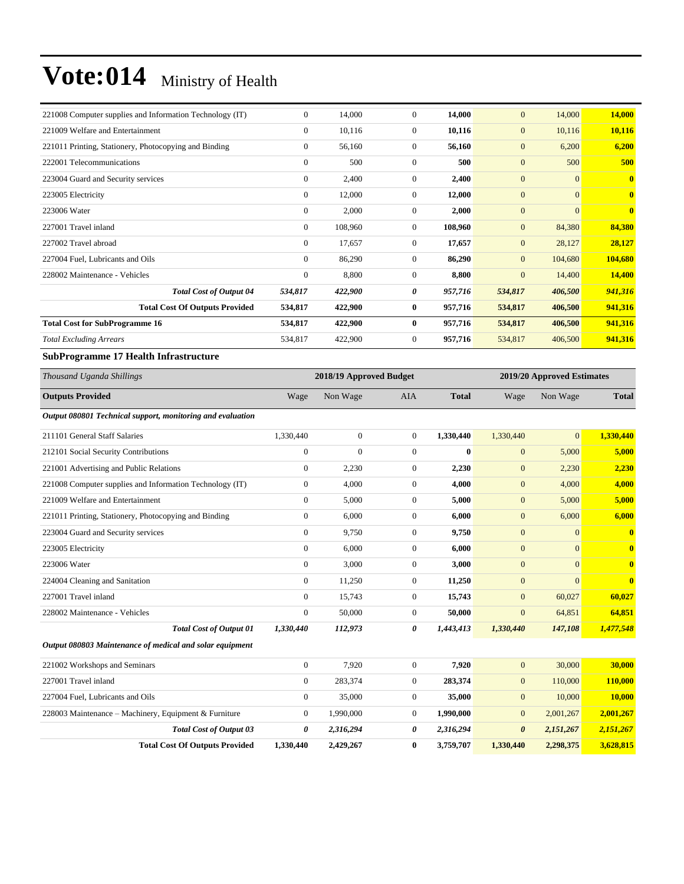| | | | | | | | |
|---|---|---|---|---|---|---|---|
| 221008 Computer supplies and Information Technology (IT) | 0 | 14,000 | 0 | **14,000** | 0 | 14,000 | **14,000** |
| 221009 Welfare and Entertainment | 0 | 10,116 | 0 | **10,116** | 0 | 10,116 | **10,116** |
| 221011 Printing, Stationery, Photocopying and Binding | 0 | 56,160 | 0 | **56,160** | 0 | 6,200 | **6,200** |
| 222001 Telecommunications | 0 | 500 | 0 | **500** | 0 | 500 | **500** |
| 223004 Guard and Security services | 0 | 2,400 | 0 | **2,400** | 0 | 0 | **0** |
| 223005 Electricity | 0 | 12,000 | 0 | **12,000** | 0 | 0 | **0** |
| 223006 Water | 0 | 2,000 | 0 | **2,000** | 0 | 0 | **0** |
| 227001 Travel inland | 0 | 108,960 | 0 | **108,960** | 0 | 84,380 | **84,380** |
| 227002 Travel abroad | 0 | 17,657 | 0 | **17,657** | 0 | 28,127 | **28,127** |
| 227004 Fuel, Lubricants and Oils | 0 | 86,290 | 0 | **86,290** | 0 | 104,680 | **104,680** |
| 228002 Maintenance - Vehicles | 0 | 8,800 | 0 | **8,800** | 0 | 14,400 | **14,400** |
| ***Total Cost of Output 04*** | ***534,817*** | ***422,900*** | ***0*** | ***957,716*** | ***534,817*** | ***406,500*** | ***941,316*** |
| **Total Cost Of Outputs Provided** | **534,817** | **422,900** | **0** | **957,716** | **534,817** | **406,500** | **941,316** |
| **Total Cost for SubProgramme 16** | **534,817** | **422,900** | **0** | **957,716** | **534,817** | **406,500** | **941,316** |
| *Total Excluding Arrears* | 534,817 | 422,900 | 0 | **957,716** | 534,817 | 406,500 | **941,316** |

**SubProgramme 17 Health Infrastructure**

| *Thousand Uganda Shillings* | 2018/19 Approved Budget | | | | 2019/20 Approved Estimates | | |
|---|---|---|---|---|---|---|---|
| **Outputs Provided** | Wage | Non Wage | AIA | **Total** | Wage | Non Wage | **Total** |
| ***Output 080801 Technical support, monitoring and evaluation*** | | | | | | | |
| 211101 General Staff Salaries | 1,330,440 | 0 | 0 | **1,330,440** | 1,330,440 | 0 | **1,330,440** |
| 212101 Social Security Contributions | 0 | 0 | 0 | **0** | 0 | 5,000 | **5,000** |
| 221001 Advertising and Public Relations | 0 | 2,230 | 0 | **2,230** | 0 | 2,230 | **2,230** |
| 221008 Computer supplies and Information Technology (IT) | 0 | 4,000 | 0 | **4,000** | 0 | 4,000 | **4,000** |
| 221009 Welfare and Entertainment | 0 | 5,000 | 0 | **5,000** | 0 | 5,000 | **5,000** |
| 221011 Printing, Stationery, Photocopying and Binding | 0 | 6,000 | 0 | **6,000** | 0 | 6,000 | **6,000** |
| 223004 Guard and Security services | 0 | 9,750 | 0 | **9,750** | 0 | 0 | **0** |
| 223005 Electricity | 0 | 6,000 | 0 | **6,000** | 0 | 0 | **0** |
| 223006 Water | 0 | 3,000 | 0 | **3,000** | 0 | 0 | **0** |
| 224004 Cleaning and Sanitation | 0 | 11,250 | 0 | **11,250** | 0 | 0 | **0** |
| 227001 Travel inland | 0 | 15,743 | 0 | **15,743** | 0 | 60,027 | **60,027** |
| 228002 Maintenance - Vehicles | 0 | 50,000 | 0 | **50,000** | 0 | 64,851 | **64,851** |
| ***Total Cost of Output 01*** | ***1,330,440*** | ***112,973*** | ***0*** | ***1,443,413*** | ***1,330,440*** | ***147,108*** | ***1,477,548*** |
| ***Output 080803 Maintenance of medical and solar equipment*** | | | | | | | |
| 221002 Workshops and Seminars | 0 | 7,920 | 0 | **7,920** | 0 | 30,000 | **30,000** |
| 227001 Travel inland | 0 | 283,374 | 0 | **283,374** | 0 | 110,000 | **110,000** |
| 227004 Fuel, Lubricants and Oils | 0 | 35,000 | 0 | **35,000** | 0 | 10,000 | **10,000** |
| 228003 Maintenance – Machinery, Equipment & Furniture | 0 | 1,990,000 | 0 | **1,990,000** | 0 | 2,001,267 | **2,001,267** |
| ***Total Cost of Output 03*** | ***0*** | ***2,316,294*** | ***0*** | ***2,316,294*** | ***0*** | ***2,151,267*** | ***2,151,267*** |
| **Total Cost Of Outputs Provided** | **1,330,440** | **2,429,267** | **0** | **3,759,707** | **1,330,440** | **2,298,375** | **3,628,815** |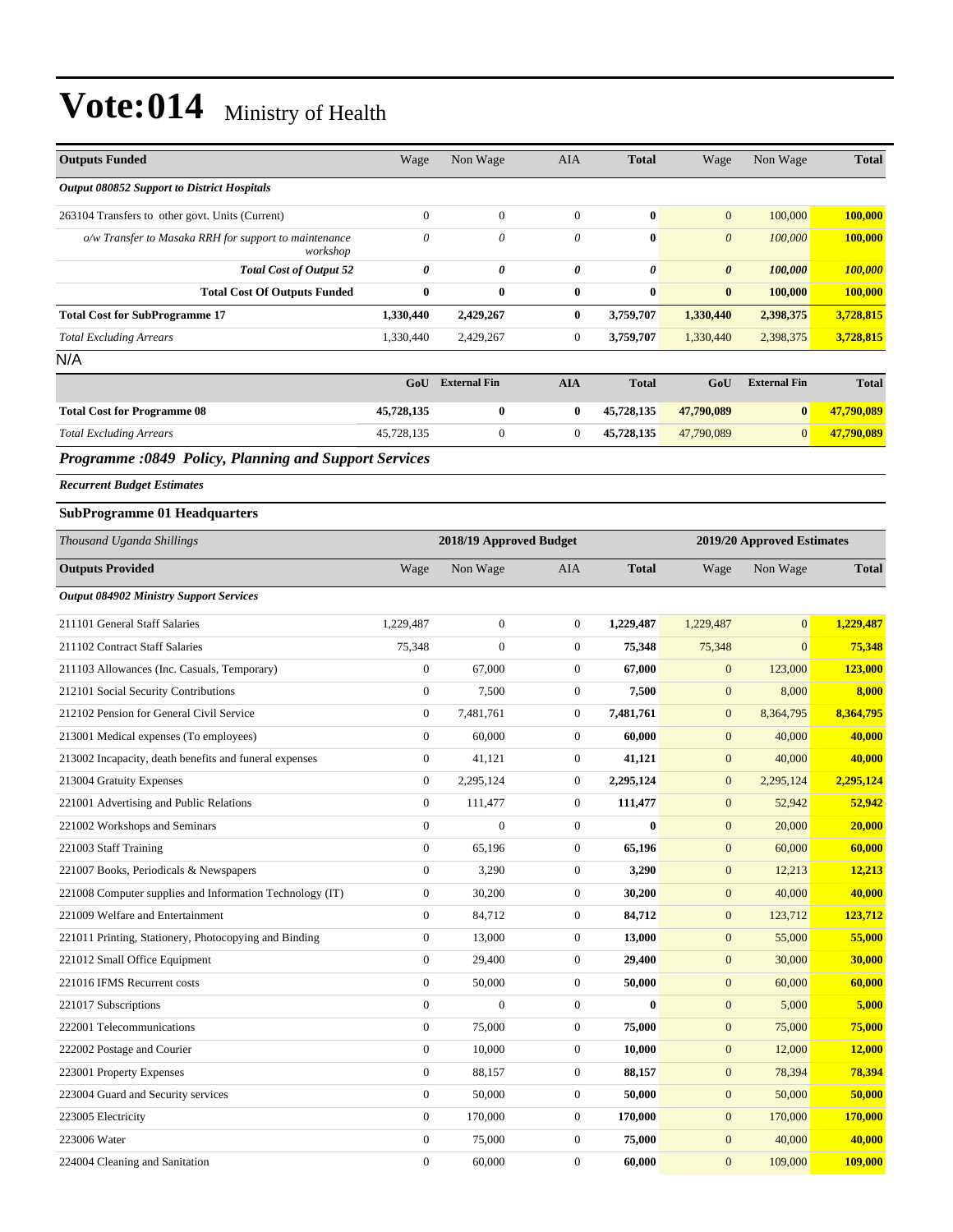# Vote:014 Ministry of Health

| Outputs Funded | Wage | Non Wage | AIA | Total | Wage | Non Wage | Total |
|---|---|---|---|---|---|---|---|
| *Output 080852 Support to District Hospitals* | | | | | | | |
| 263104 Transfers to other govt. Units (Current) | 0 | 0 | 0 | **0** | 0 | 100,000 | **100,000** |
| *o/w Transfer to Masaka RRH for support to maintenance workshop* | *0* | *0* | *0* | **0** | *0* | *100,000* | **100,000** |
| ***Total Cost of Output 52*** | ***0*** | ***0*** | ***0*** | ***0*** | ***0*** | ***100,000*** | ***100,000*** |
| **Total Cost Of Outputs Funded** | **0** | **0** | **0** | **0** | **0** | **100,000** | **100,000** |
| **Total Cost for SubProgramme 17** | **1,330,440** | **2,429,267** | **0** | **3,759,707** | **1,330,440** | **2,398,375** | **3,728,815** |
| *Total Excluding Arrears* | 1,330,440 | 2,429,267 | 0 | **3,759,707** | 1,330,440 | 2,398,375 | **3,728,815** |

N/A

| | GoU | External Fin | AIA | Total | GoU | External Fin | Total |
|---|---|---|---|---|---|---|---|
| **Total Cost for Programme 08** | **45,728,135** | **0** | **0** | **45,728,135** | **47,790,089** | **0** | **47,790,089** |
| *Total Excluding Arrears* | 45,728,135 | 0 | 0 | **45,728,135** | 47,790,089 | 0 | **47,790,089** |

## *Programme :0849 Policy, Planning and Support Services*

***Recurrent Budget Estimates***

### SubProgramme 01 Headquarters

| *Thousand Uganda Shillings* | 2018/19 Approved Budget | | | | 2019/20 Approved Estimates | | |
|---|---|---|---|---|---|---|---|
| **Outputs Provided** | Wage | Non Wage | AIA | **Total** | Wage | Non Wage | **Total** |
| *Output 084902 Ministry Support Services* | | | | | | | |
| 211101 General Staff Salaries | 1,229,487 | 0 | 0 | **1,229,487** | 1,229,487 | 0 | **1,229,487** |
| 211102 Contract Staff Salaries | 75,348 | 0 | 0 | **75,348** | 75,348 | 0 | **75,348** |
| 211103 Allowances (Inc. Casuals, Temporary) | 0 | 67,000 | 0 | **67,000** | 0 | 123,000 | **123,000** |
| 212101 Social Security Contributions | 0 | 7,500 | 0 | **7,500** | 0 | 8,000 | **8,000** |
| 212102 Pension for General Civil Service | 0 | 7,481,761 | 0 | **7,481,761** | 0 | 8,364,795 | **8,364,795** |
| 213001 Medical expenses (To employees) | 0 | 60,000 | 0 | **60,000** | 0 | 40,000 | **40,000** |
| 213002 Incapacity, death benefits and funeral expenses | 0 | 41,121 | 0 | **41,121** | 0 | 40,000 | **40,000** |
| 213004 Gratuity Expenses | 0 | 2,295,124 | 0 | **2,295,124** | 0 | 2,295,124 | **2,295,124** |
| 221001 Advertising and Public Relations | 0 | 111,477 | 0 | **111,477** | 0 | 52,942 | **52,942** |
| 221002 Workshops and Seminars | 0 | 0 | 0 | **0** | 0 | 20,000 | **20,000** |
| 221003 Staff Training | 0 | 65,196 | 0 | **65,196** | 0 | 60,000 | **60,000** |
| 221007 Books, Periodicals & Newspapers | 0 | 3,290 | 0 | **3,290** | 0 | 12,213 | **12,213** |
| 221008 Computer supplies and Information Technology (IT) | 0 | 30,200 | 0 | **30,200** | 0 | 40,000 | **40,000** |
| 221009 Welfare and Entertainment | 0 | 84,712 | 0 | **84,712** | 0 | 123,712 | **123,712** |
| 221011 Printing, Stationery, Photocopying and Binding | 0 | 13,000 | 0 | **13,000** | 0 | 55,000 | **55,000** |
| 221012 Small Office Equipment | 0 | 29,400 | 0 | **29,400** | 0 | 30,000 | **30,000** |
| 221016 IFMS Recurrent costs | 0 | 50,000 | 0 | **50,000** | 0 | 60,000 | **60,000** |
| 221017 Subscriptions | 0 | 0 | 0 | **0** | 0 | 5,000 | **5,000** |
| 222001 Telecommunications | 0 | 75,000 | 0 | **75,000** | 0 | 75,000 | **75,000** |
| 222002 Postage and Courier | 0 | 10,000 | 0 | **10,000** | 0 | 12,000 | **12,000** |
| 223001 Property Expenses | 0 | 88,157 | 0 | **88,157** | 0 | 78,394 | **78,394** |
| 223004 Guard and Security services | 0 | 50,000 | 0 | **50,000** | 0 | 50,000 | **50,000** |
| 223005 Electricity | 0 | 170,000 | 0 | **170,000** | 0 | 170,000 | **170,000** |
| 223006 Water | 0 | 75,000 | 0 | **75,000** | 0 | 40,000 | **40,000** |
| 224004 Cleaning and Sanitation | 0 | 60,000 | 0 | **60,000** | 0 | 109,000 | **109,000** |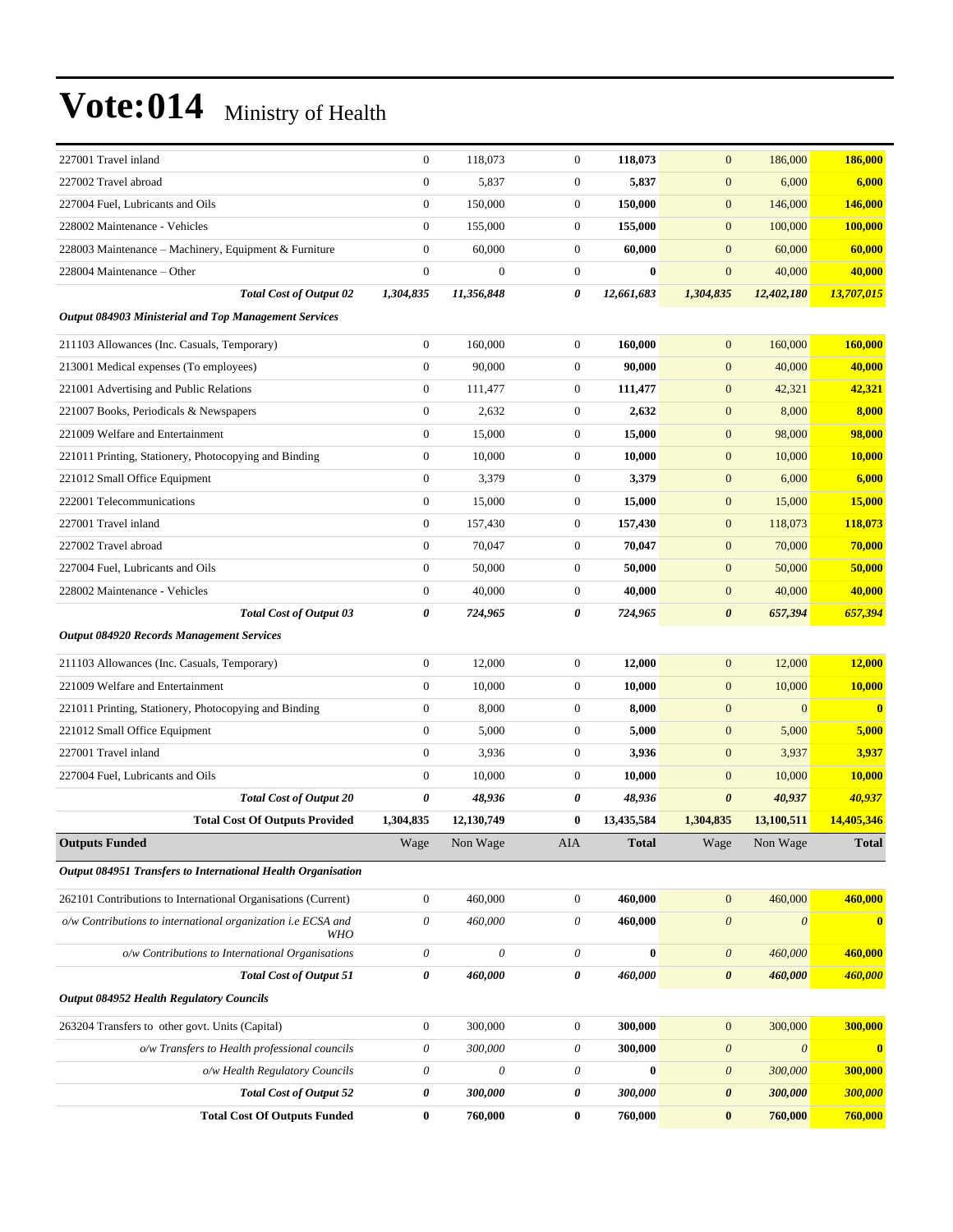# Vote:014 Ministry of Health

| | | | | | | | |
|---|---|---|---|---|---|---|---|
| 227001 Travel inland | 0 | 118,073 | 0 | **118,073** | 0 | 186,000 | **186,000** |
| 227002 Travel abroad | 0 | 5,837 | 0 | **5,837** | 0 | 6,000 | **6,000** |
| 227004 Fuel, Lubricants and Oils | 0 | 150,000 | 0 | **150,000** | 0 | 146,000 | **146,000** |
| 228002 Maintenance - Vehicles | 0 | 155,000 | 0 | **155,000** | 0 | 100,000 | **100,000** |
| 228003 Maintenance – Machinery, Equipment & Furniture | 0 | 60,000 | 0 | **60,000** | 0 | 60,000 | **60,000** |
| 228004 Maintenance – Other | 0 | 0 | 0 | **0** | 0 | 40,000 | **40,000** |
| ***Total Cost of Output 02*** | ***1,304,835*** | ***11,356,848*** | ***0*** | ***12,661,683*** | ***1,304,835*** | ***12,402,180*** | ***13,707,015*** |
| ***Output 084903 Ministerial and Top Management Services*** | | | | | | | |
| 211103 Allowances (Inc. Casuals, Temporary) | 0 | 160,000 | 0 | **160,000** | 0 | 160,000 | **160,000** |
| 213001 Medical expenses (To employees) | 0 | 90,000 | 0 | **90,000** | 0 | 40,000 | **40,000** |
| 221001 Advertising and Public Relations | 0 | 111,477 | 0 | **111,477** | 0 | 42,321 | **42,321** |
| 221007 Books, Periodicals & Newspapers | 0 | 2,632 | 0 | **2,632** | 0 | 8,000 | **8,000** |
| 221009 Welfare and Entertainment | 0 | 15,000 | 0 | **15,000** | 0 | 98,000 | **98,000** |
| 221011 Printing, Stationery, Photocopying and Binding | 0 | 10,000 | 0 | **10,000** | 0 | 10,000 | **10,000** |
| 221012 Small Office Equipment | 0 | 3,379 | 0 | **3,379** | 0 | 6,000 | **6,000** |
| 222001 Telecommunications | 0 | 15,000 | 0 | **15,000** | 0 | 15,000 | **15,000** |
| 227001 Travel inland | 0 | 157,430 | 0 | **157,430** | 0 | 118,073 | **118,073** |
| 227002 Travel abroad | 0 | 70,047 | 0 | **70,047** | 0 | 70,000 | **70,000** |
| 227004 Fuel, Lubricants and Oils | 0 | 50,000 | 0 | **50,000** | 0 | 50,000 | **50,000** |
| 228002 Maintenance - Vehicles | 0 | 40,000 | 0 | **40,000** | 0 | 40,000 | **40,000** |
| ***Total Cost of Output 03*** | ***0*** | ***724,965*** | ***0*** | ***724,965*** | ***0*** | ***657,394*** | ***657,394*** |
| ***Output 084920 Records Management Services*** | | | | | | | |
| 211103 Allowances (Inc. Casuals, Temporary) | 0 | 12,000 | 0 | **12,000** | 0 | 12,000 | **12,000** |
| 221009 Welfare and Entertainment | 0 | 10,000 | 0 | **10,000** | 0 | 10,000 | **10,000** |
| 221011 Printing, Stationery, Photocopying and Binding | 0 | 8,000 | 0 | **8,000** | 0 | 0 | **0** |
| 221012 Small Office Equipment | 0 | 5,000 | 0 | **5,000** | 0 | 5,000 | **5,000** |
| 227001 Travel inland | 0 | 3,936 | 0 | **3,936** | 0 | 3,937 | **3,937** |
| 227004 Fuel, Lubricants and Oils | 0 | 10,000 | 0 | **10,000** | 0 | 10,000 | **10,000** |
| ***Total Cost of Output 20*** | ***0*** | ***48,936*** | ***0*** | ***48,936*** | ***0*** | ***40,937*** | ***40,937*** |
| **Total Cost Of Outputs Provided** | **1,304,835** | **12,130,749** | **0** | **13,435,584** | **1,304,835** | **13,100,511** | **14,405,346** |
| **Outputs Funded** | Wage | Non Wage | AIA | **Total** | Wage | Non Wage | **Total** |
| ***Output 084951 Transfers to International Health Organisation*** | | | | | | | |
| 262101 Contributions to International Organisations (Current) | 0 | 460,000 | 0 | **460,000** | 0 | 460,000 | **460,000** |
| *o/w Contributions to international organization i.e ECSA and WHO* | *0* | *460,000* | *0* | **460,000** | *0* | *0* | **0** |
| *o/w Contributions to International Organisations* | *0* | *0* | *0* | **0** | *0* | *460,000* | **460,000** |
| ***Total Cost of Output 51*** | ***0*** | ***460,000*** | ***0*** | ***460,000*** | ***0*** | ***460,000*** | ***460,000*** |
| ***Output 084952 Health Regulatory Councils*** | | | | | | | |
| 263204 Transfers to other govt. Units (Capital) | 0 | 300,000 | 0 | **300,000** | 0 | 300,000 | **300,000** |
| *o/w Transfers to Health professional councils* | *0* | *300,000* | *0* | **300,000** | *0* | *0* | **0** |
| *o/w Health Regulatory Councils* | *0* | *0* | *0* | **0** | *0* | *300,000* | **300,000** |
| ***Total Cost of Output 52*** | ***0*** | ***300,000*** | ***0*** | ***300,000*** | ***0*** | ***300,000*** | ***300,000*** |
| **Total Cost Of Outputs Funded** | **0** | **760,000** | **0** | **760,000** | **0** | **760,000** | **760,000** |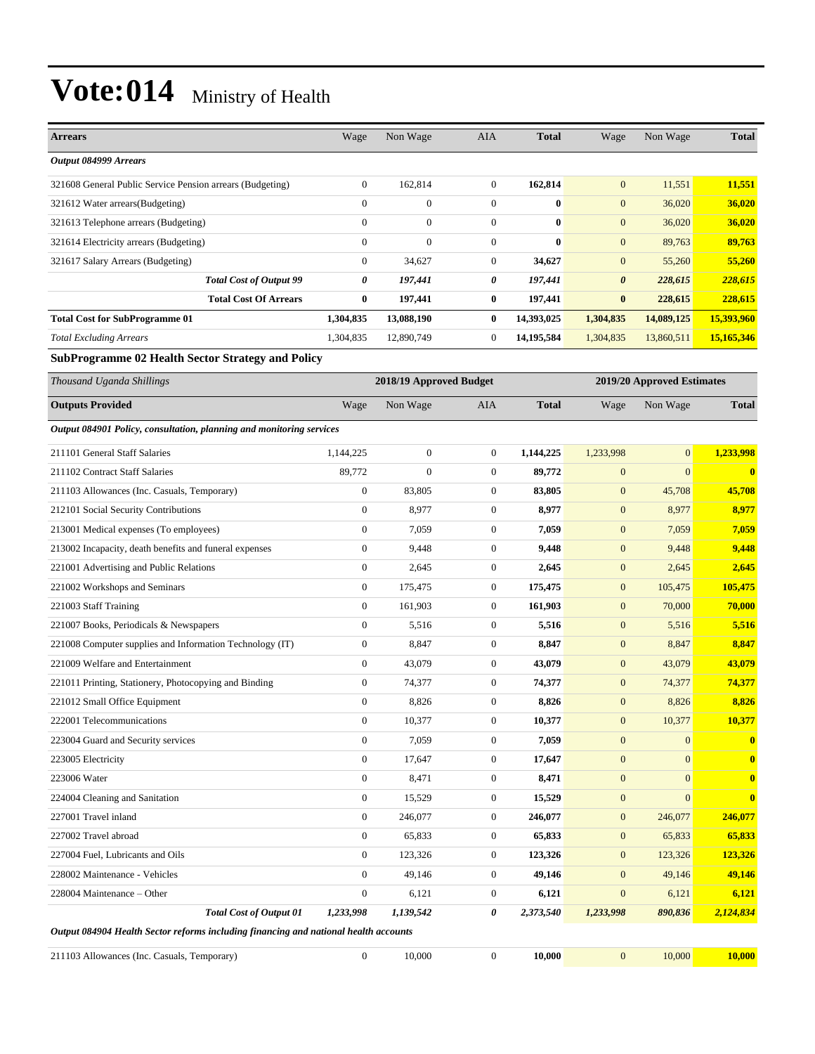# Vote:014 Ministry of Health

| Arrears | Wage | Non Wage | AIA | Total | Wage | Non Wage | Total |
|---|---|---|---|---|---|---|---|
| *Output 084999 Arrears* | | | | | | | |
| 321608 General Public Service Pension arrears (Budgeting) | 0 | 162,814 | 0 | **162,814** | 0 | 11,551 | **11,551** |
| 321612 Water arrears(Budgeting) | 0 | 0 | 0 | **0** | 0 | 36,020 | **36,020** |
| 321613 Telephone arrears (Budgeting) | 0 | 0 | 0 | **0** | 0 | 36,020 | **36,020** |
| 321614 Electricity arrears (Budgeting) | 0 | 0 | 0 | **0** | 0 | 89,763 | **89,763** |
| 321617 Salary Arrears (Budgeting) | 0 | 34,627 | 0 | **34,627** | 0 | 55,260 | **55,260** |
| ***Total Cost of Output 99*** | ***0*** | ***197,441*** | ***0*** | ***197,441*** | ***0*** | ***228,615*** | ***228,615*** |
| **Total Cost Of Arrears** | **0** | **197,441** | **0** | **197,441** | **0** | **228,615** | **228,615** |
| **Total Cost for SubProgramme 01** | **1,304,835** | **13,088,190** | **0** | **14,393,025** | **1,304,835** | **14,089,125** | **15,393,960** |
| *Total Excluding Arrears* | 1,304,835 | 12,890,749 | 0 | **14,195,584** | 1,304,835 | 13,860,511 | **15,165,346** |

### SubProgramme 02 Health Sector Strategy and Policy

| *Thousand Uganda Shillings* | 2018/19 Approved Budget | | | | 2019/20 Approved Estimates | | |
|---|---|---|---|---|---|---|---|
| **Outputs Provided** | Wage | Non Wage | AIA | Total | Wage | Non Wage | Total |
| *Output 084901 Policy, consultation, planning and monitoring services* | | | | | | | |
| 211101 General Staff Salaries | 1,144,225 | 0 | 0 | **1,144,225** | 1,233,998 | 0 | **1,233,998** |
| 211102 Contract Staff Salaries | 89,772 | 0 | 0 | **89,772** | 0 | 0 | **0** |
| 211103 Allowances (Inc. Casuals, Temporary) | 0 | 83,805 | 0 | **83,805** | 0 | 45,708 | **45,708** |
| 212101 Social Security Contributions | 0 | 8,977 | 0 | **8,977** | 0 | 8,977 | **8,977** |
| 213001 Medical expenses (To employees) | 0 | 7,059 | 0 | **7,059** | 0 | 7,059 | **7,059** |
| 213002 Incapacity, death benefits and funeral expenses | 0 | 9,448 | 0 | **9,448** | 0 | 9,448 | **9,448** |
| 221001 Advertising and Public Relations | 0 | 2,645 | 0 | **2,645** | 0 | 2,645 | **2,645** |
| 221002 Workshops and Seminars | 0 | 175,475 | 0 | **175,475** | 0 | 105,475 | **105,475** |
| 221003 Staff Training | 0 | 161,903 | 0 | **161,903** | 0 | 70,000 | **70,000** |
| 221007 Books, Periodicals & Newspapers | 0 | 5,516 | 0 | **5,516** | 0 | 5,516 | **5,516** |
| 221008 Computer supplies and Information Technology (IT) | 0 | 8,847 | 0 | **8,847** | 0 | 8,847 | **8,847** |
| 221009 Welfare and Entertainment | 0 | 43,079 | 0 | **43,079** | 0 | 43,079 | **43,079** |
| 221011 Printing, Stationery, Photocopying and Binding | 0 | 74,377 | 0 | **74,377** | 0 | 74,377 | **74,377** |
| 221012 Small Office Equipment | 0 | 8,826 | 0 | **8,826** | 0 | 8,826 | **8,826** |
| 222001 Telecommunications | 0 | 10,377 | 0 | **10,377** | 0 | 10,377 | **10,377** |
| 223004 Guard and Security services | 0 | 7,059 | 0 | **7,059** | 0 | 0 | **0** |
| 223005 Electricity | 0 | 17,647 | 0 | **17,647** | 0 | 0 | **0** |
| 223006 Water | 0 | 8,471 | 0 | **8,471** | 0 | 0 | **0** |
| 224004 Cleaning and Sanitation | 0 | 15,529 | 0 | **15,529** | 0 | 0 | **0** |
| 227001 Travel inland | 0 | 246,077 | 0 | **246,077** | 0 | 246,077 | **246,077** |
| 227002 Travel abroad | 0 | 65,833 | 0 | **65,833** | 0 | 65,833 | **65,833** |
| 227004 Fuel, Lubricants and Oils | 0 | 123,326 | 0 | **123,326** | 0 | 123,326 | **123,326** |
| 228002 Maintenance - Vehicles | 0 | 49,146 | 0 | **49,146** | 0 | 49,146 | **49,146** |
| 228004 Maintenance – Other | 0 | 6,121 | 0 | **6,121** | 0 | 6,121 | **6,121** |
| ***Total Cost of Output 01*** | ***1,233,998*** | ***1,139,542*** | ***0*** | ***2,373,540*** | ***1,233,998*** | ***890,836*** | ***2,124,834*** |
| *Output 084904 Health Sector reforms including financing and national health accounts* | | | | | | | |
| 211103 Allowances (Inc. Casuals, Temporary) | 0 | 10,000 | 0 | **10,000** | 0 | 10,000 | **10,000** |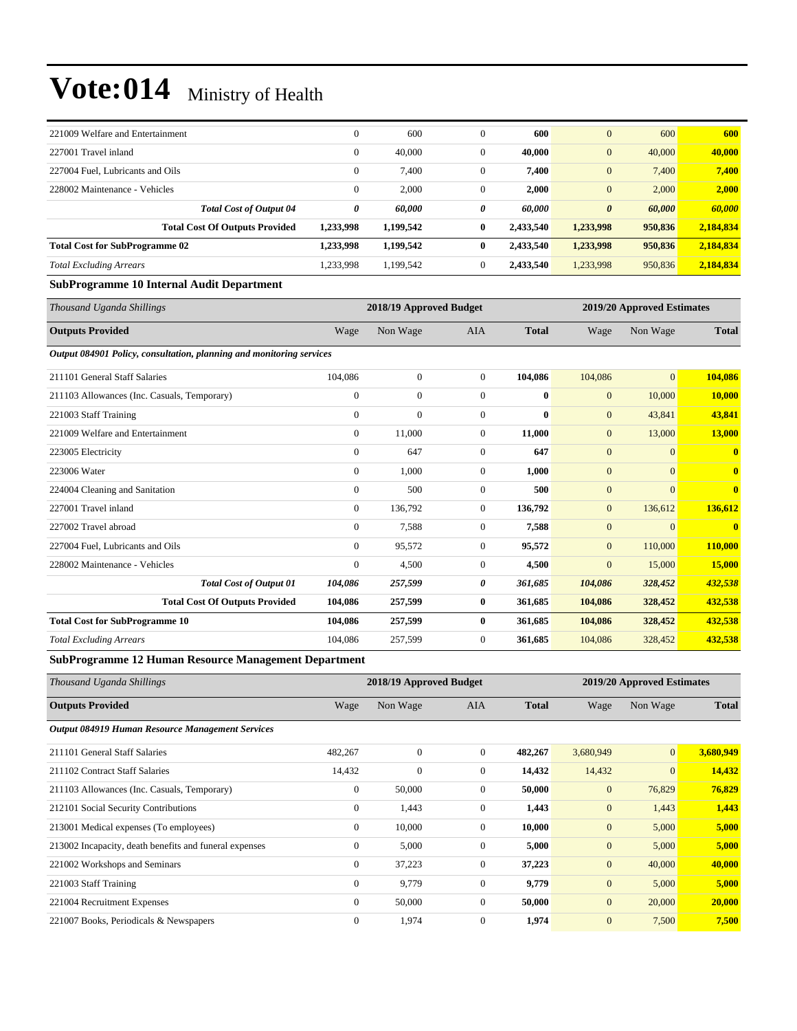# Vote:014 Ministry of Health

| | | | | | | | |
|---|---|---|---|---|---|---|---|
| 221009 Welfare and Entertainment | 0 | 600 | 0 | **600** | 0 | 600 | **600** |
| 227001 Travel inland | 0 | 40,000 | 0 | **40,000** | 0 | 40,000 | **40,000** |
| 227004 Fuel, Lubricants and Oils | 0 | 7,400 | 0 | **7,400** | 0 | 7,400 | **7,400** |
| 228002 Maintenance - Vehicles | 0 | 2,000 | 0 | **2,000** | 0 | 2,000 | **2,000** |
| ***Total Cost of Output 04*** | ***0*** | ***60,000*** | ***0*** | ***60,000*** | ***0*** | ***60,000*** | ***60,000*** |
| **Total Cost Of Outputs Provided** | **1,233,998** | **1,199,542** | **0** | **2,433,540** | **1,233,998** | **950,836** | **2,184,834** |
| **Total Cost for SubProgramme 02** | **1,233,998** | **1,199,542** | **0** | **2,433,540** | **1,233,998** | **950,836** | **2,184,834** |
| *Total Excluding Arrears* | 1,233,998 | 1,199,542 | 0 | **2,433,540** | 1,233,998 | 950,836 | **2,184,834** |

**SubProgramme 10 Internal Audit Department**

| *Thousand Uganda Shillings* | 2018/19 Approved Budget | | | | 2019/20 Approved Estimates | | |
|---|---|---|---|---|---|---|---|
| **Outputs Provided** | Wage | Non Wage | AIA | **Total** | Wage | Non Wage | **Total** |
| ***Output 084901 Policy, consultation, planning and monitoring services*** | | | | | | | |
| 211101 General Staff Salaries | 104,086 | 0 | 0 | **104,086** | 104,086 | 0 | **104,086** |
| 211103 Allowances (Inc. Casuals, Temporary) | 0 | 0 | 0 | **0** | 0 | 10,000 | **10,000** |
| 221003 Staff Training | 0 | 0 | 0 | **0** | 0 | 43,841 | **43,841** |
| 221009 Welfare and Entertainment | 0 | 11,000 | 0 | **11,000** | 0 | 13,000 | **13,000** |
| 223005 Electricity | 0 | 647 | 0 | **647** | 0 | 0 | **0** |
| 223006 Water | 0 | 1,000 | 0 | **1,000** | 0 | 0 | **0** |
| 224004 Cleaning and Sanitation | 0 | 500 | 0 | **500** | 0 | 0 | **0** |
| 227001 Travel inland | 0 | 136,792 | 0 | **136,792** | 0 | 136,612 | **136,612** |
| 227002 Travel abroad | 0 | 7,588 | 0 | **7,588** | 0 | 0 | **0** |
| 227004 Fuel, Lubricants and Oils | 0 | 95,572 | 0 | **95,572** | 0 | 110,000 | **110,000** |
| 228002 Maintenance - Vehicles | 0 | 4,500 | 0 | **4,500** | 0 | 15,000 | **15,000** |
| ***Total Cost of Output 01*** | ***104,086*** | ***257,599*** | ***0*** | ***361,685*** | ***104,086*** | ***328,452*** | ***432,538*** |
| **Total Cost Of Outputs Provided** | **104,086** | **257,599** | **0** | **361,685** | **104,086** | **328,452** | **432,538** |
| **Total Cost for SubProgramme 10** | **104,086** | **257,599** | **0** | **361,685** | **104,086** | **328,452** | **432,538** |
| *Total Excluding Arrears* | 104,086 | 257,599 | 0 | **361,685** | 104,086 | 328,452 | **432,538** |

**SubProgramme 12 Human Resource Management Department**

| *Thousand Uganda Shillings* | 2018/19 Approved Budget | | | | 2019/20 Approved Estimates | | |
|---|---|---|---|---|---|---|---|
| **Outputs Provided** | Wage | Non Wage | AIA | **Total** | Wage | Non Wage | **Total** |
| ***Output 084919 Human Resource Management Services*** | | | | | | | |
| 211101 General Staff Salaries | 482,267 | 0 | 0 | **482,267** | 3,680,949 | 0 | **3,680,949** |
| 211102 Contract Staff Salaries | 14,432 | 0 | 0 | **14,432** | 14,432 | 0 | **14,432** |
| 211103 Allowances (Inc. Casuals, Temporary) | 0 | 50,000 | 0 | **50,000** | 0 | 76,829 | **76,829** |
| 212101 Social Security Contributions | 0 | 1,443 | 0 | **1,443** | 0 | 1,443 | **1,443** |
| 213001 Medical expenses (To employees) | 0 | 10,000 | 0 | **10,000** | 0 | 5,000 | **5,000** |
| 213002 Incapacity, death benefits and funeral expenses | 0 | 5,000 | 0 | **5,000** | 0 | 5,000 | **5,000** |
| 221002 Workshops and Seminars | 0 | 37,223 | 0 | **37,223** | 0 | 40,000 | **40,000** |
| 221003 Staff Training | 0 | 9,779 | 0 | **9,779** | 0 | 5,000 | **5,000** |
| 221004 Recruitment Expenses | 0 | 50,000 | 0 | **50,000** | 0 | 20,000 | **20,000** |
| 221007 Books, Periodicals & Newspapers | 0 | 1,974 | 0 | **1,974** | 0 | 7,500 | **7,500** |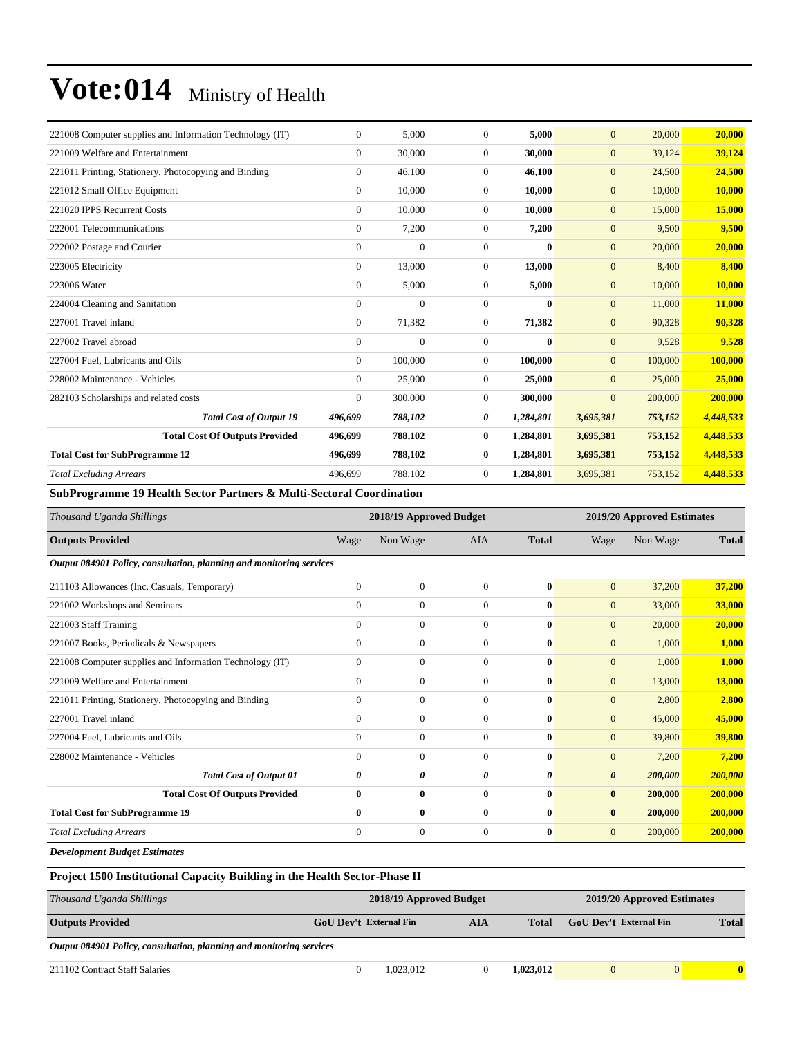# Vote:014 Ministry of Health

| | | | | | | | |
|---|---|---|---|---|---|---|---|
| 221008 Computer supplies and Information Technology (IT) | 0 | 5,000 | 0 | **5,000** | 0 | 20,000 | **20,000** |
| 221009 Welfare and Entertainment | 0 | 30,000 | 0 | **30,000** | 0 | 39,124 | **39,124** |
| 221011 Printing, Stationery, Photocopying and Binding | 0 | 46,100 | 0 | **46,100** | 0 | 24,500 | **24,500** |
| 221012 Small Office Equipment | 0 | 10,000 | 0 | **10,000** | 0 | 10,000 | **10,000** |
| 221020 IPPS Recurrent Costs | 0 | 10,000 | 0 | **10,000** | 0 | 15,000 | **15,000** |
| 222001 Telecommunications | 0 | 7,200 | 0 | **7,200** | 0 | 9,500 | **9,500** |
| 222002 Postage and Courier | 0 | 0 | 0 | **0** | 0 | 20,000 | **20,000** |
| 223005 Electricity | 0 | 13,000 | 0 | **13,000** | 0 | 8,400 | **8,400** |
| 223006 Water | 0 | 5,000 | 0 | **5,000** | 0 | 10,000 | **10,000** |
| 224004 Cleaning and Sanitation | 0 | 0 | 0 | **0** | 0 | 11,000 | **11,000** |
| 227001 Travel inland | 0 | 71,382 | 0 | **71,382** | 0 | 90,328 | **90,328** |
| 227002 Travel abroad | 0 | 0 | 0 | **0** | 0 | 9,528 | **9,528** |
| 227004 Fuel, Lubricants and Oils | 0 | 100,000 | 0 | **100,000** | 0 | 100,000 | **100,000** |
| 228002 Maintenance - Vehicles | 0 | 25,000 | 0 | **25,000** | 0 | 25,000 | **25,000** |
| 282103 Scholarships and related costs | 0 | 300,000 | 0 | **300,000** | 0 | 200,000 | **200,000** |
| ***Total Cost of Output 19*** | ***496,699*** | ***788,102*** | ***0*** | ***1,284,801*** | ***3,695,381*** | ***753,152*** | ***4,448,533*** |
| **Total Cost Of Outputs Provided** | **496,699** | **788,102** | **0** | **1,284,801** | **3,695,381** | **753,152** | **4,448,533** |
| **Total Cost for SubProgramme 12** | **496,699** | **788,102** | **0** | **1,284,801** | **3,695,381** | **753,152** | **4,448,533** |
| *Total Excluding Arrears* | 496,699 | 788,102 | 0 | **1,284,801** | 3,695,381 | 753,152 | **4,448,533** |

**SubProgramme 19 Health Sector Partners & Multi-Sectoral Coordination**

| *Thousand Uganda Shillings* | 2018/19 Approved Budget | | | | 2019/20 Approved Estimates | | |
|---|---|---|---|---|---|---|---|
| **Outputs Provided** | Wage | Non Wage | AIA | **Total** | Wage | Non Wage | **Total** |
| ***Output 084901 Policy, consultation, planning and monitoring services*** | | | | | | | |
| 211103 Allowances (Inc. Casuals, Temporary) | 0 | 0 | 0 | **0** | 0 | 37,200 | **37,200** |
| 221002 Workshops and Seminars | 0 | 0 | 0 | **0** | 0 | 33,000 | **33,000** |
| 221003 Staff Training | 0 | 0 | 0 | **0** | 0 | 20,000 | **20,000** |
| 221007 Books, Periodicals & Newspapers | 0 | 0 | 0 | **0** | 0 | 1,000 | **1,000** |
| 221008 Computer supplies and Information Technology (IT) | 0 | 0 | 0 | **0** | 0 | 1,000 | **1,000** |
| 221009 Welfare and Entertainment | 0 | 0 | 0 | **0** | 0 | 13,000 | **13,000** |
| 221011 Printing, Stationery, Photocopying and Binding | 0 | 0 | 0 | **0** | 0 | 2,800 | **2,800** |
| 227001 Travel inland | 0 | 0 | 0 | **0** | 0 | 45,000 | **45,000** |
| 227004 Fuel, Lubricants and Oils | 0 | 0 | 0 | **0** | 0 | 39,800 | **39,800** |
| 228002 Maintenance - Vehicles | 0 | 0 | 0 | **0** | 0 | 7,200 | **7,200** |
| ***Total Cost of Output 01*** | ***0*** | ***0*** | ***0*** | ***0*** | ***0*** | ***200,000*** | ***200,000*** |
| **Total Cost Of Outputs Provided** | **0** | **0** | **0** | **0** | **0** | **200,000** | **200,000** |
| **Total Cost for SubProgramme 19** | **0** | **0** | **0** | **0** | **0** | **200,000** | **200,000** |
| *Total Excluding Arrears* | 0 | 0 | 0 | **0** | 0 | 200,000 | **200,000** |

***Development Budget Estimates***

**Project 1500 Institutional Capacity Building in the Health Sector-Phase II**

| *Thousand Uganda Shillings* | 2018/19 Approved Budget | | | | 2019/20 Approved Estimates | | |
|---|---|---|---|---|---|---|---|
| **Outputs Provided** | **GoU Dev't** | **External Fin** | **AIA** | **Total** | **GoU Dev't** | **External Fin** | **Total** |
| ***Output 084901 Policy, consultation, planning and monitoring services*** | | | | | | | |
| 211102 Contract Staff Salaries | 0 | 1,023,012 | 0 | **1,023,012** | 0 | 0 | **0** |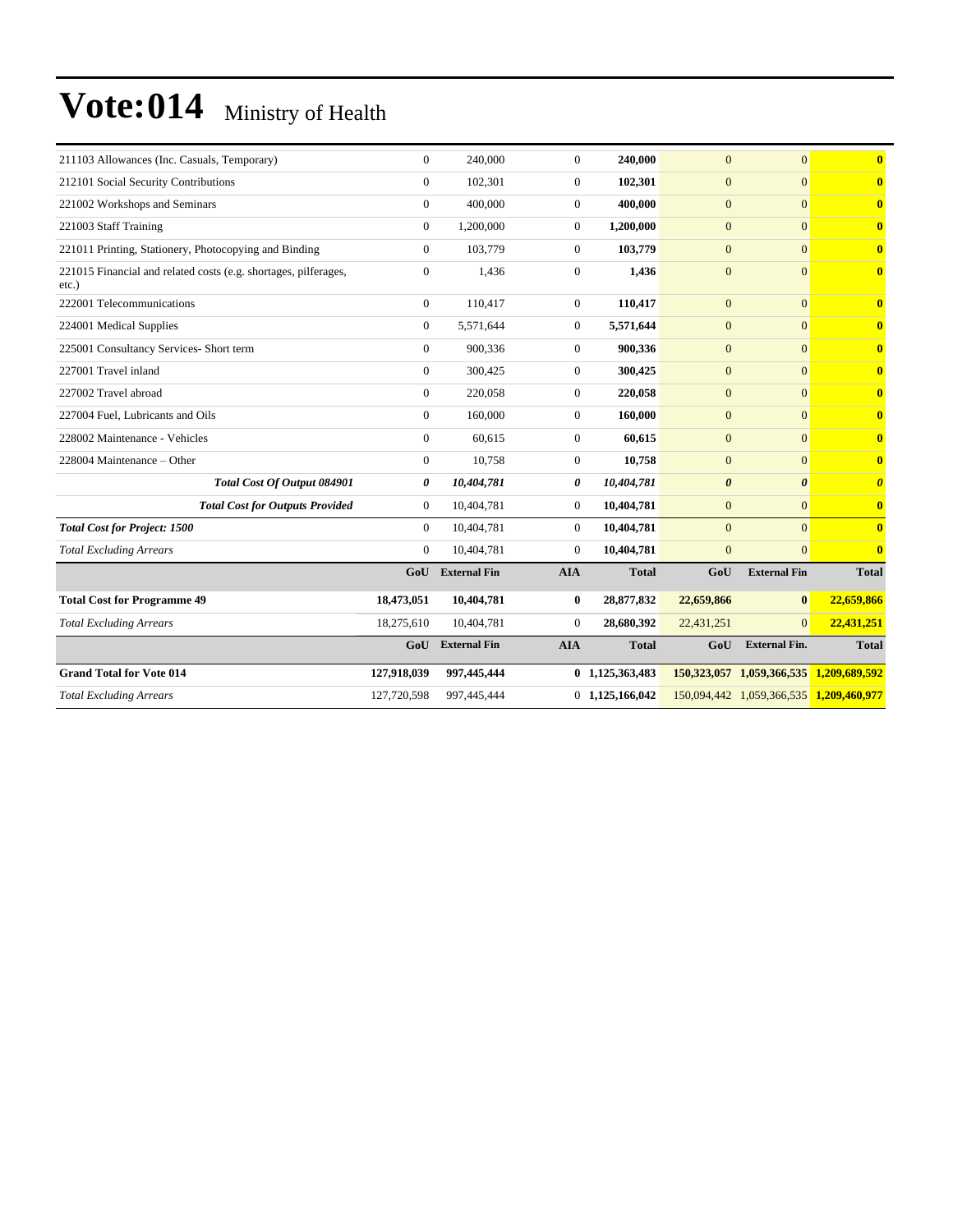# Vote:014 Ministry of Health

| | | | | | | | |
|---|---|---|---|---|---|---|---|
| 211103 Allowances (Inc. Casuals, Temporary) | 0 | 240,000 | 0 | **240,000** | 0 | 0 | **0** |
| 212101 Social Security Contributions | 0 | 102,301 | 0 | **102,301** | 0 | 0 | **0** |
| 221002 Workshops and Seminars | 0 | 400,000 | 0 | **400,000** | 0 | 0 | **0** |
| 221003 Staff Training | 0 | 1,200,000 | 0 | **1,200,000** | 0 | 0 | **0** |
| 221011 Printing, Stationery, Photocopying and Binding | 0 | 103,779 | 0 | **103,779** | 0 | 0 | **0** |
| 221015 Financial and related costs (e.g. shortages, pilferages, etc.) | 0 | 1,436 | 0 | **1,436** | 0 | 0 | **0** |
| 222001 Telecommunications | 0 | 110,417 | 0 | **110,417** | 0 | 0 | **0** |
| 224001 Medical Supplies | 0 | 5,571,644 | 0 | **5,571,644** | 0 | 0 | **0** |
| 225001 Consultancy Services- Short term | 0 | 900,336 | 0 | **900,336** | 0 | 0 | **0** |
| 227001 Travel inland | 0 | 300,425 | 0 | **300,425** | 0 | 0 | **0** |
| 227002 Travel abroad | 0 | 220,058 | 0 | **220,058** | 0 | 0 | **0** |
| 227004 Fuel, Lubricants and Oils | 0 | 160,000 | 0 | **160,000** | 0 | 0 | **0** |
| 228002 Maintenance - Vehicles | 0 | 60,615 | 0 | **60,615** | 0 | 0 | **0** |
| 228004 Maintenance – Other | 0 | 10,758 | 0 | **10,758** | 0 | 0 | **0** |
| ***Total Cost Of Output 084901*** | ***0*** | ***10,404,781*** | ***0*** | ***10,404,781*** | ***0*** | ***0*** | ***0*** |
| ***Total Cost for Outputs Provided*** | 0 | 10,404,781 | 0 | **10,404,781** | 0 | 0 | **0** |
| ***Total Cost for Project: 1500*** | 0 | 10,404,781 | 0 | **10,404,781** | 0 | 0 | **0** |
| *Total Excluding Arrears* | 0 | 10,404,781 | 0 | **10,404,781** | 0 | 0 | **0** |
| | **GoU** | **External Fin** | **AIA** | **Total** | **GoU** | **External Fin** | **Total** |
| **Total Cost for Programme 49** | **18,473,051** | **10,404,781** | **0** | **28,877,832** | **22,659,866** | **0** | **22,659,866** |
| *Total Excluding Arrears* | 18,275,610 | 10,404,781 | 0 | **28,680,392** | 22,431,251 | 0 | **22,431,251** |
| | **GoU** | **External Fin** | **AIA** | **Total** | **GoU** | **External Fin.** | **Total** |
| **Grand Total for Vote 014** | **127,918,039** | **997,445,444** | **0** | **1,125,363,483** | **150,323,057** | **1,059,366,535** | **1,209,689,592** |
| *Total Excluding Arrears* | 127,720,598 | 997,445,444 | 0 | **1,125,166,042** | 150,094,442 | 1,059,366,535 | **1,209,460,977** |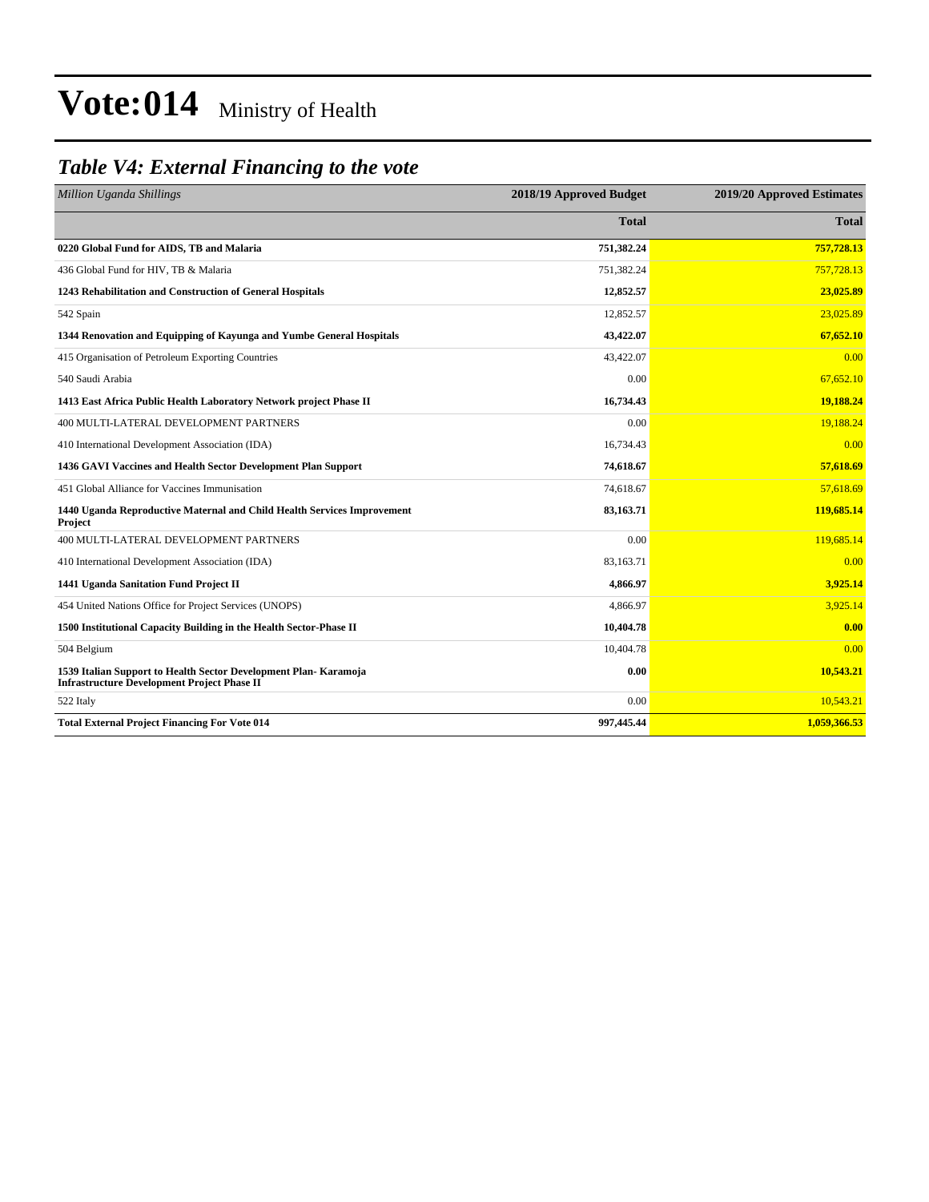# Vote:014 Ministry of Health

## *Table V4: External Financing to the vote*

| *Million Uganda Shillings* | 2018/19 Approved Budget | 2019/20 Approved Estimates |
|---|---|---|
| | **Total** | **Total** |
| **0220 Global Fund for AIDS, TB and Malaria** | **751,382.24** | **757,728.13** |
| 436 Global Fund for HIV, TB & Malaria | 751,382.24 | 757,728.13 |
| **1243 Rehabilitation and Construction of General Hospitals** | **12,852.57** | **23,025.89** |
| 542 Spain | 12,852.57 | 23,025.89 |
| **1344 Renovation and Equipping of Kayunga and Yumbe General Hospitals** | **43,422.07** | **67,652.10** |
| 415 Organisation of Petroleum Exporting Countries | 43,422.07 | 0.00 |
| 540 Saudi Arabia | 0.00 | 67,652.10 |
| **1413 East Africa Public Health Laboratory Network project Phase II** | **16,734.43** | **19,188.24** |
| 400 MULTI-LATERAL DEVELOPMENT PARTNERS | 0.00 | 19,188.24 |
| 410 International Development Association (IDA) | 16,734.43 | 0.00 |
| **1436 GAVI Vaccines and Health Sector Development Plan Support** | **74,618.67** | **57,618.69** |
| 451 Global Alliance for Vaccines Immunisation | 74,618.67 | 57,618.69 |
| **1440 Uganda Reproductive Maternal and Child Health Services Improvement Project** | **83,163.71** | **119,685.14** |
| 400 MULTI-LATERAL DEVELOPMENT PARTNERS | 0.00 | 119,685.14 |
| 410 International Development Association (IDA) | 83,163.71 | 0.00 |
| **1441 Uganda Sanitation Fund Project II** | **4,866.97** | **3,925.14** |
| 454 United Nations Office for Project Services (UNOPS) | 4,866.97 | 3,925.14 |
| **1500 Institutional Capacity Building in the Health Sector-Phase II** | **10,404.78** | **0.00** |
| 504 Belgium | 10,404.78 | 0.00 |
| **1539 Italian Support to Health Sector Development Plan- Karamoja Infrastructure Development Project Phase II** | **0.00** | **10,543.21** |
| 522 Italy | 0.00 | 10,543.21 |
| **Total External Project Financing For Vote 014** | **997,445.44** | **1,059,366.53** |